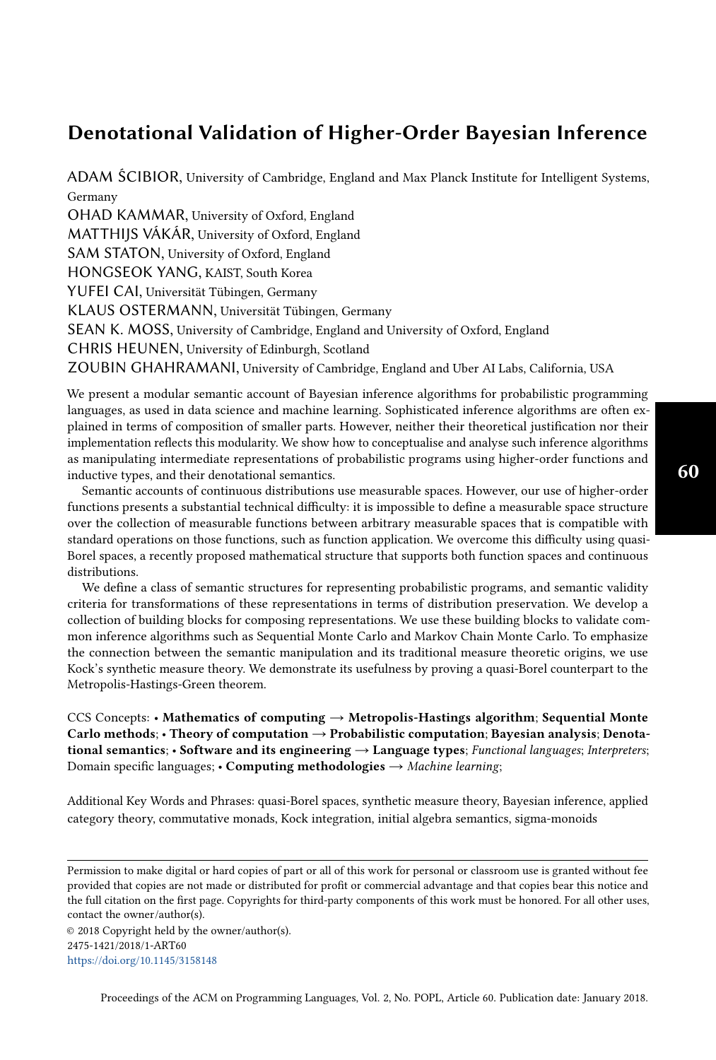# Denotational Validation of Higher-Order Bayesian Inference

ADAM ŚCIBIOR, University of Cambridge, England and Max Planck Institute for Intelligent Systems, Germany
OHAD KAMMAR, University of Oxford, England
MATTHIJS VÁKÁR, University of Oxford, England
SAM STATON, University of Oxford, England
HONGSEOK YANG, KAIST, South Korea
YUFEI CAI, Universität Tübingen, Germany
KLAUS OSTERMANN, Universität Tübingen, Germany
SEAN K. MOSS, University of Cambridge, England and University of Oxford, England
CHRIS HEUNEN, University of Edinburgh, Scotland
ZOUBIN GHAHRAMANI, University of Cambridge, England and Uber AI Labs, California, USA

We present a modular semantic account of Bayesian inference algorithms for probabilistic programming languages, as used in data science and machine learning. Sophisticated inference algorithms are often explained in terms of composition of smaller parts. However, neither their theoretical justification nor their implementation reflects this modularity. We show how to conceptualise and analyse such inference algorithms as manipulating intermediate representations of probabilistic programs using higher-order functions and inductive types, and their denotational semantics.

Semantic accounts of continuous distributions use measurable spaces. However, our use of higher-order functions presents a substantial technical difficulty: it is impossible to define a measurable space structure over the collection of measurable functions between arbitrary measurable spaces that is compatible with standard operations on those functions, such as function application. We overcome this difficulty using quasi-Borel spaces, a recently proposed mathematical structure that supports both function spaces and continuous distributions.

We define a class of semantic structures for representing probabilistic programs, and semantic validity criteria for transformations of these representations in terms of distribution preservation. We develop a collection of building blocks for composing representations. We use these building blocks to validate common inference algorithms such as Sequential Monte Carlo and Markov Chain Monte Carlo. To emphasize the connection between the semantic manipulation and its traditional measure theoretic origins, we use Kock's synthetic measure theory. We demonstrate its usefulness by proving a quasi-Borel counterpart to the Metropolis-Hastings-Green theorem.

CCS Concepts: • **Mathematics of computing → Metropolis-Hastings algorithm**; **Sequential Monte Carlo methods**; • **Theory of computation → Probabilistic computation**; **Bayesian analysis**; **Denotational semantics**; • **Software and its engineering → Language types**; *Functional languages*; *Interpreters*; Domain specific languages; • **Computing methodologies →** *Machine learning*;

Additional Key Words and Phrases: quasi-Borel spaces, synthetic measure theory, Bayesian inference, applied category theory, commutative monads, Kock integration, initial algebra semantics, sigma-monoids

---

Permission to make digital or hard copies of part or all of this work for personal or classroom use is granted without fee provided that copies are not made or distributed for profit or commercial advantage and that copies bear this notice and the full citation on the first page. Copyrights for third-party components of this work must be honored. For all other uses, contact the owner/author(s).

© 2018 Copyright held by the owner/author(s).
2475-1421/2018/1-ART60
https://doi.org/10.1145/3158148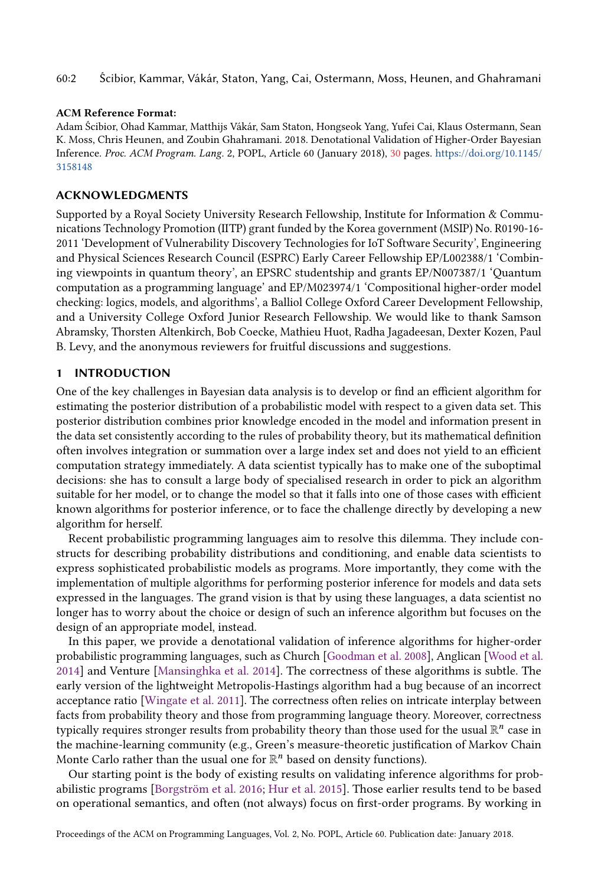**ACM Reference Format:**

Adam Ścibior, Ohad Kammar, Matthijs Vákár, Sam Staton, Hongseok Yang, Yufei Cai, Klaus Ostermann, Sean K. Moss, Chris Heunen, and Zoubin Ghahramani. 2018. Denotational Validation of Higher-Order Bayesian Inference. *Proc. ACM Program. Lang.* 2, POPL, Article 60 (January 2018), 30 pages. https://doi.org/10.1145/3158148

## ACKNOWLEDGMENTS

Supported by a Royal Society University Research Fellowship, Institute for Information & Communications Technology Promotion (IITP) grant funded by the Korea government (MSIP) No. R0190-16-2011 'Development of Vulnerability Discovery Technologies for IoT Software Security', Engineering and Physical Sciences Research Council (ESPRC) Early Career Fellowship EP/L002388/1 'Combining viewpoints in quantum theory', an EPSRC studentship and grants EP/N007387/1 'Quantum computation as a programming language' and EP/M023974/1 'Compositional higher-order model checking: logics, models, and algorithms', a Balliol College Oxford Career Development Fellowship, and a University College Oxford Junior Research Fellowship. We would like to thank Samson Abramsky, Thorsten Altenkirch, Bob Coecke, Mathieu Huot, Radha Jagadeesan, Dexter Kozen, Paul B. Levy, and the anonymous reviewers for fruitful discussions and suggestions.

## 1 INTRODUCTION

One of the key challenges in Bayesian data analysis is to develop or find an efficient algorithm for estimating the posterior distribution of a probabilistic model with respect to a given data set. This posterior distribution combines prior knowledge encoded in the model and information present in the data set consistently according to the rules of probability theory, but its mathematical definition often involves integration or summation over a large index set and does not yield to an efficient computation strategy immediately. A data scientist typically has to make one of the suboptimal decisions: she has to consult a large body of specialised research in order to pick an algorithm suitable for her model, or to change the model so that it falls into one of those cases with efficient known algorithms for posterior inference, or to face the challenge directly by developing a new algorithm for herself.

Recent probabilistic programming languages aim to resolve this dilemma. They include constructs for describing probability distributions and conditioning, and enable data scientists to express sophisticated probabilistic models as programs. More importantly, they come with the implementation of multiple algorithms for performing posterior inference for models and data sets expressed in the languages. The grand vision is that by using these languages, a data scientist no longer has to worry about the choice or design of such an inference algorithm but focuses on the design of an appropriate model, instead.

In this paper, we provide a denotational validation of inference algorithms for higher-order probabilistic programming languages, such as Church [Goodman et al. 2008], Anglican [Wood et al. 2014] and Venture [Mansinghka et al. 2014]. The correctness of these algorithms is subtle. The early version of the lightweight Metropolis-Hastings algorithm had a bug because of an incorrect acceptance ratio [Wingate et al. 2011]. The correctness often relies on intricate interplay between facts from probability theory and those from programming language theory. Moreover, correctness typically requires stronger results from probability theory than those used for the usual $\mathbb{R}^n$ case in the machine-learning community (e.g., Green's measure-theoretic justification of Markov Chain Monte Carlo rather than the usual one for $\mathbb{R}^n$ based on density functions).

Our starting point is the body of existing results on validating inference algorithms for probabilistic programs [Borgström et al. 2016; Hur et al. 2015]. Those earlier results tend to be based on operational semantics, and often (not always) focus on first-order programs. By working in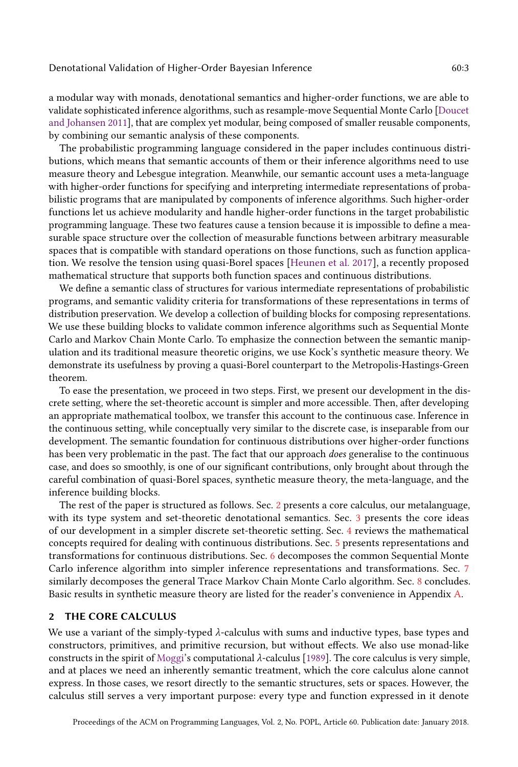a modular way with monads, denotational semantics and higher-order functions, we are able to validate sophisticated inference algorithms, such as resample-move Sequential Monte Carlo [Doucet and Johansen 2011], that are complex yet modular, being composed of smaller reusable components, by combining our semantic analysis of these components.

The probabilistic programming language considered in the paper includes continuous distributions, which means that semantic accounts of them or their inference algorithms need to use measure theory and Lebesgue integration. Meanwhile, our semantic account uses a meta-language with higher-order functions for specifying and interpreting intermediate representations of probabilistic programs that are manipulated by components of inference algorithms. Such higher-order functions let us achieve modularity and handle higher-order functions in the target probabilistic programming language. These two features cause a tension because it is impossible to define a measurable space structure over the collection of measurable functions between arbitrary measurable spaces that is compatible with standard operations on those functions, such as function application. We resolve the tension using quasi-Borel spaces [Heunen et al. 2017], a recently proposed mathematical structure that supports both function spaces and continuous distributions.

We define a semantic class of structures for various intermediate representations of probabilistic programs, and semantic validity criteria for transformations of these representations in terms of distribution preservation. We develop a collection of building blocks for composing representations. We use these building blocks to validate common inference algorithms such as Sequential Monte Carlo and Markov Chain Monte Carlo. To emphasize the connection between the semantic manipulation and its traditional measure theoretic origins, we use Kock's synthetic measure theory. We demonstrate its usefulness by proving a quasi-Borel counterpart to the Metropolis-Hastings-Green theorem.

To ease the presentation, we proceed in two steps. First, we present our development in the discrete setting, where the set-theoretic account is simpler and more accessible. Then, after developing an appropriate mathematical toolbox, we transfer this account to the continuous case. Inference in the continuous setting, while conceptually very similar to the discrete case, is inseparable from our development. The semantic foundation for continuous distributions over higher-order functions has been very problematic in the past. The fact that our approach *does* generalise to the continuous case, and does so smoothly, is one of our significant contributions, only brought about through the careful combination of quasi-Borel spaces, synthetic measure theory, the meta-language, and the inference building blocks.

The rest of the paper is structured as follows. Sec. 2 presents a core calculus, our metalanguage, with its type system and set-theoretic denotational semantics. Sec. 3 presents the core ideas of our development in a simpler discrete set-theoretic setting. Sec. 4 reviews the mathematical concepts required for dealing with continuous distributions. Sec. 5 presents representations and transformations for continuous distributions. Sec. 6 decomposes the common Sequential Monte Carlo inference algorithm into simpler inference representations and transformations. Sec. 7 similarly decomposes the general Trace Markov Chain Monte Carlo algorithm. Sec. 8 concludes. Basic results in synthetic measure theory are listed for the reader's convenience in Appendix A.

## 2 THE CORE CALCULUS

We use a variant of the simply-typed $\lambda$-calculus with sums and inductive types, base types and constructors, primitives, and primitive recursion, but without effects. We also use monad-like constructs in the spirit of Moggi's computational $\lambda$-calculus [1989]. The core calculus is very simple, and at places we need an inherently semantic treatment, which the core calculus alone cannot express. In those cases, we resort directly to the semantic structures, sets or spaces. However, the calculus still serves a very important purpose: every type and function expressed in it denote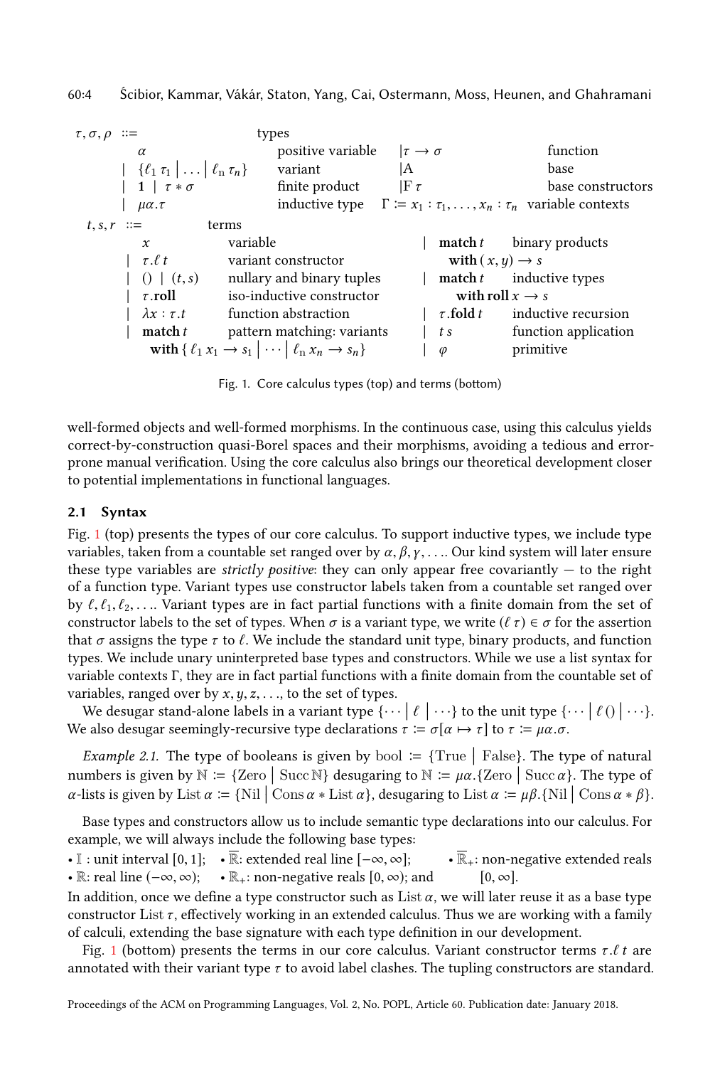$$
\begin{array}{llllll}
\tau, \sigma, \rho & ::= & & \text{types} & & \\
& & \alpha & \text{positive variable} & \mid \tau \to \sigma & \text{function} \\
& \mid & \{\ell_1\, \tau_1 \mid \ldots \mid \ell_n\, \tau_n\} & \text{variant} & \mid \mathrm{A} & \text{base} \\
& \mid & \mathbb{1} \mid \tau * \sigma & \text{finite product} & \mid \mathrm{F}\, \tau & \text{base constructors} \\
& \mid & \mu\alpha.\tau & \text{inductive type} & \Gamma \coloneqq x_1 : \tau_1, \ldots, x_n : \tau_n & \text{variable contexts}
\end{array}
$$

$$
\begin{array}{llllll}
t, s, r & ::= & & \text{terms} & & \\
& & x & \text{variable} & \mid \mathbf{match}\, t\ \mathbf{with}\, (x, y) \to s & \text{binary products} \\
& \mid & \tau.\ell\, t & \text{variant constructor} & & \\
& \mid & () \mid (t, s) & \text{nullary and binary tuples} & \mid \mathbf{match}\, t\ \mathbf{with\ roll}\, x \to s & \text{inductive types} \\
& \mid & \tau.\mathbf{roll} & \text{iso-inductive constructor} & & \\
& \mid & \lambda x : \tau.t & \text{function abstraction} & \mid \tau.\mathbf{fold}\, t & \text{inductive recursion} \\
& \mid & \mathbf{match}\, t\ \mathbf{with}\, \{\ell_1\, x_1 \to s_1 \mid \cdots \mid \ell_n\, x_n \to s_n\} & \text{pattern matching: variants} & \mid t\, s & \text{function application} \\
& & & & \mid \varphi & \text{primitive}
\end{array}
$$

Fig. 1. Core calculus types (top) and terms (bottom)

well-formed objects and well-formed morphisms. In the continuous case, using this calculus yields correct-by-construction quasi-Borel spaces and their morphisms, avoiding a tedious and error-prone manual verification. Using the core calculus also brings our theoretical development closer to potential implementations in functional languages.

## 2.1 Syntax

Fig. 1 (top) presents the types of our core calculus. To support inductive types, we include type variables, taken from a countable set ranged over by $\alpha, \beta, \gamma, \ldots$. Our kind system will later ensure these type variables are *strictly positive*: they can only appear free covariantly — to the right of a function type. Variant types use constructor labels taken from a countable set ranged over by $\ell, \ell_1, \ell_2, \ldots$. Variant types are in fact partial functions with a finite domain from the set of constructor labels to the set of types. When $\sigma$ is a variant type, we write $(\ell\ \tau) \in \sigma$ for the assertion that $\sigma$ assigns the type $\tau$ to $\ell$. We include the standard unit type, binary products, and function types. We include unary uninterpreted base types and constructors. While we use a list syntax for variable contexts $\Gamma$, they are in fact partial functions with a finite domain from the countable set of variables, ranged over by $x, y, z, \ldots$, to the set of types.

We desugar stand-alone labels in a variant type $\{\cdots \mid \ell \mid \cdots\}$ to the unit type $\{\cdots \mid \ell\, () \mid \cdots\}$. We also desugar seemingly-recursive type declarations $\tau \coloneqq \sigma[\alpha \mapsto \tau]$ to $\tau \coloneqq \mu\alpha.\sigma$.

*Example 2.1.* The type of booleans is given by $\mathrm{bool} \coloneqq \{\mathrm{True} \mid \mathrm{False}\}$. The type of natural numbers is given by $\mathbb{N} \coloneqq \{\mathrm{Zero} \mid \mathrm{Succ}\, \mathbb{N}\}$ desugaring to $\mathbb{N} \coloneqq \mu\alpha.\{\mathrm{Zero} \mid \mathrm{Succ}\, \alpha\}$. The type of $\alpha$-lists is given by $\mathrm{List}\, \alpha \coloneqq \{\mathrm{Nil} \mid \mathrm{Cons}\, \alpha * \mathrm{List}\, \alpha\}$, desugaring to $\mathrm{List}\, \alpha \coloneqq \mu\beta.\{\mathrm{Nil} \mid \mathrm{Cons}\, \alpha * \beta\}$.

Base types and constructors allow us to include semantic type declarations into our calculus. For example, we will always include the following base types:

- $\mathbb{I}$ : unit interval $[0, 1]$;
- $\overline{\mathbb{R}}$: extended real line $[-\infty, \infty]$;
- $\overline{\mathbb{R}}_+$: non-negative extended reals $[0, \infty]$.
- $\mathbb{R}$: real line $(-\infty, \infty)$;
- $\mathbb{R}_+$: non-negative reals $[0, \infty)$; and

In addition, once we define a type constructor such as $\mathrm{List}\, \alpha$, we will later reuse it as a base type constructor $\mathrm{List}\, \tau$, effectively working in an extended calculus. Thus we are working with a family of calculi, extending the base signature with each type definition in our development.

Fig. 1 (bottom) presents the terms in our core calculus. Variant constructor terms $\tau.\ell\, t$ are annotated with their variant type $\tau$ to avoid label clashes. The tupling constructors are standard.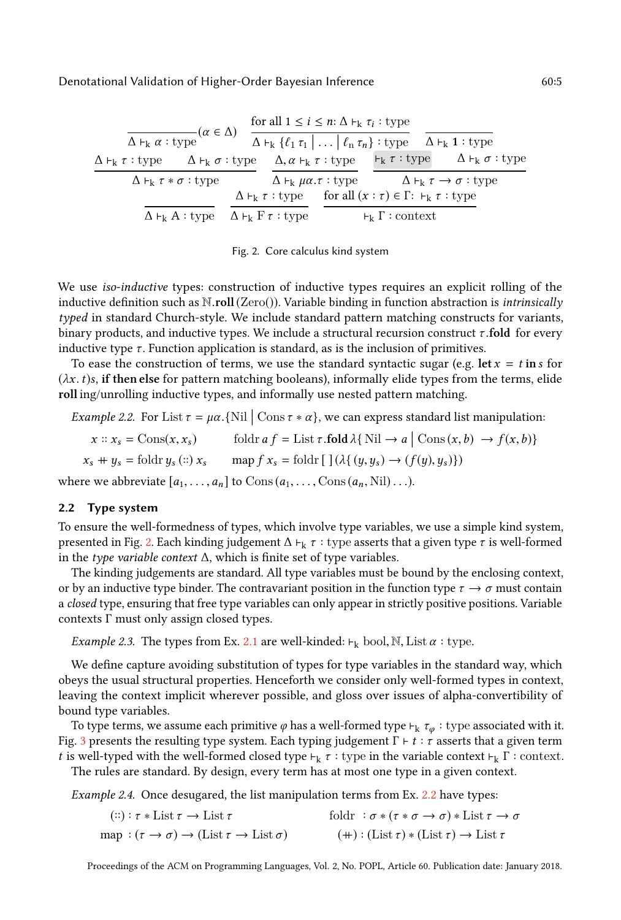$$\frac{}{\Delta \vdash_k \alpha : \text{type}}(\alpha \in \Delta) \qquad \frac{\text{for all } 1 \le i \le n\text{: } \Delta \vdash_k \tau_i : \text{type}}{\Delta \vdash_k \{\ell_1\, \tau_1 \,\big|\, \ldots \,\big|\, \ell_n\, \tau_n\} : \text{type}} \qquad \frac{}{\Delta \vdash_k \mathbf{1} : \text{type}}$$

$$\frac{\Delta \vdash_k \tau : \text{type} \qquad \Delta \vdash_k \sigma : \text{type}}{\Delta \vdash_k \tau * \sigma : \text{type}} \qquad \frac{\Delta, \alpha \vdash_k \tau : \text{type}}{\Delta \vdash_k \mu\alpha.\tau : \text{type}} \qquad \frac{\vdash_k \tau : \text{type} \qquad \Delta \vdash_k \sigma : \text{type}}{\Delta \vdash_k \tau \to \sigma : \text{type}}$$

$$\frac{}{\Delta \vdash_k \mathrm{A} : \text{type}} \qquad \frac{\Delta \vdash_k \tau : \text{type}}{\Delta \vdash_k \mathrm{F}\, \tau : \text{type}} \qquad \frac{\text{for all } (x : \tau) \in \Gamma\text{: } \vdash_k \tau : \text{type}}{\vdash_k \Gamma : \text{context}}$$

Fig. 2. Core calculus kind system

We use *iso-inductive* types: construction of inductive types requires an explicit rolling of the inductive definition such as $\mathbb{N}.\mathbf{roll}\,(\mathrm{Zero}())$. Variable binding in function abstraction is *intrinsically typed* in standard Church-style. We include standard pattern matching constructs for variants, binary products, and inductive types. We include a structural recursion construct $\tau.\mathbf{fold}$ for every inductive type $\tau$. Function application is standard, as is the inclusion of primitives.

To ease the construction of terms, we use the standard syntactic sugar (e.g. $\mathbf{let}\, x = t \,\mathbf{in}\, s$ for $(\lambda x.\, t)s$, **if then else** for pattern matching booleans), informally elide types from the terms, elide **roll** ing/unrolling inductive types, and informally use nested pattern matching.

*Example 2.2.* For $\mathrm{List}\,\tau = \mu\alpha.\{\mathrm{Nil} \,\big|\, \mathrm{Cons}\,\tau * \alpha\}$, we can express standard list manipulation:

$$x :: x_s = \mathrm{Cons}(x, x_s) \qquad \mathrm{foldr}\, a\, f = \mathrm{List}\,\tau.\mathbf{fold}\,\lambda\{\,\mathrm{Nil} \to a \,\big|\, \mathrm{Cons}\,(x, b) \;\to f(x, b)\}$$

$$x_s +\!\!\!+\, y_s = \mathrm{foldr}\, y_s\, (::)\, x_s \qquad \mathrm{map}\, f\, x_s = \mathrm{foldr}\,[\,]\,(\lambda\{\,(y, y_s) \to (f(y), y_s)\})$$

where we abbreviate $[a_1, \ldots, a_n]$ to $\mathrm{Cons}\,(a_1, \ldots, \mathrm{Cons}\,(a_n, \mathrm{Nil})\ldots)$.

## 2.2 Type system

To ensure the well-formedness of types, which involve type variables, we use a simple kind system, presented in Fig. 2. Each kinding judgement $\Delta \vdash_k \tau : \text{type}$ asserts that a given type $\tau$ is well-formed in the *type variable context* $\Delta$, which is finite set of type variables.

The kinding judgements are standard. All type variables must be bound by the enclosing context, or by an inductive type binder. The contravariant position in the function type $\tau \to \sigma$ must contain a *closed* type, ensuring that free type variables can only appear in strictly positive positions. Variable contexts $\Gamma$ must only assign closed types.

*Example 2.3.* The types from Ex. 2.1 are well-kinded: $\vdash_k \mathrm{bool}, \mathbb{N}, \mathrm{List}\,\alpha : \text{type}$.

We define capture avoiding substitution of types for type variables in the standard way, which obeys the usual structural properties. Henceforth we consider only well-formed types in context, leaving the context implicit wherever possible, and gloss over issues of alpha-convertibility of bound type variables.

To type terms, we assume each primitive $\varphi$ has a well-formed type $\vdash_k \tau_\varphi : \text{type}$ associated with it. Fig. 3 presents the resulting type system. Each typing judgement $\Gamma \vdash t : \tau$ asserts that a given term $t$ is well-typed with the well-formed closed type $\vdash_k \tau : \text{type}$ in the variable context $\vdash_k \Gamma : \text{context}$.

The rules are standard. By design, every term has at most one type in a given context.

*Example 2.4.* Once desugared, the list manipulation terms from Ex. 2.2 have types:

$$(::) : \tau * \mathrm{List}\,\tau \to \mathrm{List}\,\tau \qquad \mathrm{foldr} \;: \sigma * (\tau * \sigma \to \sigma) * \mathrm{List}\,\tau \to \sigma$$

$$\mathrm{map} \;: (\tau \to \sigma) \to (\mathrm{List}\,\tau \to \mathrm{List}\,\sigma) \qquad (+\!\!\!+) : (\mathrm{List}\,\tau) * (\mathrm{List}\,\tau) \to \mathrm{List}\,\tau$$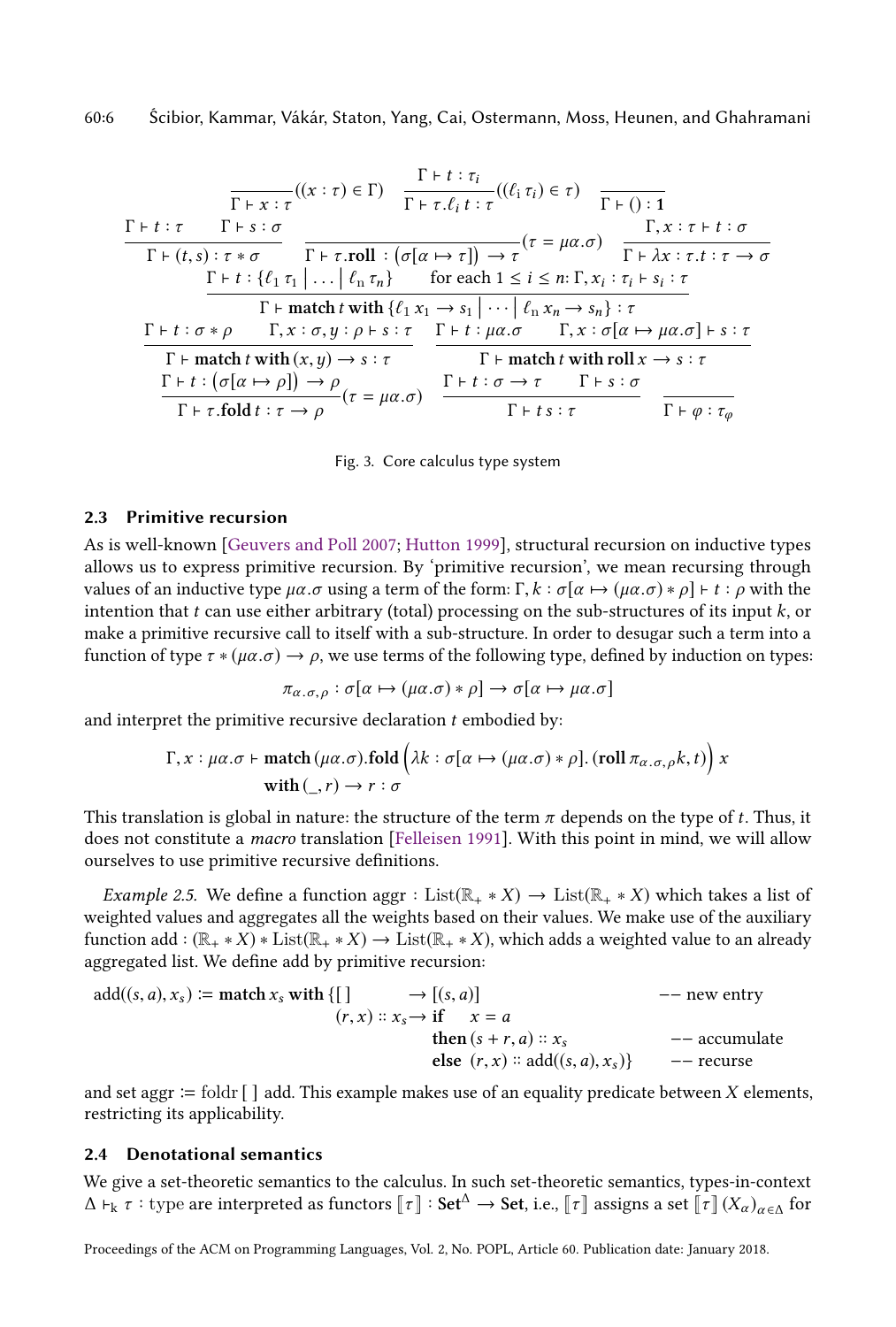$$\frac{}{\Gamma \vdash x : \tau}((x:\tau) \in \Gamma) \qquad \frac{\Gamma \vdash t : \tau_i}{\Gamma \vdash \tau.\ell_i\, t : \tau}((\ell_i\, \tau_i) \in \tau) \qquad \frac{}{\Gamma \vdash () : \mathbf{1}}$$

$$\frac{\Gamma \vdash t : \tau \qquad \Gamma \vdash s : \sigma}{\Gamma \vdash (t, s) : \tau * \sigma} \qquad \frac{}{\Gamma \vdash \tau.\mathbf{roll} : (\sigma[\alpha \mapsto \tau]) \to \tau}(\tau = \mu\alpha.\sigma) \qquad \frac{\Gamma, x : \tau \vdash t : \sigma}{\Gamma \vdash \lambda x : \tau.t : \tau \to \sigma}$$

$$\frac{\Gamma \vdash t : \{\ell_1\, \tau_1 \mid \ldots \mid \ell_n\, \tau_n\} \qquad \text{for each } 1 \le i \le n\text{: } \Gamma, x_i : \tau_i \vdash s_i : \tau}{\Gamma \vdash \mathbf{match}\, t\, \mathbf{with}\, \{\ell_1\, x_1 \to s_1 \mid \cdots \mid \ell_n\, x_n \to s_n\} : \tau}$$

$$\frac{\Gamma \vdash t : \sigma * \rho \qquad \Gamma, x : \sigma, y : \rho \vdash s : \tau}{\Gamma \vdash \mathbf{match}\, t\, \mathbf{with}\, (x, y) \to s : \tau} \qquad \frac{\Gamma \vdash t : \mu\alpha.\sigma \qquad \Gamma, x : \sigma[\alpha \mapsto \mu\alpha.\sigma] \vdash s : \tau}{\Gamma \vdash \mathbf{match}\, t\, \mathbf{with}\, \mathbf{roll}\, x \to s : \tau}$$

$$\frac{\Gamma \vdash t : (\sigma[\alpha \mapsto \rho]) \to \rho}{\Gamma \vdash \tau.\mathbf{fold}\, t : \tau \to \rho}(\tau = \mu\alpha.\sigma) \qquad \frac{\Gamma \vdash t : \sigma \to \tau \qquad \Gamma \vdash s : \sigma}{\Gamma \vdash t\, s : \tau} \qquad \frac{}{\Gamma \vdash \varphi : \tau_\varphi}$$

Fig. 3. Core calculus type system

### 2.3 Primitive recursion

As is well-known [Geuvers and Poll 2007; Hutton 1999], structural recursion on inductive types allows us to express primitive recursion. By 'primitive recursion', we mean recursing through values of an inductive type $\mu\alpha.\sigma$ using a term of the form: $\Gamma, k : \sigma[\alpha \mapsto (\mu\alpha.\sigma) * \rho] \vdash t : \rho$ with the intention that $t$ can use either arbitrary (total) processing on the sub-structures of its input $k$, or make a primitive recursive call to itself with a sub-structure. In order to desugar such a term into a function of type $\tau * (\mu\alpha.\sigma) \to \rho$, we use terms of the following type, defined by induction on types:

$$\pi_{\alpha.\sigma,\rho} : \sigma[\alpha \mapsto (\mu\alpha.\sigma) * \rho] \to \sigma[\alpha \mapsto \mu\alpha.\sigma]$$

and interpret the primitive recursive declaration $t$ embodied by:

$$\begin{aligned}\Gamma, x : \mu\alpha.\sigma \vdash\ & \mathbf{match}\, (\mu\alpha.\sigma).\mathbf{fold}\left(\lambda k : \sigma[\alpha \mapsto (\mu\alpha.\sigma) * \rho].\, (\mathbf{roll}\, \pi_{\alpha.\sigma,\rho} k, t)\right) x \\ & \mathbf{with}\, (\_, r) \to r : \sigma\end{aligned}$$

This translation is global in nature: the structure of the term $\pi$ depends on the type of $t$. Thus, it does not constitute a *macro* translation [Felleisen 1991]. With this point in mind, we will allow ourselves to use primitive recursive definitions.

*Example 2.5.* We define a function $\text{aggr} : \text{List}(\mathbb{R}_+ * X) \to \text{List}(\mathbb{R}_+ * X)$ which takes a list of weighted values and aggregates all the weights based on their values. We make use of the auxiliary function $\text{add} : (\mathbb{R}_+ * X) * \text{List}(\mathbb{R}_+ * X) \to \text{List}(\mathbb{R}_+ * X)$, which adds a weighted value to an already aggregated list. We define add by primitive recursion:

$$\begin{aligned}\text{add}((s, a), x_s) := \mathbf{match}\, x_s\, \mathbf{with}\, \{[\,] &\to [(s, a)] && \text{-- new entry} \\ (r, x) :: x_s &\to \mathbf{if}\quad x = a \\ &\quad\ \ \mathbf{then}\, (s + r, a) :: x_s && \text{-- accumulate} \\ &\quad\ \ \mathbf{else}\ \ (r, x) :: \text{add}((s, a), x_s)\} && \text{-- recurse}\end{aligned}$$

and set $\text{aggr} := \text{foldr}\,[\,]\,\text{add}$. This example makes use of an equality predicate between $X$ elements, restricting its applicability.

### 2.4 Denotational semantics

We give a set-theoretic semantics to the calculus. In such set-theoretic semantics, types-in-context $\Delta \vdash_k \tau : \text{type}$ are interpreted as functors $[\![\tau]\!] : \mathbf{Set}^\Delta \to \mathbf{Set}$, i.e., $[\![\tau]\!]$ assigns a set $[\![\tau]\!]\,(X_\alpha)_{\alpha\in\Delta}$ for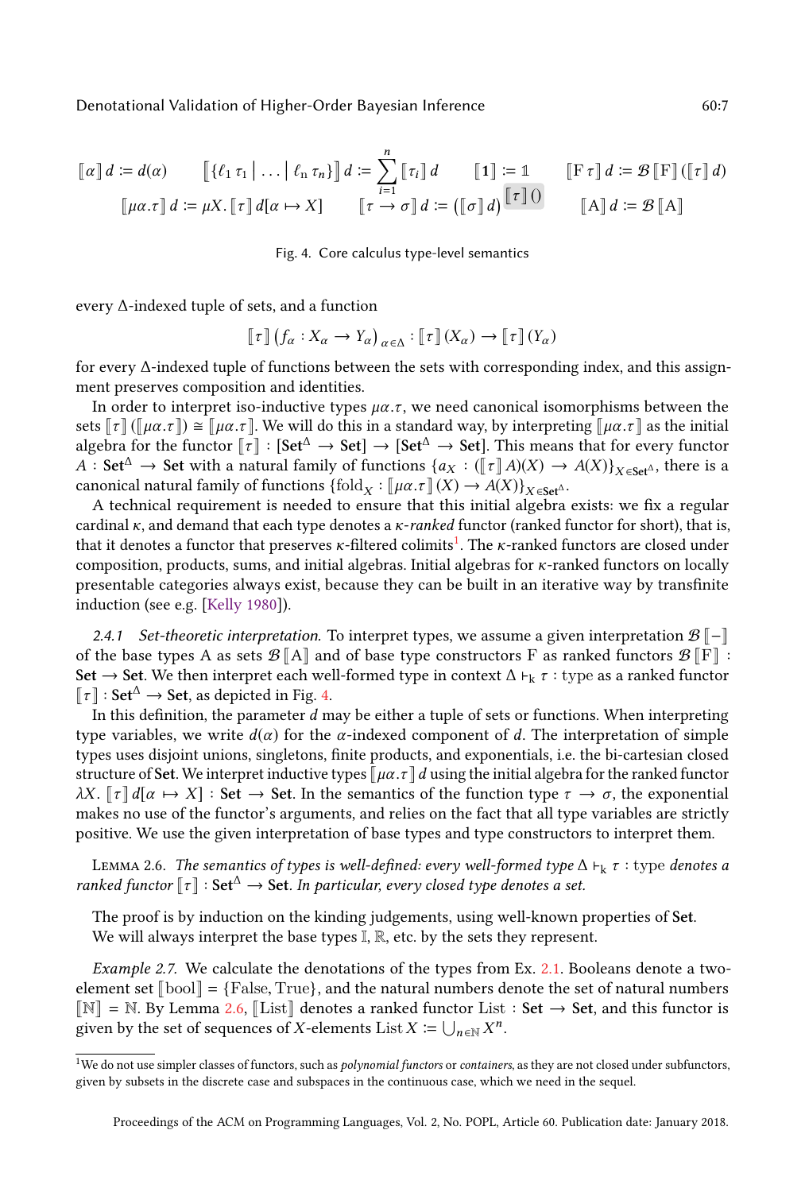$$\llbracket \alpha \rrbracket\, d := d(\alpha) \qquad \left\llbracket \{\ell_1\, \tau_1 \mid \ldots \mid \ell_n\, \tau_n\} \right\rrbracket d := \sum_{i=1}^{n} \llbracket \tau_i \rrbracket\, d \qquad \llbracket \mathbf{1} \rrbracket := \mathbb{1} \qquad \llbracket \mathrm{F}\, \tau \rrbracket\, d := \mathcal{B}\llbracket \mathrm{F} \rrbracket (\llbracket \tau \rrbracket\, d)$$

$$\llbracket \mu\alpha.\tau \rrbracket\, d := \mu X.\, \llbracket \tau \rrbracket\, d[\alpha \mapsto X] \qquad \llbracket \tau \to \sigma \rrbracket\, d := (\llbracket \sigma \rrbracket\, d)^{\llbracket \tau \rrbracket ()} \qquad \llbracket \mathrm{A} \rrbracket\, d := \mathcal{B}\llbracket \mathrm{A} \rrbracket$$

Fig. 4. Core calculus type-level semantics

every $\Delta$-indexed tuple of sets, and a function

$$\llbracket \tau \rrbracket \left(f_\alpha : X_\alpha \to Y_\alpha\right)_{\alpha \in \Delta} : \llbracket \tau \rrbracket (X_\alpha) \to \llbracket \tau \rrbracket (Y_\alpha)$$

for every $\Delta$-indexed tuple of functions between the sets with corresponding index, and this assignment preserves composition and identities.

In order to interpret iso-inductive types $\mu\alpha.\tau$, we need canonical isomorphisms between the sets $\llbracket \tau \rrbracket (\llbracket \mu\alpha.\tau \rrbracket) \cong \llbracket \mu\alpha.\tau \rrbracket$. We will do this in a standard way, by interpreting $\llbracket \mu\alpha.\tau \rrbracket$ as the initial algebra for the functor $\llbracket \tau \rrbracket : [\mathbf{Set}^\Delta \to \mathbf{Set}] \to [\mathbf{Set}^\Delta \to \mathbf{Set}]$. This means that for every functor $A : \mathbf{Set}^\Delta \to \mathbf{Set}$ with a natural family of functions $\{a_X : (\llbracket \tau \rrbracket A)(X) \to A(X)\}_{X \in \mathbf{Set}^\Delta}$, there is a canonical natural family of functions $\{\mathrm{fold}_X : \llbracket \mu\alpha.\tau \rrbracket (X) \to A(X)\}_{X \in \mathbf{Set}^\Delta}$.

A technical requirement is needed to ensure that this initial algebra exists: we fix a regular cardinal $\kappa$, and demand that each type denotes a *$\kappa$-ranked* functor (ranked functor for short), that is, that it denotes a functor that preserves $\kappa$-filtered colimits[1]. The $\kappa$-ranked functors are closed under composition, products, sums, and initial algebras. Initial algebras for $\kappa$-ranked functors on locally presentable categories always exist, because they can be built in an iterative way by transfinite induction (see e.g. [Kelly 1980]).

*2.4.1 Set-theoretic interpretation.* To interpret types, we assume a given interpretation $\mathcal{B}\llbracket - \rrbracket$ of the base types A as sets $\mathcal{B}\llbracket \mathrm{A} \rrbracket$ and of base type constructors F as ranked functors $\mathcal{B}\llbracket \mathrm{F} \rrbracket : \mathbf{Set} \to \mathbf{Set}$. We then interpret each well-formed type in context $\Delta \vdash_{\mathrm{k}} \tau : \mathrm{type}$ as a ranked functor $\llbracket \tau \rrbracket : \mathbf{Set}^\Delta \to \mathbf{Set}$, as depicted in Fig. 4.

In this definition, the parameter $d$ may be either a tuple of sets or functions. When interpreting type variables, we write $d(\alpha)$ for the $\alpha$-indexed component of $d$. The interpretation of simple types uses disjoint unions, singletons, finite products, and exponentials, i.e. the bi-cartesian closed structure of $\mathbf{Set}$. We interpret inductive types $\llbracket \mu\alpha.\tau \rrbracket\, d$ using the initial algebra for the ranked functor $\lambda X.\, \llbracket \tau \rrbracket\, d[\alpha \mapsto X] : \mathbf{Set} \to \mathbf{Set}$. In the semantics of the function type $\tau \to \sigma$, the exponential makes no use of the functor's arguments, and relies on the fact that all type variables are strictly positive. We use the given interpretation of base types and type constructors to interpret them.

Lemma 2.6. *The semantics of types is well-defined: every well-formed type $\Delta \vdash_{\mathrm{k}} \tau : \mathrm{type}$ denotes a ranked functor $\llbracket \tau \rrbracket : \mathbf{Set}^\Delta \to \mathbf{Set}$. In particular, every closed type denotes a set.*

The proof is by induction on the kinding judgements, using well-known properties of $\mathbf{Set}$.

We will always interpret the base types $\mathbb{I}$, $\mathbb{R}$, etc. by the sets they represent.

*Example 2.7.* We calculate the denotations of the types from Ex. 2.1. Booleans denote a two-element set $\llbracket \mathrm{bool} \rrbracket = \{\mathrm{False}, \mathrm{True}\}$, and the natural numbers denote the set of natural numbers $\llbracket \mathbb{N} \rrbracket = \mathbb{N}$. By Lemma 2.6, $\llbracket \mathrm{List} \rrbracket$ denotes a ranked functor $\mathrm{List} : \mathbf{Set} \to \mathbf{Set}$, and this functor is given by the set of sequences of $X$-elements $\mathrm{List}\, X := \bigcup_{n \in \mathbb{N}} X^n$.

[1] We do not use simpler classes of functors, such as *polynomial functors* or *containers*, as they are not closed under subfunctors, given by subsets in the discrete case and subspaces in the continuous case, which we need in the sequel.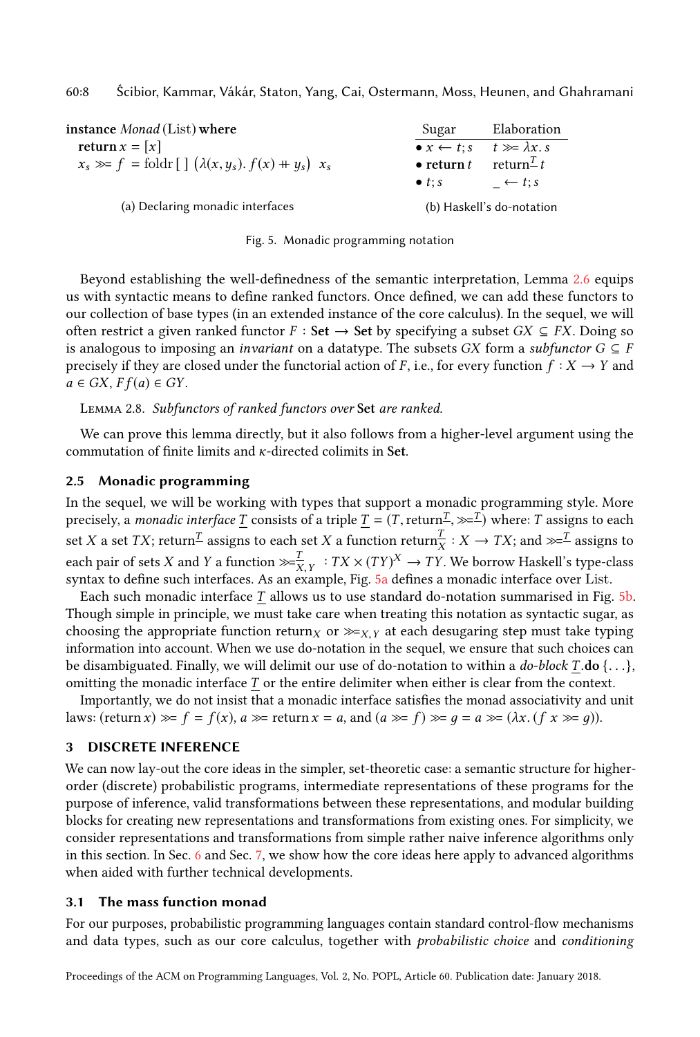```
instance Monad (List) where
  return x = [x]
  xs >>= f  = foldr [ ] (λ(x, ys). f(x) ++ ys)  xs
```

(a) Declaring monadic interfaces

| Sugar | Elaboration |
| --- | --- |
| • $x \leftarrow t; s$ | $t \gg\!= \lambda x.\, s$ |
| • **return** $t$ | $\text{return}^{\underline{T}}\, t$ |
| • $t; s$ | $\_ \leftarrow t; s$ |

(b) Haskell's do-notation

Fig. 5. Monadic programming notation

Beyond establishing the well-definedness of the semantic interpretation, Lemma 2.6 equips us with syntactic means to define ranked functors. Once defined, we can add these functors to our collection of base types (in an extended instance of the core calculus). In the sequel, we will often restrict a given ranked functor $F : \mathbf{Set} \to \mathbf{Set}$ by specifying a subset $GX \subseteq FX$. Doing so is analogous to imposing an *invariant* on a datatype. The subsets $GX$ form a *subfunctor* $G \subseteq F$ precisely if they are closed under the functorial action of $F$, i.e., for every function $f : X \to Y$ and $a \in GX$, $Ff(a) \in GY$.

Lemma 2.8. *Subfunctors of ranked functors over* **Set** *are ranked.*

We can prove this lemma directly, but it also follows from a higher-level argument using the commutation of finite limits and $\kappa$-directed colimits in **Set**.

### 2.5 Monadic programming

In the sequel, we will be working with types that support a monadic programming style. More precisely, a *monadic interface* $\underline{T}$ consists of a triple $\underline{T} = (T, \text{return}^{\underline{T}}, \gg\!=^{\underline{T}})$ where: $T$ assigns to each set $X$ a set $TX$; $\text{return}^{\underline{T}}$ assigns to each set $X$ a function $\text{return}^{\underline{T}}_X : X \to TX$; and $\gg\!=^{\underline{T}}$ assigns to each pair of sets $X$ and $Y$ a function $\gg\!=^{\underline{T}}_{X,Y} : TX \times (TY)^X \to TY$. We borrow Haskell's type-class syntax to define such interfaces. As an example, Fig. 5a defines a monadic interface over List.

Each such monadic interface $\underline{T}$ allows us to use standard do-notation summarised in Fig. 5b. Though simple in principle, we must take care when treating this notation as syntactic sugar, as choosing the appropriate function $\text{return}_X$ or $\gg\!=_{X,Y}$ at each desugaring step must take typing information into account. When we use do-notation in the sequel, we ensure that such choices can be disambiguated. Finally, we will delimit our use of do-notation to within a *do-block* $\underline{T}.\mathbf{do}\,\{\ldots\}$, omitting the monadic interface $\underline{T}$ or the entire delimiter when either is clear from the context.

Importantly, we do not insist that a monadic interface satisfies the monad associativity and unit laws: $(\text{return}\, x) \gg\!= f = f(x)$, $a \gg\!= \text{return}\, x = a$, and $(a \gg\!= f) \gg\!= g = a \gg\!= (\lambda x.\, (f\ x \gg\!= g))$.

## 3 DISCRETE INFERENCE

We can now lay-out the core ideas in the simpler, set-theoretic case: a semantic structure for higher-order (discrete) probabilistic programs, intermediate representations of these programs for the purpose of inference, valid transformations between these representations, and modular building blocks for creating new representations and transformations from existing ones. For simplicity, we consider representations and transformations from simple rather naive inference algorithms only in this section. In Sec. 6 and Sec. 7, we show how the core ideas here apply to advanced algorithms when aided with further technical developments.

### 3.1 The mass function monad

For our purposes, probabilistic programming languages contain standard control-flow mechanisms and data types, such as our core calculus, together with *probabilistic choice* and *conditioning*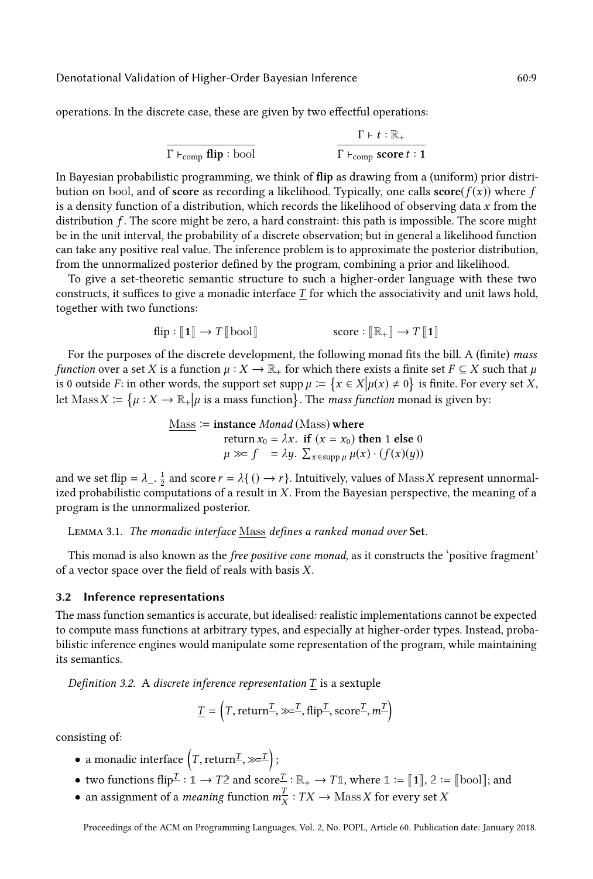operations. In the discrete case, these are given by two effectful operations:

$$\frac{}{\Gamma \vdash_{\text{comp}} \textbf{flip} : \text{bool}} \qquad \frac{\Gamma \vdash t : \mathbb{R}_+}{\Gamma \vdash_{\text{comp}} \textbf{score}\, t : \mathbf{1}}$$

In Bayesian probabilistic programming, we think of **flip** as drawing from a (uniform) prior distribution on bool, and of **score** as recording a likelihood. Typically, one calls $\textbf{score}(f(x))$ where $f$ is a density function of a distribution, which records the likelihood of observing data $x$ from the distribution $f$. The score might be zero, a hard constraint: this path is impossible. The score might be in the unit interval, the probability of a discrete observation; but in general a likelihood function can take any positive real value. The inference problem is to approximate the posterior distribution, from the unnormalized posterior defined by the program, combining a prior and likelihood.

To give a set-theoretic semantic structure to such a higher-order language with these two constructs, it suffices to give a monadic interface $\underline{T}$ for which the associativity and unit laws hold, together with two functions:

$$\text{flip} : [\![\mathbf{1}]\!] \to T\,[\![\text{bool}]\!] \qquad\qquad \text{score} : [\![\mathbb{R}_+]\!] \to T\,[\![\mathbf{1}]\!]$$

For the purposes of the discrete development, the following monad fits the bill. A (finite) *mass function* over a set $X$ is a function $\mu : X \to \mathbb{R}_+$ for which there exists a finite set $F \subseteq X$ such that $\mu$ is 0 outside $F$: in other words, the support set $\operatorname{supp}\mu := \{x \in X \mid \mu(x) \neq 0\}$ is finite. For every set $X$, let $\operatorname{Mass} X := \{\mu : X \to \mathbb{R}_+ \mid \mu \text{ is a mass function}\}$. The *mass function* monad is given by:

$$\begin{aligned}
\underline{\text{Mass}} := \textbf{instance } &\textit{Monad}\,(\text{Mass})\ \textbf{where}\\
&\text{return}\, x_0 = \lambda x.\ \textbf{if } (x = x_0) \textbf{ then } 1 \textbf{ else } 0\\
&\mu \gg\!= f \quad = \lambda y.\ \textstyle\sum_{x \in \operatorname{supp}\mu} \mu(x) \cdot (f(x)(y))
\end{aligned}$$

and we set $\text{flip} = \lambda\_.\ \frac{1}{2}$ and $\text{score}\, r = \lambda\{() \to r\}$. Intuitively, values of $\operatorname{Mass} X$ represent unnormalized probabilistic computations of a result in $X$. From the Bayesian perspective, the meaning of a program is the unnormalized posterior.

Lemma 3.1. *The monadic interface* $\underline{\text{Mass}}$ *defines a ranked monad over* **Set**.

This monad is also known as the *free positive cone monad*, as it constructs the 'positive fragment' of a vector space over the field of reals with basis $X$.

### 3.2 Inference representations

The mass function semantics is accurate, but idealised: realistic implementations cannot be expected to compute mass functions at arbitrary types, and especially at higher-order types. Instead, probabilistic inference engines would manipulate some representation of the program, while maintaining its semantics.

*Definition 3.2.* A *discrete inference representation* $\underline{T}$ is a sextuple

$$\underline{T} = \left(T, \text{return}^{\underline{T}}, \gg\!=^{\underline{T}}, \text{flip}^{\underline{T}}, \text{score}^{\underline{T}}, m^{\underline{T}}\right)$$

consisting of:

- a monadic interface $\left(T, \text{return}^{\underline{T}}, \gg\!=^{\underline{T}}\right)$;
- two functions $\text{flip}^{\underline{T}} : \mathbb{1} \to T\mathbb{2}$ and $\text{score}^{\underline{T}} : \mathbb{R}_+ \to T\mathbb{1}$, where $\mathbb{1} := [\![\mathbf{1}]\!]$, $\mathbb{2} := [\![\text{bool}]\!]$; and
- an assignment of a *meaning* function $m^{\underline{T}}_X : TX \to \operatorname{Mass} X$ for every set $X$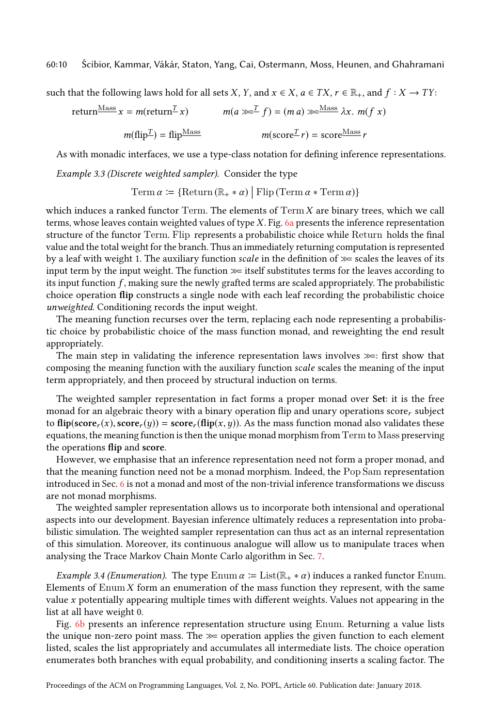such that the following laws hold for all sets $X$, $Y$, and $x \in X$, $a \in TX$, $r \in \mathbb{R}_+$, and $f : X \to TY$:

$$\text{return}^{\text{Mass}}\, x = m(\text{return}^{\mathcal{T}}\, x) \qquad m(a \gg\!=^{\mathcal{T}} f) = (m\, a) \gg\!=^{\text{Mass}} \lambda x.\ m(f\ x)$$

$$m(\text{flip}^{\mathcal{T}}) = \text{flip}^{\text{Mass}} \qquad m(\text{score}^{\mathcal{T}}\, r) = \text{score}^{\text{Mass}}\, r$$

As with monadic interfaces, we use a type-class notation for defining inference representations.

*Example 3.3 (Discrete weighted sampler).* Consider the type

$$\mathrm{Term}\,\alpha \coloneqq \{\mathrm{Return}\,(\mathbb{R}_+ * \alpha) \,\big|\, \mathrm{Flip}\,(\mathrm{Term}\,\alpha * \mathrm{Term}\,\alpha)\}$$

which induces a ranked functor Term. The elements of $\mathrm{Term}\,X$ are binary trees, which we call terms, whose leaves contain weighted values of type $X$. Fig. 6a presents the inference representation structure of the functor Term. Flip represents a probabilistic choice while Return holds the final value and the total weight for the branch. Thus an immediately returning computation is represented by a leaf with weight 1. The auxiliary function *scale* in the definition of $\gg\!=$ scales the leaves of its input term by the input weight. The function $\gg\!=$ itself substitutes terms for the leaves according to its input function $f$, making sure the newly grafted terms are scaled appropriately. The probabilistic choice operation **flip** constructs a single node with each leaf recording the probabilistic choice *unweighted*. Conditioning records the input weight.

The meaning function recurses over the term, replacing each node representing a probabilistic choice by probabilistic choice of the mass function monad, and reweighting the end result appropriately.

The main step in validating the inference representation laws involves $\gg\!=$: first show that composing the meaning function with the auxiliary function *scale* scales the meaning of the input term appropriately, and then proceed by structural induction on terms.

The weighted sampler representation in fact forms a proper monad over **Set**: it is the free monad for an algebraic theory with a binary operation flip and unary operations $\text{score}_r$ subject to $\textbf{flip}(\textbf{score}_r(x), \textbf{score}_r(y)) = \textbf{score}_r(\textbf{flip}(x, y))$. As the mass function monad also validates these equations, the meaning function is then the unique monad morphism from Term to Mass preserving the operations **flip** and **score**.

However, we emphasise that an inference representation need not form a proper monad, and that the meaning function need not be a monad morphism. Indeed, the Pop Sam representation introduced in Sec. 6 is not a monad and most of the non-trivial inference transformations we discuss are not monad morphisms.

The weighted sampler representation allows us to incorporate both intensional and operational aspects into our development. Bayesian inference ultimately reduces a representation into probabilistic simulation. The weighted sampler representation can thus act as an internal representation of this simulation. Moreover, its continuous analogue will allow us to manipulate traces when analysing the Trace Markov Chain Monte Carlo algorithm in Sec. 7.

*Example 3.4 (Enumeration).* The type $\mathrm{Enum}\,\alpha \coloneqq \mathrm{List}(\mathbb{R}_+ * \alpha)$ induces a ranked functor Enum. Elements of $\mathrm{Enum}\,X$ form an enumeration of the mass function they represent, with the same value $x$ potentially appearing multiple times with different weights. Values not appearing in the list at all have weight 0.

Fig. 6b presents an inference representation structure using Enum. Returning a value lists the unique non-zero point mass. The $\gg\!=$ operation applies the given function to each element listed, scales the list appropriately and accumulates all intermediate lists. The choice operation enumerates both branches with equal probability, and conditioning inserts a scaling factor. The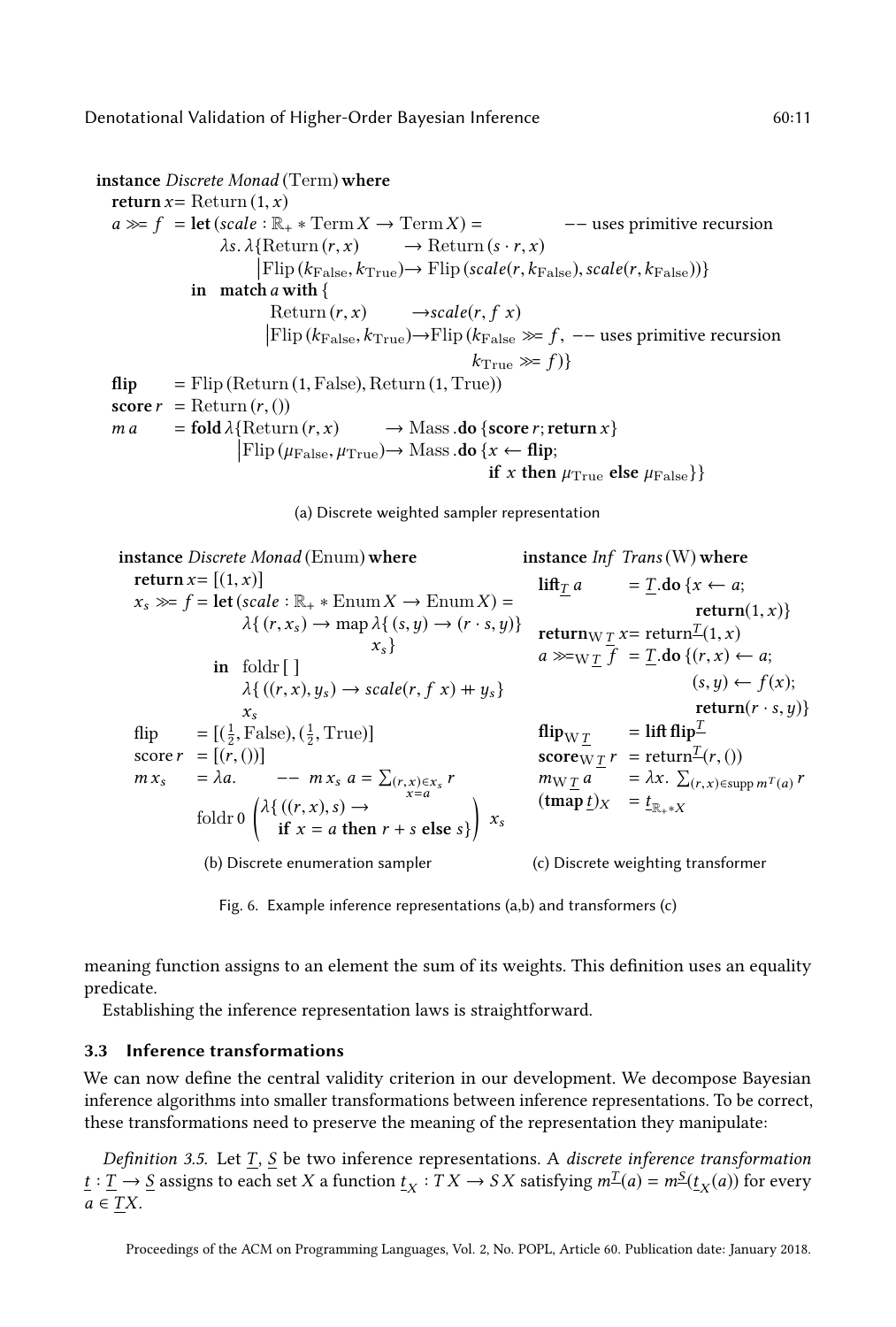```
instance Discrete Monad (Term) where
  return x = Return (1, x)
  a >>= f  = let (scale : ℝ₊ * Term X → Term X) =          -- uses primitive recursion
               λs. λ{Return (r, x)          → Return (s · r, x)
                    |Flip (k_False, k_True) → Flip (scale(r, k_False), scale(r, k_False))}
             in  match a with {
                   Return (r, x)          → scale(r, f x)
                   |Flip (k_False, k_True) → Flip (k_False >>= f,   -- uses primitive recursion
                                                   k_True >>= f)}
  flip     = Flip (Return (1, False), Return (1, True))
  score r  = Return (r, ())
  m a      = fold λ{Return (r, x)          → Mass .do {score r; return x}
                   |Flip (μ_False, μ_True) → Mass .do {x ← flip;
                                                       if x then μ_True else μ_False}}
```

(a) Discrete weighted sampler representation

```
instance Discrete Monad (Enum) where
  return x = [(1, x)]
  x_s >>= f = let (scale : ℝ₊ * Enum X → Enum X) =
                λ{ (r, x_s) → map λ{ (s, y) → (r · s, y)}
                                  x_s}
              in  foldr [ ]
                    λ{ ((r, x), y_s) → scale(r, f x) ++ y_s}
                    x_s
  flip     = [(1/2, False), (1/2, True)]
  score r  = [(r, ())]
  m x_s    = λa.     -- m x_s a = Σ_{(r,x)∈x_s, x=a} r
             foldr 0 ( λ{ ((r, x), s) →
                           if x = a then r + s else s} ) x_s
```

(b) Discrete enumeration sampler

```
instance Inf Trans (W) where
  lift_T a        = T.do {x ← a;
                          return(1, x)}
  return_{W T} x  = return^T(1, x)
  a >>=_{W T} f   = T.do {(r, x) ← a;
                          (s, y) ← f(x);
                          return(r · s, y)}
  flip_{W T}      = lift flip^T
  score_{W T} r   = return^T(r, ())
  m_{W T} a       = λx. Σ_{(r,x)∈supp m^T(a)} r
  (tmap t)_X      = t_{ℝ₊*X}
```

(c) Discrete weighting transformer

Fig. 6. Example inference representations (a,b) and transformers (c)

meaning function assigns to an element the sum of its weights. This definition uses an equality predicate.

Establishing the inference representation laws is straightforward.

### 3.3 Inference transformations

We can now define the central validity criterion in our development. We decompose Bayesian inference algorithms into smaller transformations between inference representations. To be correct, these transformations need to preserve the meaning of the representation they manipulate:

*Definition 3.5.* Let $\underline{T}$, $\underline{S}$ be two inference representations. A *discrete inference transformation* $\underline{t} : \underline{T} \to \underline{S}$ assigns to each set $X$ a function $\underline{t}_X : T\,X \to S\,X$ satisfying $m^{\underline{T}}(a) = m^{\underline{S}}(\underline{t}_X(a))$ for every $a \in \underline{T}X$.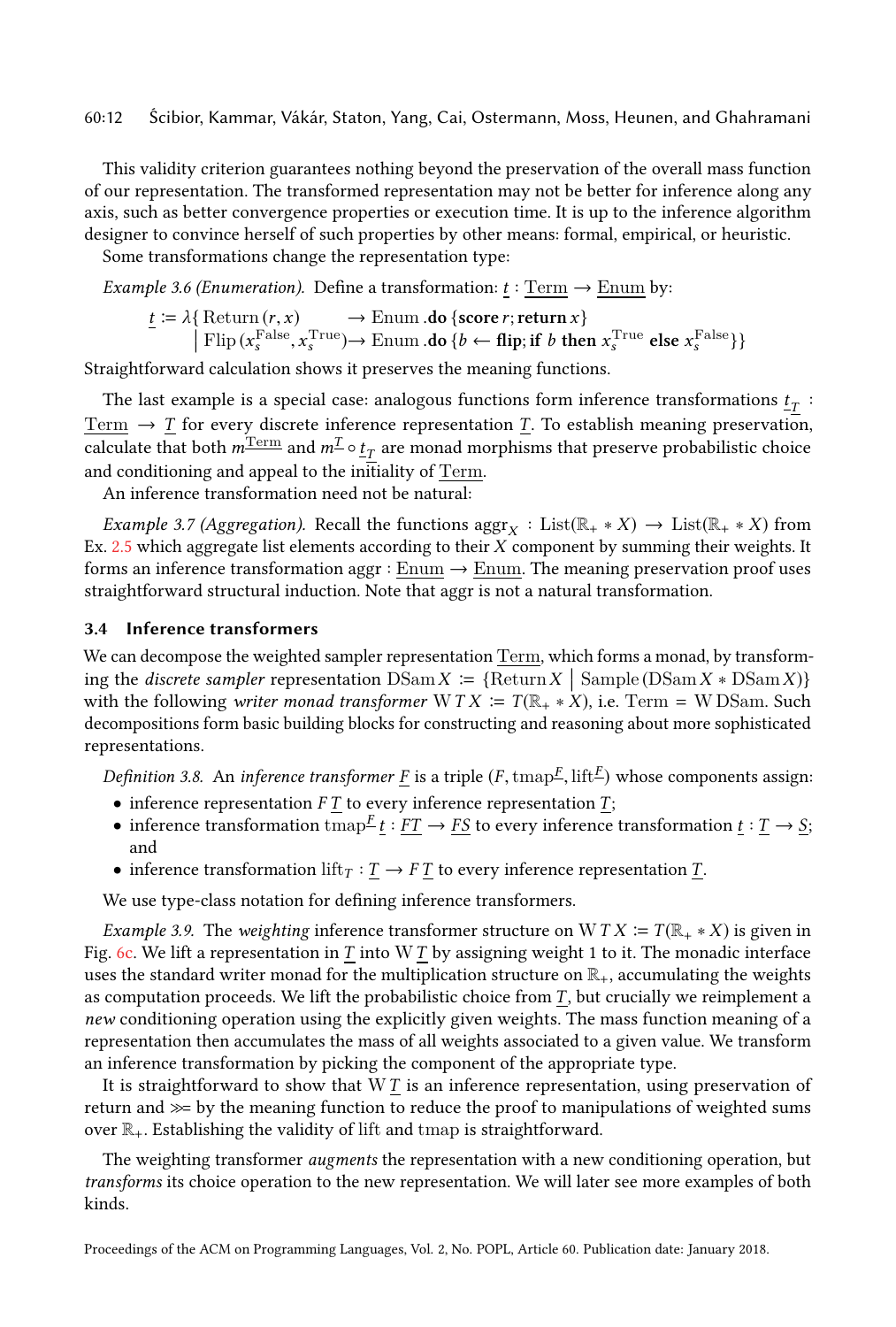This validity criterion guarantees nothing beyond the preservation of the overall mass function of our representation. The transformed representation may not be better for inference along any axis, such as better convergence properties or execution time. It is up to the inference algorithm designer to convince herself of such properties by other means: formal, empirical, or heuristic.

Some transformations change the representation type:

*Example 3.6 (Enumeration).* Define a transformation: $\underline{t} : \underline{\mathrm{Term}} \to \underline{\mathrm{Enum}}$ by:

$$
\begin{aligned}
\underline{t} \coloneqq \lambda\{\, & \mathrm{Return}\,(r, x) && \to \mathrm{Enum}\,.\mathbf{do}\,\{\mathbf{score}\,r; \mathbf{return}\,x\} \\
\mid\ & \mathrm{Flip}\,(x_s^{\mathrm{False}}, x_s^{\mathrm{True}}) && \to \mathrm{Enum}\,.\mathbf{do}\,\{b \leftarrow \mathbf{flip}; \mathbf{if}\ b\ \mathbf{then}\ x_s^{\mathrm{True}}\ \mathbf{else}\ x_s^{\mathrm{False}}\}\}
\end{aligned}
$$

Straightforward calculation shows it preserves the meaning functions.

The last example is a special case: analogous functions form inference transformations $\underline{t}_{\underline{T}} : \underline{\mathrm{Term}} \to \underline{T}$ for every discrete inference representation $\underline{T}$. To establish meaning preservation, calculate that both $m^{\underline{\mathrm{Term}}}$ and $m^{\underline{T}} \circ \underline{t}_{\underline{T}}$ are monad morphisms that preserve probabilistic choice and conditioning and appeal to the initiality of $\underline{\mathrm{Term}}$.

An inference transformation need not be natural:

*Example 3.7 (Aggregation).* Recall the functions $\mathrm{aggr}_X : \mathrm{List}(\mathbb{R}_+ * X) \to \mathrm{List}(\mathbb{R}_+ * X)$ from Ex. 2.5 which aggregate list elements according to their $X$ component by summing their weights. It forms an inference transformation $\mathrm{aggr} : \underline{\mathrm{Enum}} \to \underline{\mathrm{Enum}}$. The meaning preservation proof uses straightforward structural induction. Note that aggr is not a natural transformation.

### 3.4 Inference transformers

We can decompose the weighted sampler representation $\underline{\mathrm{Term}}$, which forms a monad, by transforming the *discrete sampler* representation $\mathrm{DSam}\,X \coloneqq \{\mathrm{Return}\,X \mid \mathrm{Sample}\,(\mathrm{DSam}\,X * \mathrm{DSam}\,X)\}$ with the following *writer monad transformer* $\mathrm{W}\,T\,X \coloneqq T(\mathbb{R}_+ * X)$, i.e. $\mathrm{Term} = \mathrm{W}\,\mathrm{DSam}$. Such decompositions form basic building blocks for constructing and reasoning about more sophisticated representations.

*Definition 3.8.* An *inference transformer* $\underline{F}$ is a triple $(F, \mathrm{tmap}^{\underline{F}}, \mathrm{lift}^{\underline{F}})$ whose components assign:

- inference representation $F\,\underline{T}$ to every inference representation $\underline{T}$;
- inference transformation $\mathrm{tmap}^{\underline{F}}\,\underline{t} : \underline{FT} \to \underline{FS}$ to every inference transformation $\underline{t} : \underline{T} \to \underline{S}$; and
- inference transformation $\mathrm{lift}_T : \underline{T} \to F\,\underline{T}$ to every inference representation $\underline{T}$.

We use type-class notation for defining inference transformers.

*Example 3.9.* The *weighting* inference transformer structure on $\mathrm{W}\,T\,X \coloneqq T(\mathbb{R}_+ * X)$ is given in Fig. 6c. We lift a representation in $\underline{T}$ into $\mathrm{W}\,\underline{T}$ by assigning weight 1 to it. The monadic interface uses the standard writer monad for the multiplication structure on $\mathbb{R}_+$, accumulating the weights as computation proceeds. We lift the probabilistic choice from $\underline{T}$, but crucially we reimplement a *new* conditioning operation using the explicitly given weights. The mass function meaning of a representation then accumulates the mass of all weights associated to a given value. We transform an inference transformation by picking the component of the appropriate type.

It is straightforward to show that $\mathrm{W}\,\underline{T}$ is an inference representation, using preservation of return and $\gg\!=$ by the meaning function to reduce the proof to manipulations of weighted sums over $\mathbb{R}_+$. Establishing the validity of lift and tmap is straightforward.

The weighting transformer *augments* the representation with a new conditioning operation, but *transforms* its choice operation to the new representation. We will later see more examples of both kinds.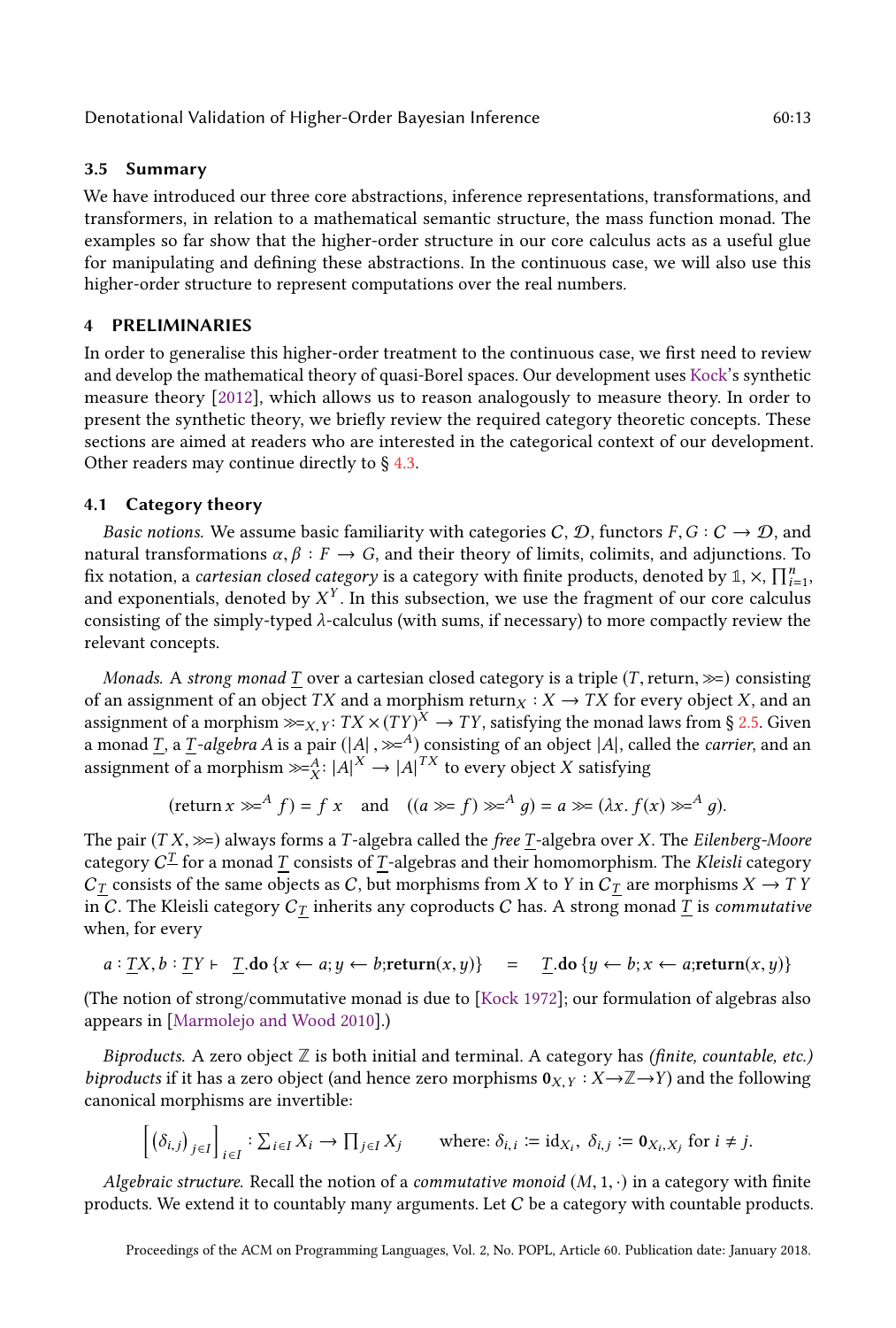### 3.5 Summary

We have introduced our three core abstractions, inference representations, transformations, and transformers, in relation to a mathematical semantic structure, the mass function monad. The examples so far show that the higher-order structure in our core calculus acts as a useful glue for manipulating and defining these abstractions. In the continuous case, we will also use this higher-order structure to represent computations over the real numbers.

## 4 PRELIMINARIES

In order to generalise this higher-order treatment to the continuous case, we first need to review and develop the mathematical theory of quasi-Borel spaces. Our development uses Kock's synthetic measure theory [2012], which allows us to reason analogously to measure theory. In order to present the synthetic theory, we briefly review the required category theoretic concepts. These sections are aimed at readers who are interested in the categorical context of our development. Other readers may continue directly to § 4.3.

### 4.1 Category theory

*Basic notions.* We assume basic familiarity with categories $\mathcal{C}$, $\mathcal{D}$, functors $F, G : \mathcal{C} \to \mathcal{D}$, and natural transformations $\alpha, \beta : F \to G$, and their theory of limits, colimits, and adjunctions. To fix notation, a *cartesian closed category* is a category with finite products, denoted by $\mathbb{1}, \times, \prod_{i=1}^{n}$, and exponentials, denoted by $X^Y$. In this subsection, we use the fragment of our core calculus consisting of the simply-typed $\lambda$-calculus (with sums, if necessary) to more compactly review the relevant concepts.

*Monads.* A *strong monad* $\underline{T}$ over a cartesian closed category is a triple $(T, \text{return}, \gg\!=)$ consisting of an assignment of an object $TX$ and a morphism $\text{return}_X : X \to TX$ for every object $X$, and an assignment of a morphism $\gg\!=_{X,Y} : TX \times (TY)^X \to TY$, satisfying the monad laws from § 2.5. Given a monad $\underline{T}$, a $\underline{T}$-*algebra* $A$ is a pair $(|A|, \gg\!=^A)$ consisting of an object $|A|$, called the *carrier*, and an assignment of a morphism $\gg\!=^A_X : |A|^X \to |A|^{TX}$ to every object $X$ satisfying

$$(\text{return}\, x \gg\!=^A f) = f\ x \quad \text{and} \quad ((a \gg\!= f) \gg\!=^A g) = a \gg\!= (\lambda x.\, f(x) \gg\!=^A g).$$

The pair $(T\,X, \gg\!=)$ always forms a $T$-algebra called the *free* $\underline{T}$-algebra over $X$. The *Eilenberg-Moore* category $\mathcal{C}^{\underline{T}}$ for a monad $\underline{T}$ consists of $\underline{T}$-algebras and their homomorphism. The *Kleisli* category $\mathcal{C}_{\underline{T}}$ consists of the same objects as $\mathcal{C}$, but morphisms from $X$ to $Y$ in $\mathcal{C}_{\underline{T}}$ are morphisms $X \to T\,Y$ in $\mathcal{C}$. The Kleisli category $\mathcal{C}_{\underline{T}}$ inherits any coproducts $\mathcal{C}$ has. A strong monad $\underline{T}$ is *commutative* when, for every

$$a : \underline{T}X, b : \underline{T}Y \vdash \quad \underline{T}.\mathbf{do}\,\{x \leftarrow a; y \leftarrow b; \mathbf{return}(x, y)\} \quad = \quad \underline{T}.\mathbf{do}\,\{y \leftarrow b; x \leftarrow a; \mathbf{return}(x, y)\}$$

(The notion of strong/commutative monad is due to [Kock 1972]; our formulation of algebras also appears in [Marmolejo and Wood 2010].)

*Biproducts.* A zero object $\mathbb{Z}$ is both initial and terminal. A category has *(finite, countable, etc.) biproducts* if it has a zero object (and hence zero morphisms $\mathbf{0}_{X,Y} : X \to \mathbb{Z} \to Y$) and the following canonical morphisms are invertible:

$$\left[\left(\delta_{i,j}\right)_{j \in I}\right]_{i \in I} : \textstyle\sum_{i \in I} X_i \to \prod_{j \in I} X_j \qquad \text{where: } \delta_{i,i} \coloneqq \mathrm{id}_{X_i},\ \delta_{i,j} \coloneqq \mathbf{0}_{X_i, X_j} \text{ for } i \neq j.$$

*Algebraic structure.* Recall the notion of a *commutative monoid* $(M, 1, \cdot)$ in a category with finite products. We extend it to countably many arguments. Let $\mathcal{C}$ be a category with countable products.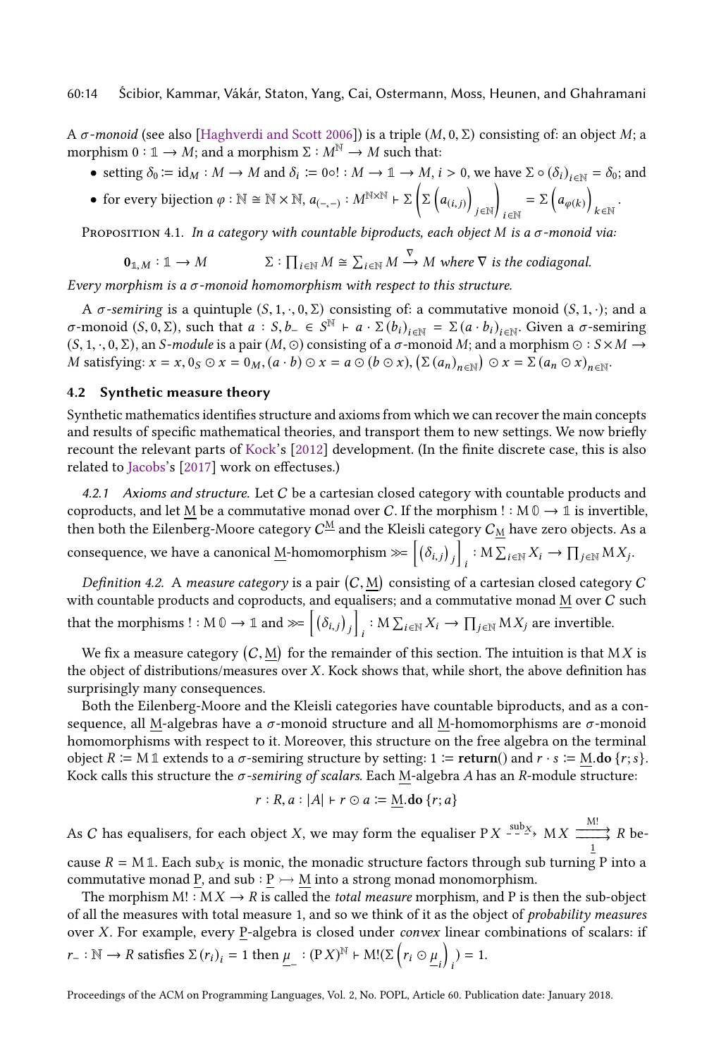A *σ-monoid* (see also [Haghverdi and Scott 2006]) is a triple $(M, 0, \Sigma)$ consisting of: an object $M$; a morphism $0 : \mathbb{1} \to M$; and a morphism $\Sigma : M^{\mathbb{N}} \to M$ such that:

- setting $\delta_0 := \mathrm{id}_M : M \to M$ and $\delta_i := 0 \circ ! : M \to \mathbb{1} \to M$, $i > 0$, we have $\Sigma \circ (\delta_i)_{i \in \mathbb{N}} = \delta_0$; and
- for every bijection $\varphi : \mathbb{N} \cong \mathbb{N} \times \mathbb{N}$, $a_{(-,-)} : M^{\mathbb{N}\times\mathbb{N}} \vdash \Sigma\left(\Sigma\left(a_{(i,j)}\right)_{j\in\mathbb{N}}\right)_{i\in\mathbb{N}} = \Sigma\left(a_{\varphi(k)}\right)_{k\in\mathbb{N}}$.

Proposition 4.1. *In a category with countable biproducts, each object $M$ is a σ-monoid via:*

$$\mathbf{0}_{\mathbb{1},M} : \mathbb{1} \to M \qquad \Sigma : \textstyle\prod_{i\in\mathbb{N}} M \cong \sum_{i\in\mathbb{N}} M \xrightarrow{\nabla} M \text{ where } \nabla \text{ is the codiagonal.}$$

*Every morphism is a σ-monoid homomorphism with respect to this structure.*

A *σ-semiring* is a quintuple $(S, 1, \cdot, 0, \Sigma)$ consisting of: a commutative monoid $(S, 1, \cdot)$; and a σ-monoid $(S, 0, \Sigma)$, such that $a : S, b_{-} \in S^{\mathbb{N}} \vdash a \cdot \Sigma(b_i)_{i\in\mathbb{N}} = \Sigma(a \cdot b_i)_{i\in\mathbb{N}}$. Given a σ-semiring $(S, 1, \cdot, 0, \Sigma)$, an *S-module* is a pair $(M, \odot)$ consisting of a σ-monoid $M$; and a morphism $\odot : S \times M \to M$ satisfying: $x = x$, $0_S \odot x = 0_M$, $(a \cdot b) \odot x = a \odot (b \odot x)$, $\left(\Sigma\left(a_n\right)_{n\in\mathbb{N}}\right) \odot x = \Sigma\left(a_n \odot x\right)_{n\in\mathbb{N}}$.

## 4.2 Synthetic measure theory

Synthetic mathematics identifies structure and axioms from which we can recover the main concepts and results of specific mathematical theories, and transport them to new settings. We now briefly recount the relevant parts of Kock's [2012] development. (In the finite discrete case, this is also related to Jacobs's [2017] work on effectuses.)

*4.2.1 Axioms and structure.* Let $C$ be a cartesian closed category with countable products and coproducts, and let $\underline{M}$ be a commutative monad over $C$. If the morphism $! : \mathrm{M}\,\mathbb{0} \to \mathbb{1}$ is invertible, then both the Eilenberg-Moore category $C^{\underline{M}}$ and the Kleisli category $C_{\underline{M}}$ have zero objects. As a consequence, we have a canonical $\underline{M}$-homomorphism $\ggg\!= \left[\left(\delta_{i,j}\right)_j\right]_i : \mathrm{M}\sum_{i\in\mathbb{N}} X_i \to \prod_{j\in\mathbb{N}} \mathrm{M}\,X_j$.

*Definition 4.2.* A *measure category* is a pair $\left(C, \underline{M}\right)$ consisting of a cartesian closed category $C$ with countable products and coproducts, and equalisers; and a commutative monad $\underline{M}$ over $C$ such that the morphisms $! : \mathrm{M}\,\mathbb{0} \to \mathbb{1}$ and $\ggg\!= \left[\left(\delta_{i,j}\right)_j\right]_i : \mathrm{M}\sum_{i\in\mathbb{N}} X_i \to \prod_{j\in\mathbb{N}} \mathrm{M}\,X_j$ are invertible.

We fix a measure category $\left(C, \underline{M}\right)$ for the remainder of this section. The intuition is that $\mathrm{M}\,X$ is the object of distributions/measures over $X$. Kock shows that, while short, the above definition has surprisingly many consequences.

Both the Eilenberg-Moore and the Kleisli categories have countable biproducts, and as a consequence, all $\underline{M}$-algebras have a σ-monoid structure and all $\underline{M}$-homomorphisms are σ-monoid homomorphisms with respect to it. Moreover, this structure on the free algebra on the terminal object $R := \mathrm{M}\,\mathbb{1}$ extends to a σ-semiring structure by setting: $1 := \mathbf{return}()$ and $r \cdot s := \underline{M}.\mathbf{do}\,\{r; s\}$. Kock calls this structure the *σ-semiring of scalars*. Each $\underline{M}$-algebra $A$ has an $R$-module structure:

$$r : R, a : |A| \vdash r \odot a := \underline{M}.\mathbf{do}\,\{r; a\}$$

As $C$ has equalisers, for each object $X$, we may form the equaliser $\mathrm{P}\,X \xrightarrow{\mathrm{sub}_X} \mathrm{M}\,X \overset{\mathrm{M}!}{\underset{1}{\rightrightarrows}} R$ because $R = \mathrm{M}\,\mathbb{1}$. Each $\mathrm{sub}_X$ is monic, the monadic structure factors through sub turning $\mathrm{P}$ into a commutative monad $\underline{P}$, and $\mathrm{sub} : \underline{P} \rightarrowtail \underline{M}$ into a strong monad monomorphism.

The morphism $\mathrm{M}! : \mathrm{M}\,X \to R$ is called the *total measure* morphism, and $\mathrm{P}$ is then the sub-object of all the measures with total measure 1, and so we think of it as the object of *probability measures* over $X$. For example, every $\underline{P}$-algebra is closed under *convex* linear combinations of scalars: if $r_{-} : \mathbb{N} \to R$ satisfies $\Sigma\,(r_i)_i = 1$ then $\underline{\mu}_{-} : (\mathrm{P}\,X)^{\mathbb{N}} \vdash \mathrm{M}!(\Sigma\left(r_i \odot \underline{\mu}_i\right)_i) = 1$.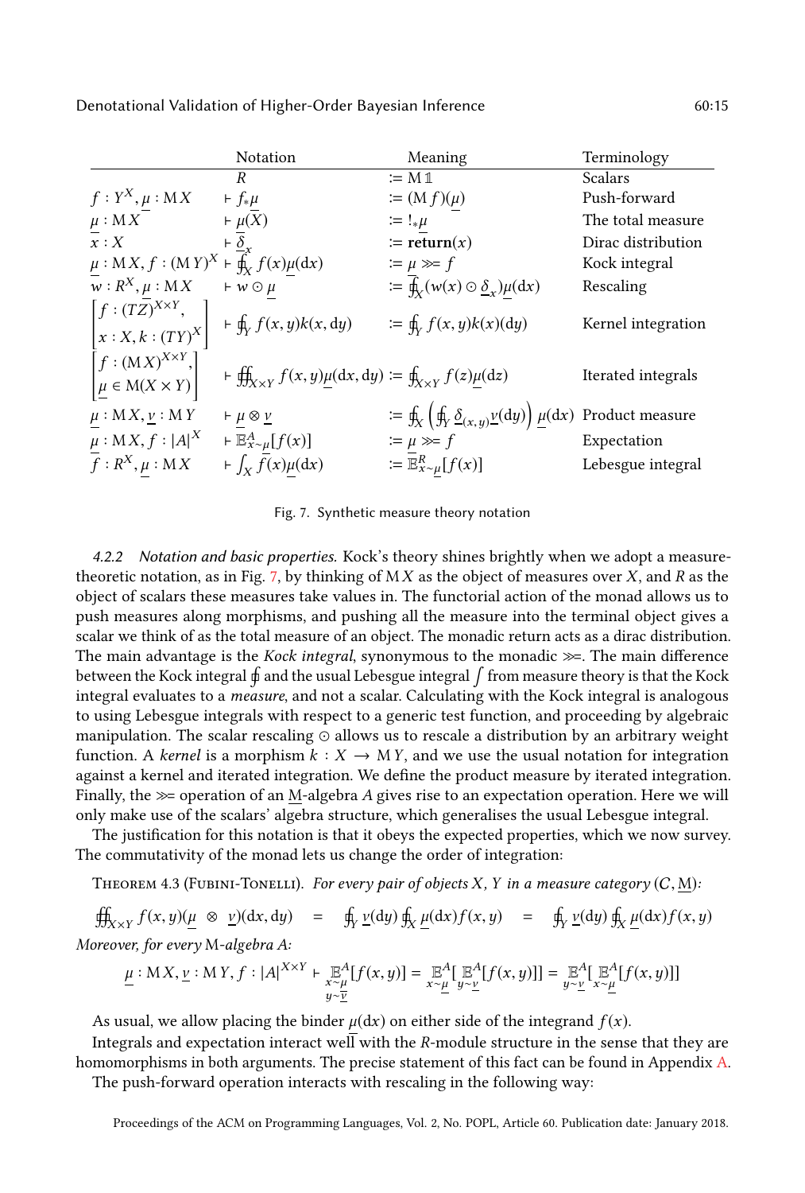| | Notation | Meaning | Terminology |
|---|---|---|---|
| | $R$ | $:= \mathrm{M}\,\mathbb{1}$ | Scalars |
| $f : Y^X, \underline{\mu} : \mathrm{M}X$ | $\vdash f_* \underline{\mu}$ | $:= (\mathrm{M}\,f)(\underline{\mu})$ | Push-forward |
| $\underline{\mu} : \mathrm{M}X$ | $\vdash \underline{\mu}(X)$ | $:= !_* \underline{\mu}$ | The total measure |
| $x : X$ | $\vdash \underline{\delta}_x$ | $:= \mathbf{return}(x)$ | Dirac distribution |
| $\underline{\mu} : \mathrm{M}X, f : (\mathrm{M}Y)^X$ | $\vdash \oint_X f(x)\underline{\mu}(\mathrm{d}x)$ | $:= \underline{\mu} \gg\!= f$ | Kock integral |
| $w : R^X, \underline{\mu} : \mathrm{M}X$ | $\vdash w \odot \underline{\mu}$ | $:= \oint_X (w(x) \odot \underline{\delta}_x)\underline{\mu}(\mathrm{d}x)$ | Rescaling |
| $\begin{bmatrix} f : (TZ)^{X \times Y}, \\ x : X, k : (TY)^X \end{bmatrix}$ | $\vdash \oint_Y f(x,y)k(x,\mathrm{d}y)$ | $:= \oint_Y f(x,y)k(x)(\mathrm{d}y)$ | Kernel integration |
| $\begin{bmatrix} f : (\mathrm{M}X)^{X \times Y}, \\ \underline{\mu} \in \mathrm{M}(X \times Y) \end{bmatrix}$ | $\vdash \oiint_{X \times Y} f(x,y)\underline{\mu}(\mathrm{d}x, \mathrm{d}y)$ | $:= \oint_{X \times Y} f(z)\underline{\mu}(\mathrm{d}z)$ | Iterated integrals |
| $\underline{\mu} : \mathrm{M}X, \underline{\nu} : \mathrm{M}Y$ | $\vdash \underline{\mu} \otimes \underline{\nu}$ | $:= \oint_X \left( \oint_Y \underline{\delta}_{(x,y)}\underline{\nu}(\mathrm{d}y) \right) \underline{\mu}(\mathrm{d}x)$ | Product measure |
| $\underline{\mu} : \mathrm{M}X, f : \lvert A \rvert^X$ | $\vdash \mathbb{E}^A_{x \sim \underline{\mu}}[f(x)]$ | $:= \underline{\mu} \gg\!= f$ | Expectation |
| $f : R^X, \underline{\mu} : \mathrm{M}X$ | $\vdash \int_X f(x)\underline{\mu}(\mathrm{d}x)$ | $:= \mathbb{E}^R_{x \sim \underline{\mu}}[f(x)]$ | Lebesgue integral |

Fig. 7. Synthetic measure theory notation

#### 4.2.2 *Notation and basic properties.*

Kock's theory shines brightly when we adopt a measure-theoretic notation, as in Fig. 7, by thinking of $\mathrm{M}X$ as the object of measures over $X$, and $R$ as the object of scalars these measures take values in. The functorial action of the monad allows us to push measures along morphisms, and pushing all the measure into the terminal object gives a scalar we think of as the total measure of an object. The monadic return acts as a dirac distribution. The main advantage is the *Kock integral*, synonymous to the monadic $\gg\!=$. The main difference between the Kock integral $\oint$ and the usual Lebesgue integral $\int$ from measure theory is that the Kock integral evaluates to a *measure*, and not a scalar. Calculating with the Kock integral is analogous to using Lebesgue integrals with respect to a generic test function, and proceeding by algebraic manipulation. The scalar rescaling $\odot$ allows us to rescale a distribution by an arbitrary weight function. A *kernel* is a morphism $k : X \to \mathrm{M}Y$, and we use the usual notation for integration against a kernel and iterated integration. We define the product measure by iterated integration. Finally, the $\gg\!=$ operation of an $\underline{\mathrm{M}}$-algebra $A$ gives rise to an expectation operation. Here we will only make use of the scalars' algebra structure, which generalises the usual Lebesgue integral.

The justification for this notation is that it obeys the expected properties, which we now survey. The commutativity of the monad lets us change the order of integration:

Theorem 4.3 (Fubini-Tonelli). *For every pair of objects $X$, $Y$ in a measure category $(\mathcal{C}, \underline{\mathrm{M}})$:*

$$\oiint_{X \times Y} f(x,y)(\underline{\mu} \otimes \underline{\nu})(\mathrm{d}x, \mathrm{d}y) \quad = \quad \oint_Y \underline{\nu}(\mathrm{d}y) \oint_X \underline{\mu}(\mathrm{d}x) f(x,y) \quad = \quad \oint_Y \underline{\nu}(\mathrm{d}y) \oint_X \underline{\mu}(\mathrm{d}x) f(x,y)$$

*Moreover, for every* M*-algebra $A$:*

$$\underline{\mu} : \mathrm{M}X, \underline{\nu} : \mathrm{M}Y, f : \lvert A \rvert^{X \times Y} \vdash \mathop{\mathbb{E}^A}_{\substack{x \sim \underline{\mu} \\ y \sim \underline{\nu}}}[f(x,y)] = \mathop{\mathbb{E}^A}_{x \sim \underline{\mu}}[\mathop{\mathbb{E}^A}_{y \sim \underline{\nu}}[f(x,y)]] = \mathop{\mathbb{E}^A}_{y \sim \underline{\nu}}[\mathop{\mathbb{E}^A}_{x \sim \underline{\mu}}[f(x,y)]]$$

As usual, we allow placing the binder $\underline{\mu}(\mathrm{d}x)$ on either side of the integrand $f(x)$.

Integrals and expectation interact well with the $R$-module structure in the sense that they are homomorphisms in both arguments. The precise statement of this fact can be found in Appendix A.

The push-forward operation interacts with rescaling in the following way: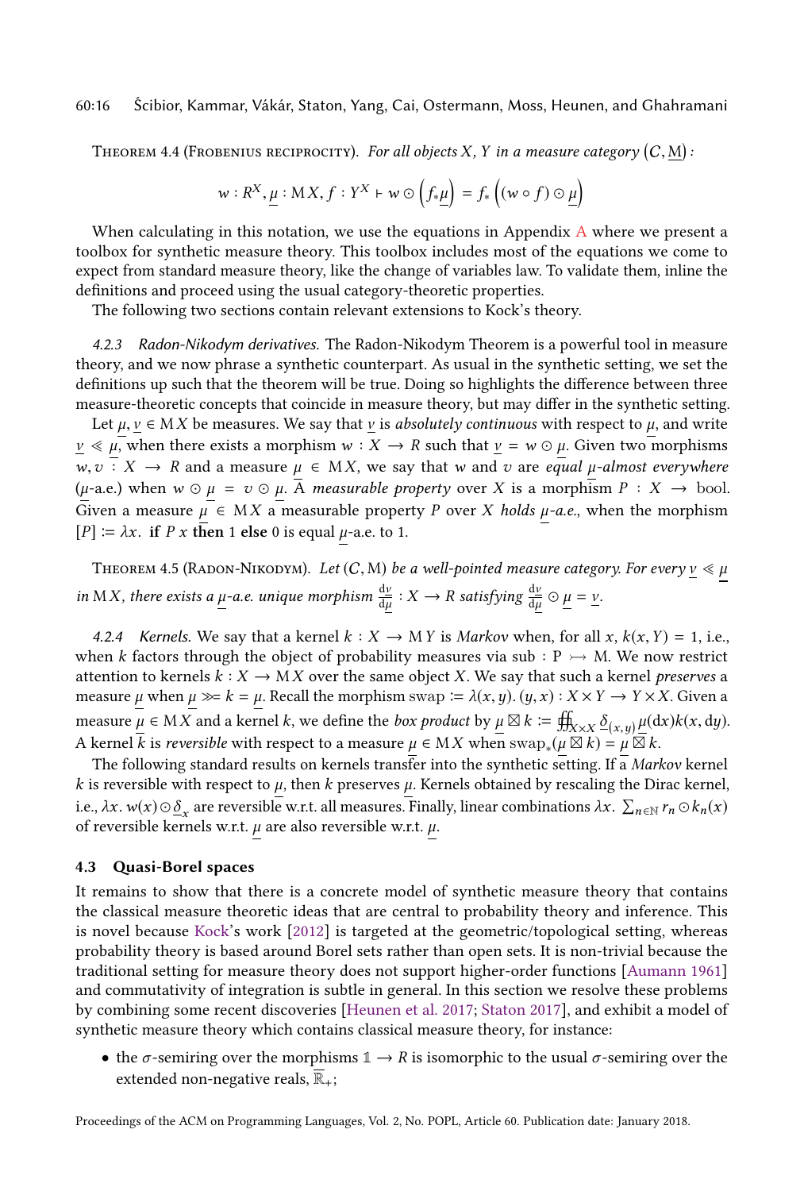**Theorem 4.4 (Frobenius reciprocity).** *For all objects $X$, $Y$ in a measure category $(C, \underline{M})$:*

$$w : R^X, \underline{\mu} : \mathrm{M}X, f : Y^X \vdash w \odot \left(f_* \underline{\mu}\right) = f_* \left((w \circ f) \odot \underline{\mu}\right)$$

When calculating in this notation, we use the equations in Appendix A where we present a toolbox for synthetic measure theory. This toolbox includes most of the equations we come to expect from standard measure theory, like the change of variables law. To validate them, inline the definitions and proceed using the usual category-theoretic properties.

The following two sections contain relevant extensions to Kock's theory.

#### 4.2.3 Radon-Nikodym derivatives.

The Radon-Nikodym Theorem is a powerful tool in measure theory, and we now phrase a synthetic counterpart. As usual in the synthetic setting, we set the definitions up such that the theorem will be true. Doing so highlights the difference between three measure-theoretic concepts that coincide in measure theory, but may differ in the synthetic setting.

Let $\underline{\mu}, \underline{\nu} \in \mathrm{M}X$ be measures. We say that $\underline{\nu}$ is *absolutely continuous* with respect to $\underline{\mu}$, and write $\underline{\nu} \ll \underline{\mu}$, when there exists a morphism $w : X \to R$ such that $\underline{\nu} = w \odot \underline{\mu}$. Given two morphisms $w, v : X \to R$ and a measure $\underline{\mu} \in \mathrm{M}X$, we say that $w$ and $v$ are *equal $\underline{\mu}$-almost everywhere* ($\underline{\mu}$-a.e.) when $w \odot \underline{\mu} = v \odot \underline{\mu}$. A *measurable property* over $X$ is a morphism $P : X \to \mathrm{bool}$. Given a measure $\underline{\mu} \in \mathrm{M}X$ a measurable property $P$ over $X$ *holds $\underline{\mu}$-a.e.*, when the morphism $[P] := \lambda x.\ \textbf{if}\ P\ x\ \textbf{then}\ 1\ \textbf{else}\ 0$ is equal $\underline{\mu}$-a.e. to 1.

**Theorem 4.5 (Radon-Nikodym).** *Let $(C, \mathrm{M})$ be a well-pointed measure category. For every $\underline{\nu} \ll \underline{\mu}$ in $\mathrm{M}X$, there exists a $\underline{\mu}$-a.e. unique morphism $\frac{\mathrm{d}\underline{\nu}}{\mathrm{d}\underline{\mu}} : X \to R$ satisfying $\frac{\mathrm{d}\underline{\nu}}{\mathrm{d}\underline{\mu}} \odot \underline{\mu} = \underline{\nu}$.*

#### 4.2.4 Kernels.

We say that a kernel $k : X \to \mathrm{M}Y$ is *Markov* when, for all $x$, $k(x, Y) = 1$, i.e., when $k$ factors through the object of probability measures via $\mathrm{sub} : \mathrm{P} \rightarrowtail \mathrm{M}$. We now restrict attention to kernels $k : X \to \mathrm{M}X$ over the same object $X$. We say that such a kernel *preserves* a measure $\underline{\mu}$ when $\underline{\mu} \gg\!= k = \underline{\mu}$. Recall the morphism $\mathrm{swap} := \lambda(x, y).\,(y, x) : X \times Y \to Y \times X$. Given a measure $\underline{\mu} \in \mathrm{M}X$ and a kernel $k$, we define the *box product* by $\underline{\mu} \boxtimes k := \iint_{X \times X} \underline{\delta}_{(x,y)}\, \underline{\mu}(\mathrm{d}x) k(x, \mathrm{d}y)$. A kernel $k$ is *reversible* with respect to a measure $\underline{\mu} \in \mathrm{M}X$ when $\mathrm{swap}_*(\underline{\mu} \boxtimes k) = \underline{\mu} \boxtimes k$.

The following standard results on kernels transfer into the synthetic setting. If a *Markov* kernel $k$ is reversible with respect to $\underline{\mu}$, then $k$ preserves $\underline{\mu}$. Kernels obtained by rescaling the Dirac kernel, i.e., $\lambda x.\ w(x) \odot \underline{\delta}_x$ are reversible w.r.t. all measures. Finally, linear combinations $\lambda x.\ \sum_{n \in \mathbb{N}} r_n \odot k_n(x)$ of reversible kernels w.r.t. $\underline{\mu}$ are also reversible w.r.t. $\underline{\mu}$.

### 4.3 Quasi-Borel spaces

It remains to show that there is a concrete model of synthetic measure theory that contains the classical measure theoretic ideas that are central to probability theory and inference. This is novel because Kock's work [2012] is targeted at the geometric/topological setting, whereas probability theory is based around Borel sets rather than open sets. It is non-trivial because the traditional setting for measure theory does not support higher-order functions [Aumann 1961] and commutativity of integration is subtle in general. In this section we resolve these problems by combining some recent discoveries [Heunen et al. 2017; Staton 2017], and exhibit a model of synthetic measure theory which contains classical measure theory, for instance:

- the $\sigma$-semiring over the morphisms $\mathbb{1} \to R$ is isomorphic to the usual $\sigma$-semiring over the extended non-negative reals, $\overline{\mathbb{R}}_+$;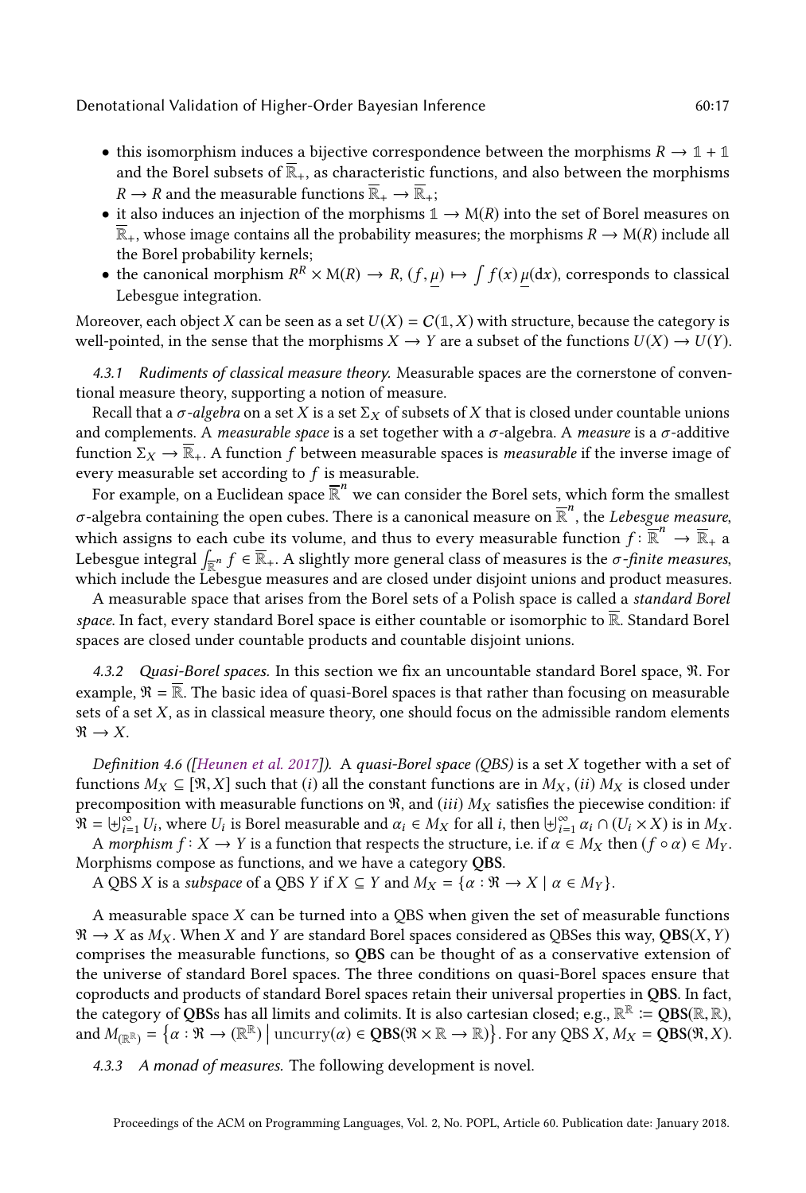- this isomorphism induces a bijective correspondence between the morphisms $R \to \mathbb{1} + \mathbb{1}$ and the Borel subsets of $\overline{\mathbb{R}}_+$, as characteristic functions, and also between the morphisms $R \to R$ and the measurable functions $\overline{\mathbb{R}}_+ \to \overline{\mathbb{R}}_+$;
- it also induces an injection of the morphisms $\mathbb{1} \to \mathrm{M}(R)$ into the set of Borel measures on $\overline{\mathbb{R}}_+$, whose image contains all the probability measures; the morphisms $R \to \mathrm{M}(R)$ include all the Borel probability kernels;
- the canonical morphism $R^R \times \mathrm{M}(R) \to R$, $(f, \underline{\mu}) \mapsto \int f(x)\, \underline{\mu}(\mathrm{d}x)$, corresponds to classical Lebesgue integration.

Moreover, each object $X$ can be seen as a set $U(X) = C(\mathbb{1}, X)$ with structure, because the category is well-pointed, in the sense that the morphisms $X \to Y$ are a subset of the functions $U(X) \to U(Y)$.

*4.3.1 Rudiments of classical measure theory.* Measurable spaces are the cornerstone of conventional measure theory, supporting a notion of measure.

Recall that a *σ-algebra* on a set $X$ is a set $\Sigma_X$ of subsets of $X$ that is closed under countable unions and complements. A *measurable space* is a set together with a σ-algebra. A *measure* is a σ-additive function $\Sigma_X \to \overline{\mathbb{R}}_+$. A function $f$ between measurable spaces is *measurable* if the inverse image of every measurable set according to $f$ is measurable.

For example, on a Euclidean space $\overline{\mathbb{R}}^n$ we can consider the Borel sets, which form the smallest σ-algebra containing the open cubes. There is a canonical measure on $\overline{\mathbb{R}}^n$, the *Lebesgue measure*, which assigns to each cube its volume, and thus to every measurable function $f : \overline{\mathbb{R}}^n \to \overline{\mathbb{R}}_+$ a Lebesgue integral $\int_{\overline{\mathbb{R}}^n} f \in \overline{\mathbb{R}}_+$. A slightly more general class of measures is the *σ-finite measures*, which include the Lebesgue measures and are closed under disjoint unions and product measures.

A measurable space that arises from the Borel sets of a Polish space is called a *standard Borel space*. In fact, every standard Borel space is either countable or isomorphic to $\overline{\mathbb{R}}$. Standard Borel spaces are closed under countable products and countable disjoint unions.

*4.3.2 Quasi-Borel spaces.* In this section we fix an uncountable standard Borel space, $\mathfrak{R}$. For example, $\mathfrak{R} = \overline{\mathbb{R}}$. The basic idea of quasi-Borel spaces is that rather than focusing on measurable sets of a set $X$, as in classical measure theory, one should focus on the admissible random elements $\mathfrak{R} \to X$.

*Definition 4.6 ([Heunen et al. 2017]).* A *quasi-Borel space (QBS)* is a set $X$ together with a set of functions $M_X \subseteq [\mathfrak{R}, X]$ such that $(i)$ all the constant functions are in $M_X$, $(ii)$ $M_X$ is closed under precomposition with measurable functions on $\mathfrak{R}$, and $(iii)$ $M_X$ satisfies the piecewise condition: if $\mathfrak{R} = \biguplus_{i=1}^{\infty} U_i$, where $U_i$ is Borel measurable and $\alpha_i \in M_X$ for all $i$, then $\biguplus_{i=1}^{\infty} \alpha_i \cap (U_i \times X)$ is in $M_X$.

A *morphism* $f : X \to Y$ is a function that respects the structure, i.e. if $\alpha \in M_X$ then $(f \circ \alpha) \in M_Y$. Morphisms compose as functions, and we have a category **QBS**.

A QBS $X$ is a *subspace* of a QBS $Y$ if $X \subseteq Y$ and $M_X = \{\alpha : \mathfrak{R} \to X \mid \alpha \in M_Y\}$.

A measurable space $X$ can be turned into a QBS when given the set of measurable functions $\mathfrak{R} \to X$ as $M_X$. When $X$ and $Y$ are standard Borel spaces considered as QBSes this way, $\mathbf{QBS}(X, Y)$ comprises the measurable functions, so **QBS** can be thought of as a conservative extension of the universe of standard Borel spaces. The three conditions on quasi-Borel spaces ensure that coproducts and products of standard Borel spaces retain their universal properties in **QBS**. In fact, the category of **QBS**s has all limits and colimits. It is also cartesian closed; e.g., $\mathbb{R}^{\mathbb{R}} := \mathbf{QBS}(\mathbb{R}, \mathbb{R})$, and $M_{(\mathbb{R}^{\mathbb{R}})} = \left\{\alpha : \mathfrak{R} \to (\mathbb{R}^{\mathbb{R}}) \;\middle|\; \mathrm{uncurry}(\alpha) \in \mathbf{QBS}(\mathfrak{R} \times \mathbb{R} \to \mathbb{R})\right\}$. For any QBS $X$, $M_X = \mathbf{QBS}(\mathfrak{R}, X)$.

*4.3.3 A monad of measures.* The following development is novel.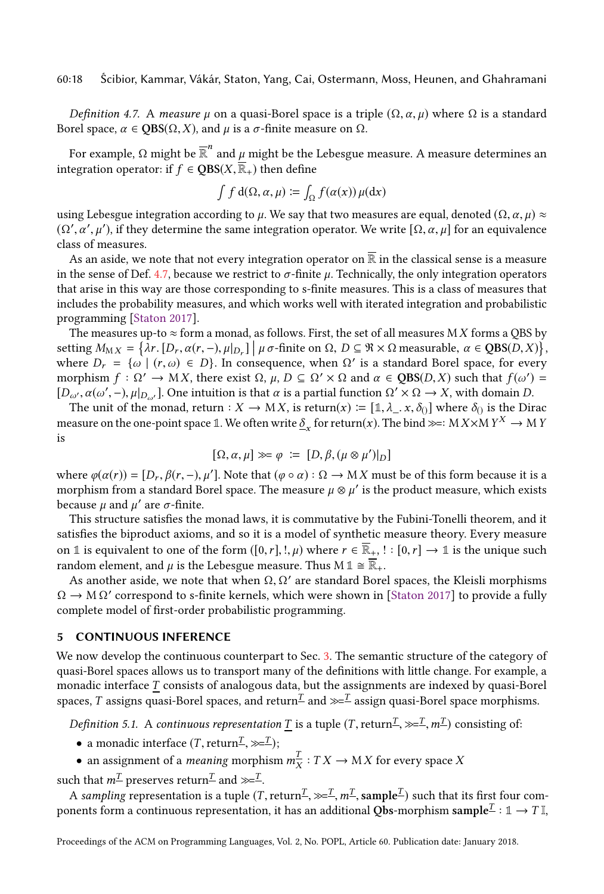*Definition 4.7.* A *measure* $\mu$ on a quasi-Borel space is a triple $(\Omega, \alpha, \mu)$ where $\Omega$ is a standard Borel space, $\alpha \in \mathbf{QBS}(\Omega, X)$, and $\mu$ is a $\sigma$-finite measure on $\Omega$.

For example, $\Omega$ might be $\overline{\mathbb{R}}^n$ and $\mu$ might be the Lebesgue measure. A measure determines an integration operator: if $f \in \mathbf{QBS}(X, \overline{\mathbb{R}}_+)$ then define

$$\int f \, \mathrm{d}(\Omega, \alpha, \mu) \coloneqq \int_\Omega f(\alpha(x))\, \mu(\mathrm{d}x)$$

using Lebesgue integration according to $\mu$. We say that two measures are equal, denoted $(\Omega, \alpha, \mu) \approx (\Omega', \alpha', \mu')$, if they determine the same integration operator. We write $[\Omega, \alpha, \mu]$ for an equivalence class of measures.

As an aside, we note that not every integration operator on $\overline{\mathbb{R}}$ in the classical sense is a measure in the sense of Def. 4.7, because we restrict to $\sigma$-finite $\mu$. Technically, the only integration operators that arise in this way are those corresponding to s-finite measures. This is a class of measures that includes the probability measures, and which works well with iterated integration and probabilistic programming [Staton 2017].

The measures up-to $\approx$ form a monad, as follows. First, the set of all measures $\mathrm{M}\,X$ forms a QBS by setting $M_{\mathrm{M}\,X} = \left\{\lambda r. [D_r, \alpha(r, -), \mu|_{D_r}] \,\middle|\, \mu\ \sigma\text{-finite on } \Omega,\ D \subseteq \mathfrak{R} \times \Omega \text{ measurable},\ \alpha \in \mathbf{QBS}(D, X)\right\}$, where $D_r = \{\omega \mid (r, \omega) \in D\}$. In consequence, when $\Omega'$ is a standard Borel space, for every morphism $f : \Omega' \to \mathrm{M}\,X$, there exist $\Omega$, $\mu$, $D \subseteq \Omega' \times \Omega$ and $\alpha \in \mathbf{QBS}(D, X)$ such that $f(\omega') = [D_{\omega'}, \alpha(\omega', -), \mu|_{D_{\omega'}}]$. One intuition is that $\alpha$ is a partial function $\Omega' \times \Omega \to X$, with domain $D$.

The unit of the monad, return : $X \to \mathrm{M}\,X$, is $\mathrm{return}(x) \coloneqq [\mathbb{1}, \lambda\_.\, x, \delta_{()}]$ where $\delta_{()}$ is the Dirac measure on the one-point space $\mathbb{1}$. We often write $\underline{\delta}_x$ for $\mathrm{return}(x)$. The bind $\gg\!=: \mathrm{M}\,X \times \mathrm{M}\,Y^X \to \mathrm{M}\,Y$ is

$$[\Omega, \alpha, \mu] \gg\!= \varphi \;\coloneqq\; [D, \beta, (\mu \otimes \mu')|_D]$$

where $\varphi(\alpha(r)) = [D_r, \beta(r, -), \mu']$. Note that $(\varphi \circ \alpha) : \Omega \to \mathrm{M}\,X$ must be of this form because it is a morphism from a standard Borel space. The measure $\mu \otimes \mu'$ is the product measure, which exists because $\mu$ and $\mu'$ are $\sigma$-finite.

This structure satisfies the monad laws, it is commutative by the Fubini-Tonelli theorem, and it satisfies the biproduct axioms, and so it is a model of synthetic measure theory. Every measure on $\mathbb{1}$ is equivalent to one of the form $([0, r], !, \mu)$ where $r \in \overline{\mathbb{R}}_+$, $! : [0, r] \to \mathbb{1}$ is the unique such random element, and $\mu$ is the Lebesgue measure. Thus $\mathrm{M}\,\mathbb{1} \cong \overline{\mathbb{R}}_+$.

As another aside, we note that when $\Omega, \Omega'$ are standard Borel spaces, the Kleisli morphisms $\Omega \to \mathrm{M}\,\Omega'$ correspond to s-finite kernels, which were shown in [Staton 2017] to provide a fully complete model of first-order probabilistic programming.

## 5 CONTINUOUS INFERENCE

We now develop the continuous counterpart to Sec. 3. The semantic structure of the category of quasi-Borel spaces allows us to transport many of the definitions with little change. For example, a monadic interface $\underline{T}$ consists of analogous data, but the assignments are indexed by quasi-Borel spaces, $T$ assigns quasi-Borel spaces, and $\mathrm{return}^{\underline{T}}$ and $\gg\!=^{\underline{T}}$ assign quasi-Borel space morphisms.

*Definition 5.1.* A *continuous representation* $\underline{T}$ is a tuple $(T, \mathrm{return}^{\underline{T}}, \gg\!=^{\underline{T}}, m^{\underline{T}})$ consisting of:

- a monadic interface $(T, \mathrm{return}^{\underline{T}}, \gg\!=^{\underline{T}})$;
- an assignment of a *meaning* morphism $m^{\underline{T}}_X : T\,X \to \mathrm{M}\,X$ for every space $X$

such that $m^{\underline{T}}$ preserves $\mathrm{return}^{\underline{T}}$ and $\gg\!=^{\underline{T}}$.

A *sampling* representation is a tuple $(T, \mathrm{return}^{\underline{T}}, \gg\!=^{\underline{T}}, m^{\underline{T}}, \mathbf{sample}^{\underline{T}})$ such that its first four components form a continuous representation, it has an additional **Qbs**-morphism $\mathbf{sample}^{\underline{T}} : \mathbb{1} \to T\,\mathbb{I}$,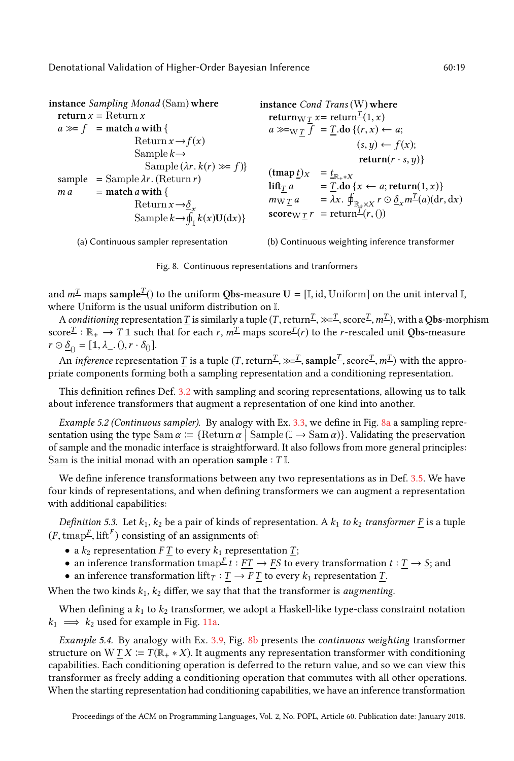**instance** *Sampling Monad* (Sam) **where**

$$
\begin{aligned}
&\textbf{return}\, x = \mathrm{Return}\, x\\
&a \gg\!= f \;\; = \textbf{match}\; a\; \textbf{with}\; \{\\
&\qquad\qquad \mathrm{Return}\, x \to f(x)\\
&\qquad\qquad \mathrm{Sample}\, k \to\\
&\qquad\qquad\quad \mathrm{Sample}\,(\lambda r.\, k(r) \gg\!= f)\}\\
&\mathrm{sample} \;\; = \mathrm{Sample}\, \lambda r.\, (\mathrm{Return}\, r)\\
&m\, a \qquad = \textbf{match}\; a\; \textbf{with}\; \{\\
&\qquad\qquad \mathrm{Return}\, x \to \underline{\delta}_x\\
&\qquad\qquad \mathrm{Sample}\, k \to \oint_{\mathbb{I}} k(x)\mathbf{U}(\mathrm{d}x)\}
\end{aligned}
$$

(a) Continuous sampler representation

**instance** *Cond Trans* (W) **where**

$$
\begin{aligned}
&\textbf{return}_{\mathrm{W}\,\underline{T}}\, x = \mathrm{return}^{\underline{T}}(1, x)\\
&a \gg\!=_{\mathrm{W}\,\underline{T}} f \;\; = \underline{T}.\textbf{do}\; \{(r, x) \leftarrow a;\\
&\qquad\qquad\qquad\qquad (s, y) \leftarrow f(x);\\
&\qquad\qquad\qquad\qquad \textbf{return}(r \cdot s, y)\}\\
&(\textbf{tmap}\; \underline{t})_X \;\; = \underline{t}_{\mathbb{R}_+ * X}\\
&\textbf{lift}_{\underline{T}}\; a \;\;\; = \underline{T}.\textbf{do}\; \{x \leftarrow a; \textbf{return}(1, x)\}\\
&m_{\mathrm{W}\,\underline{T}}\; a \;\;\; = \lambda x.\, \oint_{\mathbb{R}_+ \times X} r \odot \underline{\delta}_x m^{\underline{T}}(a)(\mathrm{d}r, \mathrm{d}x)\\
&\textbf{score}_{\mathrm{W}\,\underline{T}}\, r \;\; = \mathrm{return}^{\underline{T}}(r, ())
\end{aligned}
$$

(b) Continuous weighting inference transformer

Fig. 8. Continuous representations and tranformers

and $m^{\underline{T}}$ maps $\mathbf{sample}^{\underline{T}}()$ to the uniform **Qbs**-measure $\mathbf{U} = [\mathbb{I}, \mathrm{id}, \mathrm{Uniform}]$ on the unit interval $\mathbb{I}$, where $\mathrm{Uniform}$ is the usual uniform distribution on $\mathbb{I}$.

A *conditioning* representation $\underline{T}$ is similarly a tuple $(T, \mathrm{return}^{\underline{T}}, \gg\!=^{\underline{T}}, \mathrm{score}^{\underline{T}}, m^{\underline{T}})$, with a **Qbs**-morphism $\mathrm{score}^{\underline{T}} : \mathbb{R}_+ \to T\,\mathbb{1}$ such that for each $r$, $m^{\underline{T}}$ maps $\mathrm{score}^{\underline{T}}(r)$ to the $r$-rescaled unit **Qbs**-measure $r \odot \underline{\delta}_{()} = [\mathbb{1}, \lambda\_.\,(), r \cdot \delta_{()}]$.

An *inference* representation $\underline{T}$ is a tuple $(T, \mathrm{return}^{\underline{T}}, \gg\!=^{\underline{T}}, \mathbf{sample}^{\underline{T}}, \mathrm{score}^{\underline{T}}, m^{\underline{T}})$ with the appropriate components forming both a sampling representation and a conditioning representation.

This definition refines Def. 3.2 with sampling and scoring representations, allowing us to talk about inference transformers that augment a representation of one kind into another.

*Example 5.2 (Continuous sampler).* By analogy with Ex. 3.3, we define in Fig. 8a a sampling representation using the type $\mathrm{Sam}\,\alpha \coloneqq \{\mathrm{Return}\,\alpha \mid \mathrm{Sample}\,(\mathbb{I} \to \mathrm{Sam}\,\alpha)\}$. Validating the preservation of sample and the monadic interface is straightforward. It also follows from more general principles: $\underline{\mathrm{Sam}}$ is the initial monad with an operation $\mathbf{sample} : T\,\mathbb{I}$.

We define inference transformations between any two representations as in Def. 3.5. We have four kinds of representations, and when defining transformers we can augment a representation with additional capabilities:

*Definition 5.3.* Let $k_1, k_2$ be a pair of kinds of representation. A $k_1$ *to* $k_2$ *transformer* $\underline{F}$ is a tuple $(F, \mathrm{tmap}^{\underline{F}}, \mathrm{lift}^{\underline{F}})$ consisting of an assignments of:

- a $k_2$ representation $F\,\underline{T}$ to every $k_1$ representation $\underline{T}$;
- an inference transformation $\mathrm{tmap}^{\underline{F}}\, \underline{t} : \underline{FT} \to \underline{FS}$ to every transformation $\underline{t} : \underline{T} \to \underline{S}$; and
- an inference transformation $\mathrm{lift}_T : \underline{T} \to F\,\underline{T}$ to every $k_1$ representation $\underline{T}$.

When the two kinds $k_1, k_2$ differ, we say that that the transformer is *augmenting*.

When defining a $k_1$ to $k_2$ transformer, we adopt a Haskell-like type-class constraint notation $k_1 \implies k_2$ used for example in Fig. 11a.

*Example 5.4.* By analogy with Ex. 3.9, Fig. 8b presents the *continuous weighting* transformer structure on $\mathrm{W}\,\underline{T}\,X \coloneqq T(\mathbb{R}_+ * X)$. It augments any representation transformer with conditioning capabilities. Each conditioning operation is deferred to the return value, and so we can view this transformer as freely adding a conditioning operation that commutes with all other operations. When the starting representation had conditioning capabilities, we have an inference transformation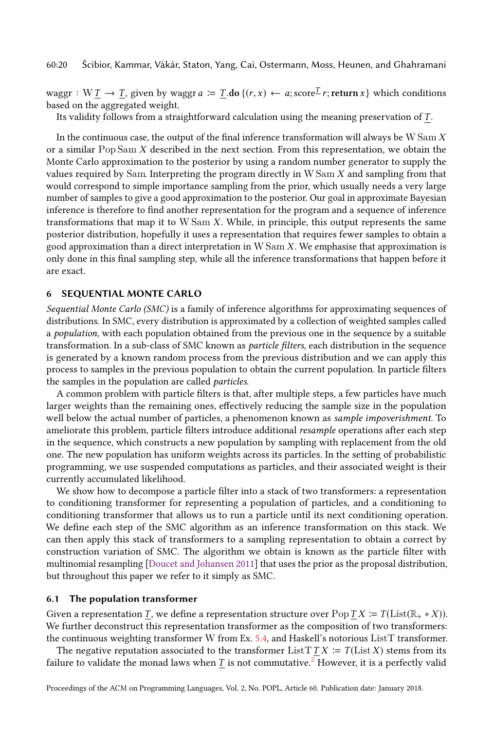waggr : $\mathrm{W}\,\underline{T} \to \underline{T}$, given by waggr $a := \underline{T}.\mathbf{do}\,\{(r, x) \leftarrow a; \mathrm{score}^{\underline{T}}\, r; \mathbf{return}\, x\}$ which conditions based on the aggregated weight.

Its validity follows from a straightforward calculation using the meaning preservation of $\underline{T}$.

In the continuous case, the output of the final inference transformation will always be $\mathrm{W}\,\mathrm{Sam}\,X$ or a similar $\mathrm{Pop}\,\mathrm{Sam}\,X$ described in the next section. From this representation, we obtain the Monte Carlo approximation to the posterior by using a random number generator to supply the values required by $\mathrm{Sam}$. Interpreting the program directly in $\mathrm{W}\,\mathrm{Sam}\,X$ and sampling from that would correspond to simple importance sampling from the prior, which usually needs a very large number of samples to give a good approximation to the posterior. Our goal in approximate Bayesian inference is therefore to find another representation for the program and a sequence of inference transformations that map it to $\mathrm{W}\,\mathrm{Sam}\,X$. While, in principle, this output represents the same posterior distribution, hopefully it uses a representation that requires fewer samples to obtain a good approximation than a direct interpretation in $\mathrm{W}\,\mathrm{Sam}\,X$. We emphasise that approximation is only done in this final sampling step, while all the inference transformations that happen before it are exact.

## 6 SEQUENTIAL MONTE CARLO

*Sequential Monte Carlo (SMC)* is a family of inference algorithms for approximating sequences of distributions. In SMC, every distribution is approximated by a collection of weighted samples called a *population*, with each population obtained from the previous one in the sequence by a suitable transformation. In a sub-class of SMC known as *particle filters*, each distribution in the sequence is generated by a known random process from the previous distribution and we can apply this process to samples in the previous population to obtain the current population. In particle filters the samples in the population are called *particles*.

A common problem with particle filters is that, after multiple steps, a few particles have much larger weights than the remaining ones, effectively reducing the sample size in the population well below the actual number of particles, a phenomenon known as *sample impoverishment*. To ameliorate this problem, particle filters introduce additional *resample* operations after each step in the sequence, which constructs a new population by sampling with replacement from the old one. The new population has uniform weights across its particles. In the setting of probabilistic programming, we use suspended computations as particles, and their associated weight is their currently accumulated likelihood.

We show how to decompose a particle filter into a stack of two transformers: a representation to conditioning transformer for representing a population of particles, and a conditioning to conditioning transformer that allows us to run a particle until its next conditioning operation. We define each step of the SMC algorithm as an inference transformation on this stack. We can then apply this stack of transformers to a sampling representation to obtain a correct by construction variation of SMC. The algorithm we obtain is known as the particle filter with multinomial resampling [Doucet and Johansen 2011] that uses the prior as the proposal distribution, but throughout this paper we refer to it simply as SMC.

### 6.1 The population transformer

Given a representation $\underline{T}$, we define a representation structure over $\mathrm{Pop}\,\underline{T}\,X := T(\mathrm{List}(\mathbb{R}_+ * X))$. We further deconstruct this representation transformer as the composition of two transformers: the continuous weighting transformer $\mathrm{W}$ from Ex. 5.4, and Haskell's notorious $\mathrm{ListT}$ transformer.

The negative reputation associated to the transformer $\mathrm{ListT}\,\underline{T}\,X := T(\mathrm{List}\,X)$ stems from its failure to validate the monad laws when $\underline{T}$ is not commutative.[2] However, it is a perfectly valid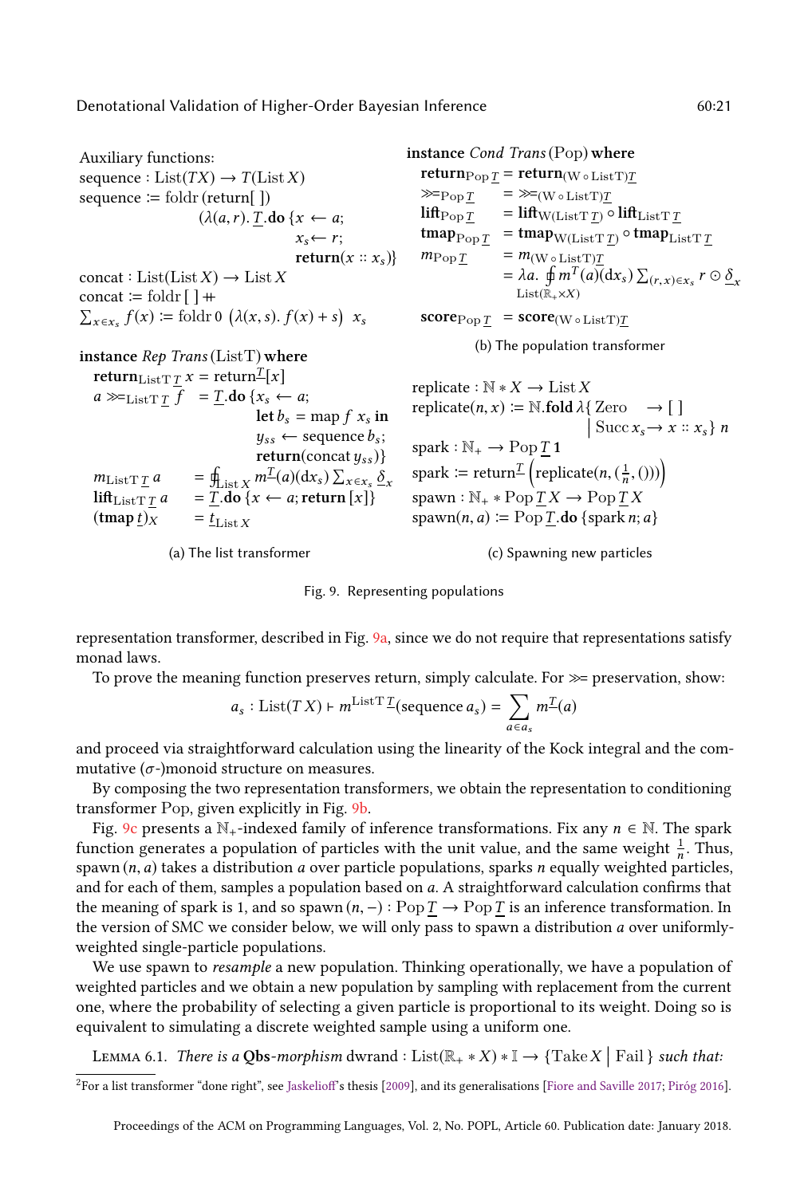Auxiliary functions:

$$
\begin{aligned}
&\text{sequence} : \text{List}(TX) \to T(\text{List}\, X) \\
&\text{sequence} := \text{foldr}\,(\text{return}[\,])\\
&\qquad\qquad (\lambda(a, r).\, \underline{T}.\mathbf{do}\,\{x \leftarrow a;\ x_s \leftarrow r;\ \mathbf{return}(x :: x_s)\}) \\
&\text{concat} : \text{List}(\text{List}\, X) \to \text{List}\, X \\
&\text{concat} := \text{foldr}\,[\,] +\!\!+ \\
&\textstyle\sum_{x \in x_s} f(x) := \text{foldr}\, 0\, \big(\lambda(x, s).\, f(x) + s\big)\ \ x_s
\end{aligned}
$$

**instance** *Rep Trans* (ListT) **where**

$$
\begin{aligned}
&\mathbf{return}_{\text{ListT}\,\underline{T}}\, x = \text{return}^{\underline{T}}[x] \\
&a \gg\!\!=_{\text{ListT}\,\underline{T}} f \ \ = \underline{T}.\mathbf{do}\,\{x_s \leftarrow a;\ \mathbf{let}\ b_s = \text{map}\ f\ x_s\ \mathbf{in}\ \ y_{ss} \leftarrow \text{sequence}\, b_s;\ \mathbf{return}(\text{concat}\, y_{ss})\} \\
&m_{\text{ListT}\,\underline{T}}\, a \ \ = \oint_{\text{List}\, X} m^{\underline{T}}(a)(\mathrm{d}x_s) \textstyle\sum_{x \in x_s} \underline{\delta}_x \\
&\mathbf{lift}_{\text{ListT}\,\underline{T}}\, a \ \ = \underline{T}.\mathbf{do}\,\{x \leftarrow a; \mathbf{return}\,[x]\} \\
&(\mathbf{tmap}\, \underline{t})_X \ \ = \underline{t}_{\text{List}\, X}
\end{aligned}
$$

(a) The list transformer

**instance** *Cond Trans* (Pop) **where**

$$
\begin{aligned}
&\mathbf{return}_{\text{Pop}\,\underline{T}} = \mathbf{return}_{(\text{W} \circ \text{ListT})\underline{T}} \\
&\gg\!\!=_{\text{Pop}\,\underline{T}} \ \ = \gg\!\!=_{(\text{W} \circ \text{ListT})\underline{T}} \\
&\mathbf{lift}_{\text{Pop}\,\underline{T}} \ \ = \mathbf{lift}_{\text{W}(\text{ListT}\,\underline{T})} \circ \mathbf{lift}_{\text{ListT}\,\underline{T}} \\
&\mathbf{tmap}_{\text{Pop}\,\underline{T}} \ \ = \mathbf{tmap}_{\text{W}(\text{ListT}\,\underline{T})} \circ \mathbf{tmap}_{\text{ListT}\,\underline{T}} \\
&m_{\text{Pop}\,\underline{T}} \ \ = m_{(\text{W} \circ \text{ListT})\underline{T}} \\
&\qquad\ \ = \lambda a.\ \oint_{\text{List}(\mathbb{R}_+ \times X)} m^{T}(a)(\mathrm{d}x_s) \textstyle\sum_{(r,x) \in x_s} r \odot \underline{\delta}_x \\
&\mathbf{score}_{\text{Pop}\,\underline{T}} \ \ = \mathbf{score}_{(\text{W} \circ \text{ListT})\underline{T}}
\end{aligned}
$$

(b) The population transformer

$$
\begin{aligned}
&\text{replicate} : \mathbb{N} * X \to \text{List}\, X \\
&\text{replicate}(n, x) := \mathbb{N}.\mathbf{fold}\,\lambda\{\,\text{Zero} \ \to [\,]\ \big|\ \text{Succ}\, x_s \to x :: x_s\}\ n \\
&\text{spark} : \mathbb{N}_+ \to \text{Pop}\,\underline{T}\,\mathbf{1} \\
&\text{spark} := \text{return}^{\underline{T}}\Big(\text{replicate}(n, (\tfrac{1}{n}, ()))\Big) \\
&\text{spawn} : \mathbb{N}_+ * \text{Pop}\,\underline{T}\,X \to \text{Pop}\,\underline{T}\,X \\
&\text{spawn}(n, a) := \text{Pop}\,\underline{T}.\mathbf{do}\,\{\text{spark}\, n; a\}
\end{aligned}
$$

(c) Spawning new particles

Fig. 9. Representing populations

representation transformer, described in Fig. 9a, since we do not require that representations satisfy monad laws.

To prove the meaning function preserves return, simply calculate. For $\gg\!\!=$ preservation, show:

$$
a_s : \text{List}(T\,X) \vdash m^{\text{ListT}\,\underline{T}}(\text{sequence}\ a_s) = \sum_{a \in a_s} m^{\underline{T}}(a)
$$

and proceed via straightforward calculation using the linearity of the Kock integral and the commutative ($\sigma$-)monoid structure on measures.

By composing the two representation transformers, we obtain the representation to conditioning transformer Pop, given explicitly in Fig. 9b.

Fig. 9c presents a $\mathbb{N}_+$-indexed family of inference transformations. Fix any $n \in \mathbb{N}$. The spark function generates a population of particles with the unit value, and the same weight $\frac{1}{n}$. Thus, spawn $(n, a)$ takes a distribution $a$ over particle populations, sparks $n$ equally weighted particles, and for each of them, samples a population based on $a$. A straightforward calculation confirms that the meaning of spark is 1, and so spawn $(n, -) : \text{Pop}\,\underline{T} \to \text{Pop}\,\underline{T}$ is an inference transformation. In the version of SMC we consider below, we will only pass to spawn a distribution $a$ over uniformly-weighted single-particle populations.

We use spawn to *resample* a new population. Thinking operationally, we have a population of weighted particles and we obtain a new population by sampling with replacement from the current one, where the probability of selecting a given particle is proportional to its weight. Doing so is equivalent to simulating a discrete weighted sample using a uniform one.

Lemma 6.1. *There is a* **Qbs**-*morphism* $\text{dwrand} : \text{List}(\mathbb{R}_+ * X) * \mathbb{I} \to \{\text{Take}\, X \,\big|\, \text{Fail}\,\}$ *such that:*

[2] For a list transformer "done right", see Jaskelioff's thesis [2009], and its generalisations [Fiore and Saville 2017; Piróg 2016].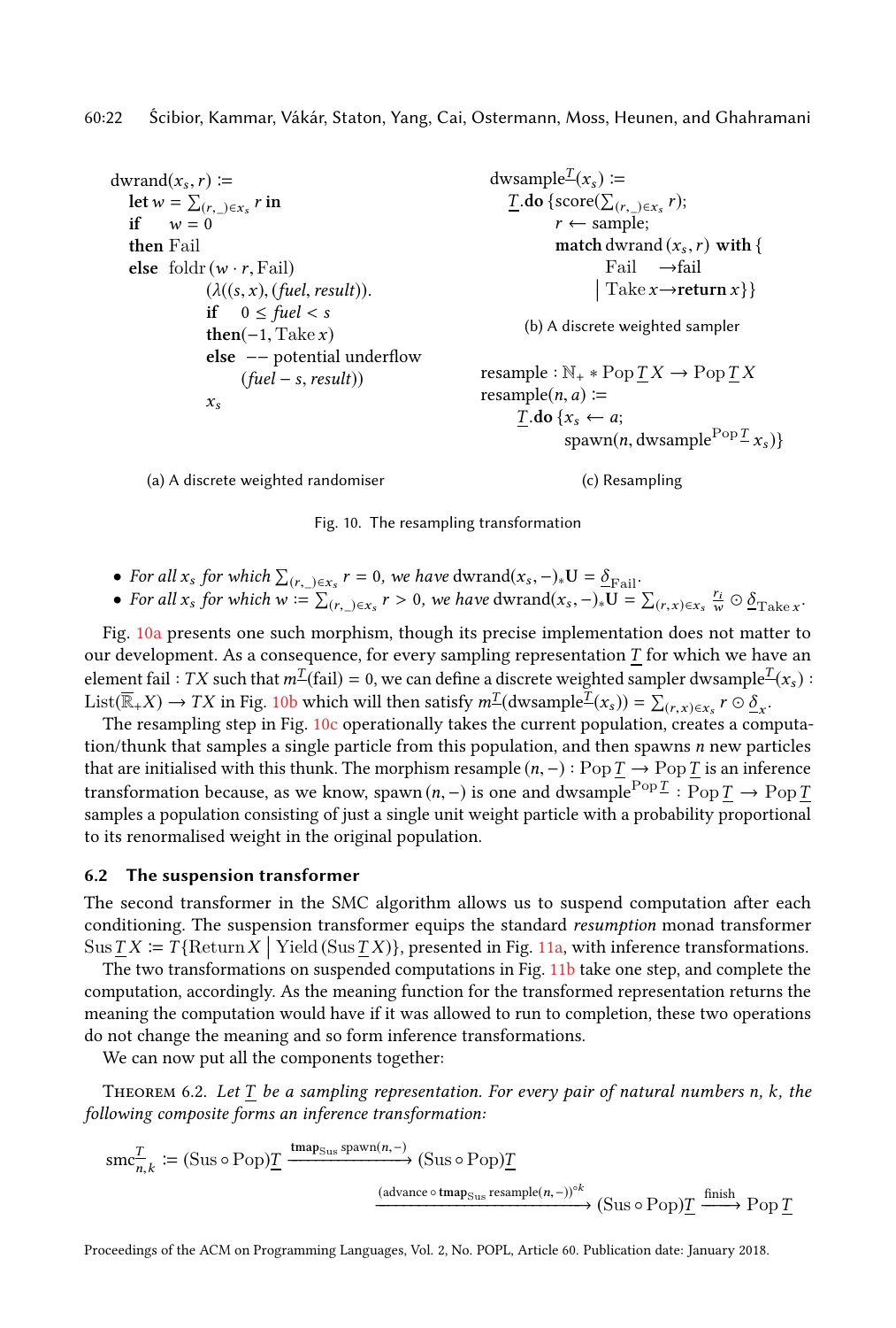```
dwrand(x_s, r) :=
  let w = Σ_{(r,_)∈x_s} r in
  if   w = 0
  then Fail
  else foldr (w · r, Fail)
          (λ((s, x), (fuel, result)).
          if   0 ≤ fuel < s
          then(−1, Take x)
          else  −− potential underflow
               (fuel − s, result))
          x_s
```

(a) A discrete weighted randomiser

```
dwsample^T(x_s) :=
  T.do {score(Σ_{(r,_)∈x_s} r);
        r ← sample;
        match dwrand (x_s, r) with {
            Fail    →fail
          | Take x→return x}}
```

(b) A discrete weighted sampler

```
resample : ℕ_+ ∗ Pop T X → Pop T X
resample(n, a) :=
    T.do {x_s ← a;
          spawn(n, dwsample^{Pop T} x_s)}
```

(c) Resampling

Fig. 10. The resampling transformation

- *For all* $x_s$ *for which* $\sum_{(r,\_)\in x_s} r = 0$*, we have* $\mathrm{dwrand}(x_s, -)_* \mathbf{U} = \underline{\delta}_{\mathrm{Fail}}$.
- *For all* $x_s$ *for which* $w := \sum_{(r,\_)\in x_s} r > 0$*, we have* $\mathrm{dwrand}(x_s, -)_* \mathbf{U} = \sum_{(r,x)\in x_s} \frac{r_i}{w} \odot \underline{\delta}_{\mathrm{Take}\, x}$.

Fig. 10a presents one such morphism, though its precise implementation does not matter to our development. As a consequence, for every sampling representation $\underline{T}$ for which we have an element fail : $TX$ such that $m^{\underline{T}}(\mathrm{fail}) = 0$, we can define a discrete weighted sampler $\mathrm{dwsample}^{\underline{T}}(x_s) : \mathrm{List}(\overline{\mathbb{R}}_+ X) \to TX$ in Fig. 10b which will then satisfy $m^{\underline{T}}(\mathrm{dwsample}^{\underline{T}}(x_s)) = \sum_{(r,x)\in x_s} r \odot \underline{\delta}_x$.

The resampling step in Fig. 10c operationally takes the current population, creates a computation/thunk that samples a single particle from this population, and then spawns $n$ new particles that are initialised with this thunk. The morphism resample $(n, -) : \mathrm{Pop}\,\underline{T} \to \mathrm{Pop}\,\underline{T}$ is an inference transformation because, as we know, spawn $(n, -)$ is one and $\mathrm{dwsample}^{\mathrm{Pop}\,\underline{T}} : \mathrm{Pop}\,\underline{T} \to \mathrm{Pop}\,\underline{T}$ samples a population consisting of just a single unit weight particle with a probability proportional to its renormalised weight in the original population.

### 6.2 The suspension transformer

The second transformer in the SMC algorithm allows us to suspend computation after each conditioning. The suspension transformer equips the standard *resumption* monad transformer $\mathrm{Sus}\, T\, X := T\{\mathrm{Return}\, X \mid \mathrm{Yield}\, (\mathrm{Sus}\, T\, X)\}$, presented in Fig. 11a, with inference transformations.

The two transformations on suspended computations in Fig. 11b take one step, and complete the computation, accordingly. As the meaning function for the transformed representation returns the meaning the computation would have if it was allowed to run to completion, these two operations do not change the meaning and so form inference transformations.

We can now put all the components together:

Theorem 6.2. *Let* $\underline{T}$ *be a sampling representation. For every pair of natural numbers* $n$, $k$*, the following composite forms an inference transformation:*

$$\mathrm{smc}^{\underline{T}}_{n,k} := (\mathrm{Sus} \circ \mathrm{Pop})\underline{T} \xrightarrow{\mathbf{tmap}_{\mathrm{Sus}}\, \mathrm{spawn}(n,-)} (\mathrm{Sus} \circ \mathrm{Pop})\underline{T}$$

$$\xrightarrow{(\mathrm{advance}\, \circ\, \mathbf{tmap}_{\mathrm{Sus}}\, \mathrm{resample}(n,-))^{\circ k}} (\mathrm{Sus} \circ \mathrm{Pop})\underline{T} \xrightarrow{\mathrm{finish}} \mathrm{Pop}\,\underline{T}$$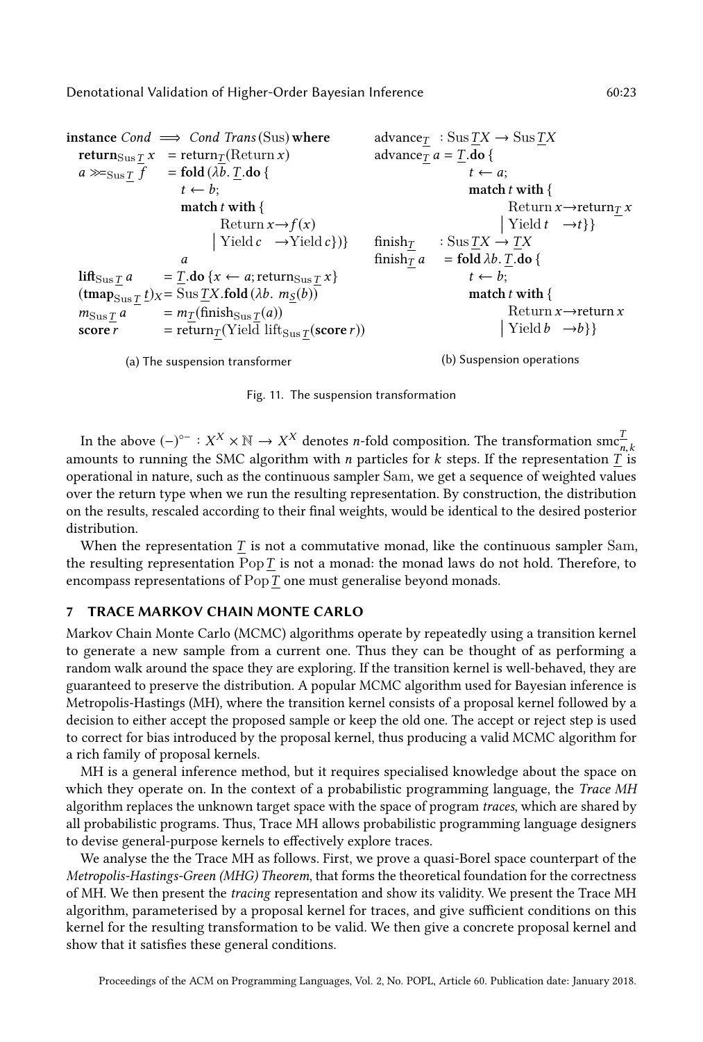```
instance Cond ⟹ Cond Trans(Sus) where
  return_{Sus T} x   = return_T(Return x)
  a ≫=_{Sus T} f     = fold (λb. T.do {
                         t ← b;
                         match t with {
                           Return x → f(x)
                           | Yield c → Yield c})}
                       a
  lift_{Sus T} a     = T.do {x ← a; return_{Sus T} x}
  (tmap_{Sus T} t)_X = Sus T X.fold (λb. m_S(b))
  m_{Sus T} a        = m_T(finish_{Sus T}(a))
  score r            = return_T(Yield lift_{Sus T}(score r))
```

(a) The suspension transformer

```
advance_T : Sus T X → Sus T X
advance_T a = T.do {
                t ← a;
                match t with {
                  Return x → return_T x
                  | Yield t → t}}
finish_T : Sus T X → T X
finish_T a = fold λb. T.do {
               t ← b;
               match t with {
                 Return x → return x
                 | Yield b → b}}
```

(b) Suspension operations

Fig. 11. The suspension transformation

In the above $(-)^{\circ -} : X^X \times \mathbb{N} \to X^X$ denotes $n$-fold composition. The transformation $\mathrm{smc}^{\underline{T}}_{n,k}$ amounts to running the SMC algorithm with $n$ particles for $k$ steps. If the representation $\underline{T}$ is operational in nature, such as the continuous sampler $\mathrm{Sam}$, we get a sequence of weighted values over the return type when we run the resulting representation. By construction, the distribution on the results, rescaled according to their final weights, would be identical to the desired posterior distribution.

When the representation $\underline{T}$ is not a commutative monad, like the continuous sampler $\mathrm{Sam}$, the resulting representation $\mathrm{Pop}\,\underline{T}$ is not a monad: the monad laws do not hold. Therefore, to encompass representations of $\mathrm{Pop}\,\underline{T}$ one must generalise beyond monads.

## 7 TRACE MARKOV CHAIN MONTE CARLO

Markov Chain Monte Carlo (MCMC) algorithms operate by repeatedly using a transition kernel to generate a new sample from a current one. Thus they can be thought of as performing a random walk around the space they are exploring. If the transition kernel is well-behaved, they are guaranteed to preserve the distribution. A popular MCMC algorithm used for Bayesian inference is Metropolis-Hastings (MH), where the transition kernel consists of a proposal kernel followed by a decision to either accept the proposed sample or keep the old one. The accept or reject step is used to correct for bias introduced by the proposal kernel, thus producing a valid MCMC algorithm for a rich family of proposal kernels.

MH is a general inference method, but it requires specialised knowledge about the space on which they operate on. In the context of a probabilistic programming language, the *Trace MH* algorithm replaces the unknown target space with the space of program *traces*, which are shared by all probabilistic programs. Thus, Trace MH allows probabilistic programming language designers to devise general-purpose kernels to effectively explore traces.

We analyse the the Trace MH as follows. First, we prove a quasi-Borel space counterpart of the *Metropolis-Hastings-Green (MHG) Theorem*, that forms the theoretical foundation for the correctness of MH. We then present the *tracing* representation and show its validity. We present the Trace MH algorithm, parameterised by a proposal kernel for traces, and give sufficient conditions on this kernel for the resulting transformation to be valid. We then give a concrete proposal kernel and show that it satisfies these general conditions.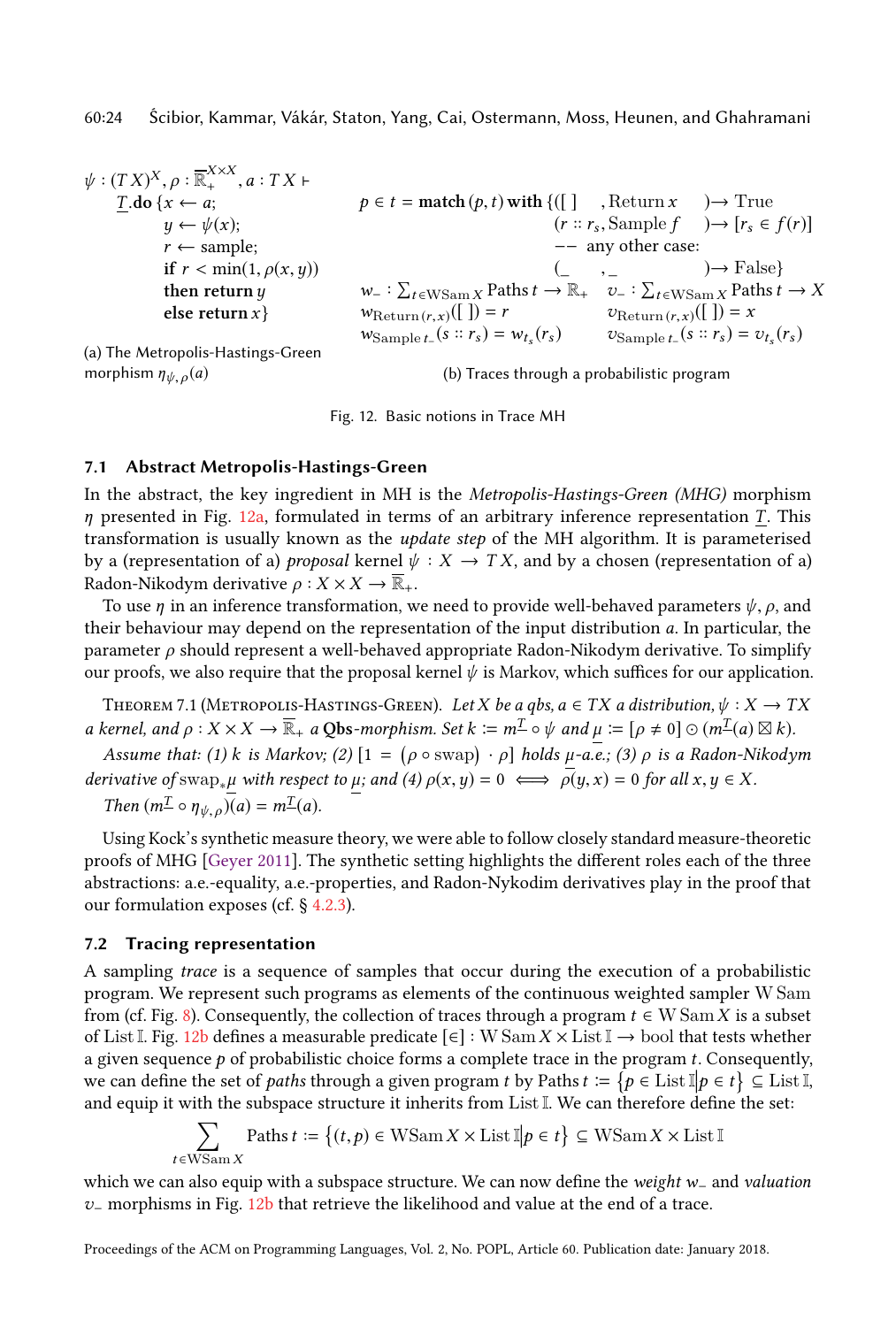$$
\begin{array}{l}
\psi : (T\,X)^X, \rho : \overline{\mathbb{R}}_+^{X \times X}, a : T\,X \vdash \\
\quad \underline{T}.\textbf{do}\,\{x \leftarrow a; \\
\qquad\quad y \leftarrow \psi(x); \\
\qquad\quad r \leftarrow \text{sample}; \\
\qquad\quad \textbf{if } r < \min(1, \rho(x,y)) \\
\qquad\quad \textbf{then return } y \\
\qquad\quad \textbf{else return } x\}
\end{array}
$$

(a) The Metropolis-Hastings-Green morphism $\eta_{\psi,\rho}(a)$

$$
\begin{array}{lll}
p \in t = \textbf{match}\,(p,t)\,\textbf{with}\,\{ & ([\,]\quad, \text{Return}\,x \quad) & \to \text{True} \\
& (r :: r_s, \text{Sample}\,f \quad) & \to [r_s \in f(r)] \\
& \text{-- any other case:} & \\
& (\_\quad, \_ \quad) & \to \text{False}\}
\end{array}
$$

$$
\begin{array}{ll}
w_{-} : \sum_{t \in \text{WSam}\,X} \text{Paths}\,t \to \mathbb{R}_+ & v_{-} : \sum_{t \in \text{WSam}\,X} \text{Paths}\,t \to X \\
w_{\text{Return}\,(r,x)}([\,]) = r & v_{\text{Return}\,(r,x)}([\,]) = x \\
w_{\text{Sample}\,t_{-}}(s :: r_s) = w_{t_s}(r_s) & v_{\text{Sample}\,t_{-}}(s :: r_s) = v_{t_s}(r_s)
\end{array}
$$

(b) Traces through a probabilistic program

Fig. 12. Basic notions in Trace MH

### 7.1 Abstract Metropolis-Hastings-Green

In the abstract, the key ingredient in MH is the *Metropolis-Hastings-Green (MHG)* morphism $\eta$ presented in Fig. 12a, formulated in terms of an arbitrary inference representation $\underline{T}$. This transformation is usually known as the *update step* of the MH algorithm. It is parameterised by a (representation of a) *proposal* kernel $\psi : X \to T\,X$, and by a chosen (representation of a) Radon-Nikodym derivative $\rho : X \times X \to \overline{\mathbb{R}}_+$.

To use $\eta$ in an inference transformation, we need to provide well-behaved parameters $\psi, \rho$, and their behaviour may depend on the representation of the input distribution $a$. In particular, the parameter $\rho$ should represent a well-behaved appropriate Radon-Nikodym derivative. To simplify our proofs, we also require that the proposal kernel $\psi$ is Markov, which suffices for our application.

Theorem 7.1 (Metropolis-Hastings-Green). *Let $X$ be a qbs, $a \in TX$ a distribution, $\psi : X \to TX$ a kernel, and $\rho : X \times X \to \overline{\mathbb{R}}_+$ a* **Qbs***-morphism. Set $k := m^{\underline{T}} \circ \psi$ and $\underline{\mu} := [\rho \neq 0] \odot (m^{\underline{T}}(a) \boxtimes k)$.*

*Assume that: (1) $k$ is Markov; (2) $[1 = (\rho \circ \text{swap}) \cdot \rho]$ holds $\underline{\mu}$-a.e.; (3) $\rho$ is a Radon-Nikodym derivative of $\text{swap}_*\underline{\mu}$ with respect to $\underline{\mu}$; and (4) $\rho(x,y) = 0 \iff \rho(y,x) = 0$ for all $x, y \in X$.*

*Then $(m^{\underline{T}} \circ \eta_{\psi,\rho})(a) = m^{\underline{T}}(a)$.*

Using Kock's synthetic measure theory, we were able to follow closely standard measure-theoretic proofs of MHG [Geyer 2011]. The synthetic setting highlights the different roles each of the three abstractions: a.e.-equality, a.e.-properties, and Radon-Nykodim derivatives play in the proof that our formulation exposes (cf. § 4.2.3).

### 7.2 Tracing representation

A sampling *trace* is a sequence of samples that occur during the execution of a probabilistic program. We represent such programs as elements of the continuous weighted sampler W Sam from (cf. Fig. 8). Consequently, the collection of traces through a program $t \in \text{W Sam}\,X$ is a subset of List $\mathbb{I}$. Fig. 12b defines a measurable predicate $[\in] : \text{W Sam}\,X \times \text{List}\,\mathbb{I} \to \text{bool}$ that tests whether a given sequence $p$ of probabilistic choice forms a complete trace in the program $t$. Consequently, we can define the set of *paths* through a given program $t$ by $\text{Paths}\,t := \{p \in \text{List}\,\mathbb{I} | p \in t\} \subseteq \text{List}\,\mathbb{I}$, and equip it with the subspace structure it inherits from List $\mathbb{I}$. We can therefore define the set:

$$
\sum_{t \in \text{WSam}\,X} \text{Paths}\,t := \{(t,p) \in \text{WSam}\,X \times \text{List}\,\mathbb{I} | p \in t\} \subseteq \text{WSam}\,X \times \text{List}\,\mathbb{I}
$$

which we can also equip with a subspace structure. We can now define the *weight* $w_{-}$ and *valuation* $v_{-}$ morphisms in Fig. 12b that retrieve the likelihood and value at the end of a trace.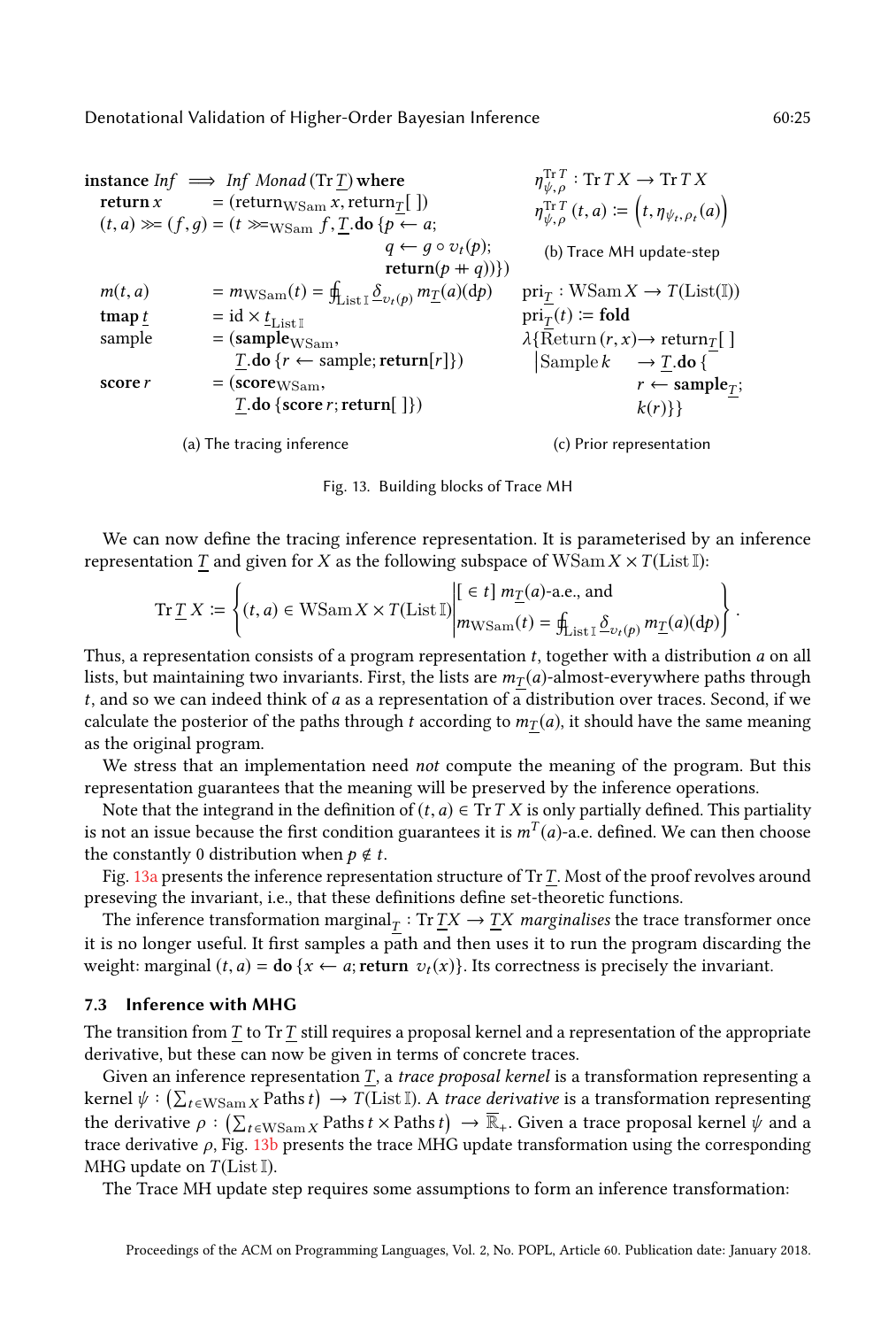```
instance Inf ⟹ Inf Monad (Tr T) where
  return x       = (return_WSam x, return_T[ ])
  (t, a) >>= (f, g) = (t >>=_WSam f, T.do {p ← a;
                                        q ← g ∘ v_t(p);
                                        return(p ++ q)})
  m(t, a)        = m_WSam(t) = ∮_{List 𝕀} δ_{v_t(p)} m_T(a)(dp)
  tmap t         = id × t_{List 𝕀}
  sample         = (sample_WSam,
                    T.do {r ← sample; return[r]})
  score r        = (score_WSam,
                    T.do {score r; return[ ]})
```

(a) The tracing inference

$$\eta^{\mathrm{Tr}\,T}_{\psi,\rho} : \mathrm{Tr}\,T\,X \to \mathrm{Tr}\,T\,X$$

$$\eta^{\mathrm{Tr}\,T}_{\psi,\rho}(t,a) \coloneqq \left(t, \eta_{\psi_t,\rho_t}(a)\right)$$

(b) Trace MH update-step

```
pri_T : WSam X → T(List(𝕀))
pri_T(t) := fold
  λ{Return (r, x) → return_T[ ]
   |Sample k      → T.do {
                      r ← sample_T;
                      k(r)}}
```

(c) Prior representation

Fig. 13. Building blocks of Trace MH

We can now define the tracing inference representation. It is parameterised by an inference representation $\underline{T}$ and given for $X$ as the following subspace of $\mathrm{WSam}\,X \times T(\mathrm{List}\,\mathbb{I})$:

$$\mathrm{Tr}\,\underline{T}\,X \coloneqq \left\{ (t,a) \in \mathrm{WSam}\,X \times T(\mathrm{List}\,\mathbb{I}) \middle| \begin{array}{l} [\,\in t]\ m_{\underline{T}}(a)\text{-a.e., and} \\ m_{\mathrm{WSam}}(t) = \oint_{\mathrm{List}\,\mathbb{I}} \delta_{v_t(p)}\, m_{\underline{T}}(a)(\mathrm{d}p) \end{array} \right\}.$$

Thus, a representation consists of a program representation $t$, together with a distribution $a$ on all lists, but maintaining two invariants. First, the lists are $m_{\underline{T}}(a)$-almost-everywhere paths through $t$, and so we can indeed think of $a$ as a representation of a distribution over traces. Second, if we calculate the posterior of the paths through $t$ according to $m_{\underline{T}}(a)$, it should have the same meaning as the original program.

We stress that an implementation need *not* compute the meaning of the program. But this representation guarantees that the meaning will be preserved by the inference operations.

Note that the integrand in the definition of $(t,a) \in \mathrm{Tr}\,T\,X$ is only partially defined. This partiality is not an issue because the first condition guarantees it is $m^T(a)$-a.e. defined. We can then choose the constantly 0 distribution when $p \notin t$.

Fig. 13a presents the inference representation structure of $\mathrm{Tr}\,\underline{T}$. Most of the proof revolves around preseving the invariant, i.e., that these definitions define set-theoretic functions.

The inference transformation $\mathrm{marginal}_{\underline{T}} : \mathrm{Tr}\,\underline{T}X \to \underline{T}X$ *marginalises* the trace transformer once it is no longer useful. It first samples a path and then uses it to run the program discarding the weight: $\mathrm{marginal}\,(t,a) = \mathbf{do}\,\{x \leftarrow a; \mathbf{return}\ v_t(x)\}$. Its correctness is precisely the invariant.

### 7.3 Inference with MHG

The transition from $\underline{T}$ to $\mathrm{Tr}\,\underline{T}$ still requires a proposal kernel and a representation of the appropriate derivative, but these can now be given in terms of concrete traces.

Given an inference representation $\underline{T}$, a *trace proposal kernel* is a transformation representing a kernel $\psi : \left(\sum_{t \in \mathrm{WSam}\,X} \mathrm{Paths}\,t\right) \to T(\mathrm{List}\,\mathbb{I})$. A *trace derivative* is a transformation representing the derivative $\rho : \left(\sum_{t \in \mathrm{WSam}\,X} \mathrm{Paths}\,t \times \mathrm{Paths}\,t\right) \to \overline{\mathbb{R}}_+$. Given a trace proposal kernel $\psi$ and a trace derivative $\rho$, Fig. 13b presents the trace MHG update transformation using the corresponding MHG update on $T(\mathrm{List}\,\mathbb{I})$.

The Trace MH update step requires some assumptions to form an inference transformation: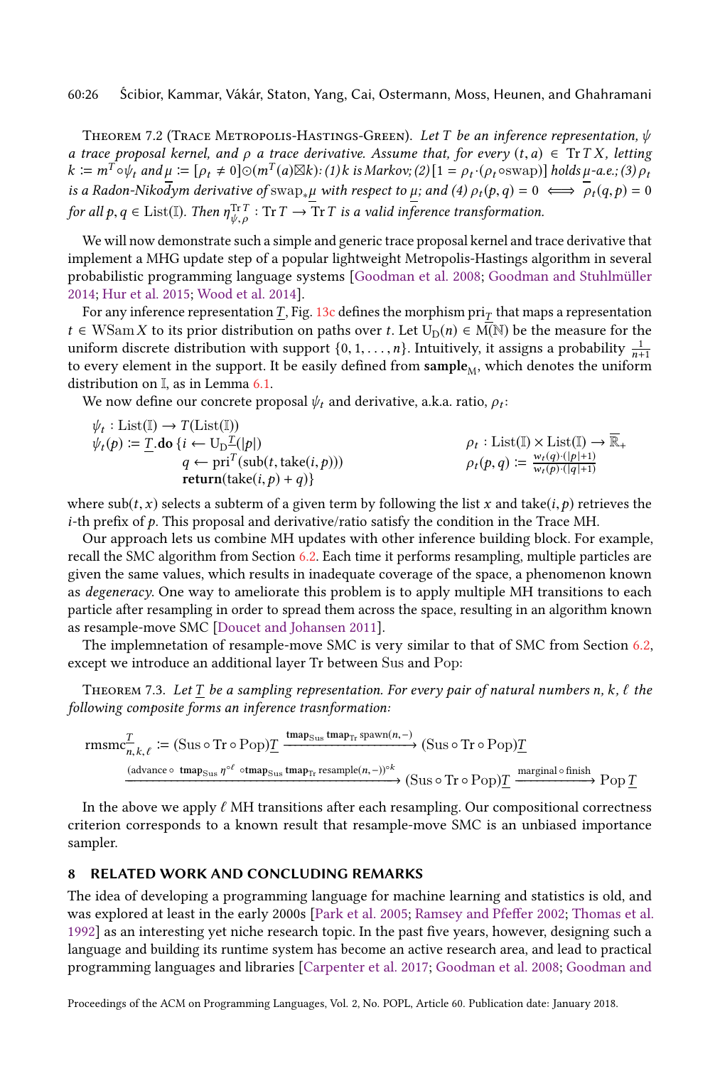Theorem 7.2 (Trace Metropolis-Hastings-Green). *Let $T$ be an inference representation, $\psi$ a trace proposal kernel, and $\rho$ a trace derivative. Assume that, for every $(t, a) \in \operatorname{Tr} T X$, letting $k := m^T \circ \psi_t$ and $\underline{\mu} := [\rho_t \neq 0] \odot (m^T(a) \boxtimes k)$: (1) $k$ is Markov; (2) $[1 = \rho_t \cdot (\rho_t \circ \mathrm{swap})]$ holds $\underline{\mu}$-a.e.; (3) $\rho_t$ is a Radon-Nikodym derivative of $\mathrm{swap}_* \underline{\mu}$ with respect to $\underline{\mu}$; and (4) $\rho_t(p, q) = 0 \iff \overline{\rho_t}(q, p) = 0$ for all $p, q \in \mathrm{List}(\mathbb{I})$. Then $\eta^{\operatorname{Tr} T}_{\psi, \rho} : \operatorname{Tr} T \to \operatorname{Tr} T$ is a valid inference transformation.*

We will now demonstrate such a simple and generic trace proposal kernel and trace derivative that implement a MHG update step of a popular lightweight Metropolis-Hastings algorithm in several probabilistic programming language systems [Goodman et al. 2008; Goodman and Stuhlmüller 2014; Hur et al. 2015; Wood et al. 2014].

For any inference representation $\underline{T}$, Fig. 13c defines the morphism $\mathrm{pri}_{\underline{T}}$ that maps a representation $t \in \mathrm{WSam}\, X$ to its prior distribution on paths over $t$. Let $\mathrm{U_D}(n) \in \mathrm{M}(\mathbb{N})$ be the measure for the uniform discrete distribution with support $\{0, 1, \ldots, n\}$. Intuitively, it assigns a probability $\frac{1}{n+1}$ to every element in the support. It be easily defined from $\mathbf{sample}_{\mathrm{M}}$, which denotes the uniform distribution on $\mathbb{I}$, as in Lemma 6.1.

We now define our concrete proposal $\psi_t$ and derivative, a.k.a. ratio, $\rho_t$:

$$
\begin{aligned}
&\psi_t : \mathrm{List}(\mathbb{I}) \to T(\mathrm{List}(\mathbb{I})) \\
&\psi_t(p) := \underline{T}.\mathbf{do}\,\{ i \leftarrow \mathrm{U_D}^{\underline{T}}(|p|) \\
&\qquad\qquad q \leftarrow \mathrm{pri}^T(\mathrm{sub}(t, \mathrm{take}(i, p))) \\
&\qquad\qquad \mathbf{return}(\mathrm{take}(i, p) + q)\}
\end{aligned}
\qquad\qquad
\begin{aligned}
&\rho_t : \mathrm{List}(\mathbb{I}) \times \mathrm{List}(\mathbb{I}) \to \overline{\mathbb{R}}_+ \\
&\rho_t(p, q) := \frac{w_t(q) \cdot (|p|+1)}{w_t(p) \cdot (|q|+1)}
\end{aligned}
$$

where $\mathrm{sub}(t, x)$ selects a subterm of a given term by following the list $x$ and $\mathrm{take}(i, p)$ retrieves the $i$-th prefix of $p$. This proposal and derivative/ratio satisfy the condition in the Trace MH.

Our approach lets us combine MH updates with other inference building block. For example, recall the SMC algorithm from Section 6.2. Each time it performs resampling, multiple particles are given the same values, which results in inadequate coverage of the space, a phenomenon known as *degeneracy*. One way to ameliorate this problem is to apply multiple MH transitions to each particle after resampling in order to spread them across the space, resulting in an algorithm known as resample-move SMC [Doucet and Johansen 2011].

The implemnetation of resample-move SMC is very similar to that of SMC from Section 6.2, except we introduce an additional layer Tr between Sus and Pop:

Theorem 7.3. *Let $\underline{T}$ be a sampling representation. For every pair of natural numbers $n, k, \ell$ the following composite forms an inference trasnformation:*

$$
\mathrm{rmsmc}^{\underline{T}}_{n,k,\ell} := (\mathrm{Sus} \circ \mathrm{Tr} \circ \mathrm{Pop})\underline{T} \xrightarrow{\mathbf{tmap}_{\mathrm{Sus}}\, \mathbf{tmap}_{\mathrm{Tr}}\, \mathrm{spawn}(n, -)} (\mathrm{Sus} \circ \mathrm{Tr} \circ \mathrm{Pop})\underline{T}
$$
$$
\xrightarrow{(\mathrm{advance} \circ\ \mathbf{tmap}_{\mathrm{Sus}}\, \eta^{\circ \ell}\ \circ \mathbf{tmap}_{\mathrm{Sus}}\, \mathbf{tmap}_{\mathrm{Tr}}\, \mathrm{resample}(n, -))^{\circ k}} (\mathrm{Sus} \circ \mathrm{Tr} \circ \mathrm{Pop})\underline{T} \xrightarrow{\mathrm{marginal} \circ \mathrm{finish}} \mathrm{Pop}\, \underline{T}
$$

In the above we apply $\ell$ MH transitions after each resampling. Our compositional correctness criterion corresponds to a known result that resample-move SMC is an unbiased importance sampler.

## 8 RELATED WORK AND CONCLUDING REMARKS

The idea of developing a programming language for machine learning and statistics is old, and was explored at least in the early 2000s [Park et al. 2005; Ramsey and Pfeffer 2002; Thomas et al. 1992] as an interesting yet niche research topic. In the past five years, however, designing such a language and building its runtime system has become an active research area, and lead to practical programming languages and libraries [Carpenter et al. 2017; Goodman et al. 2008; Goodman and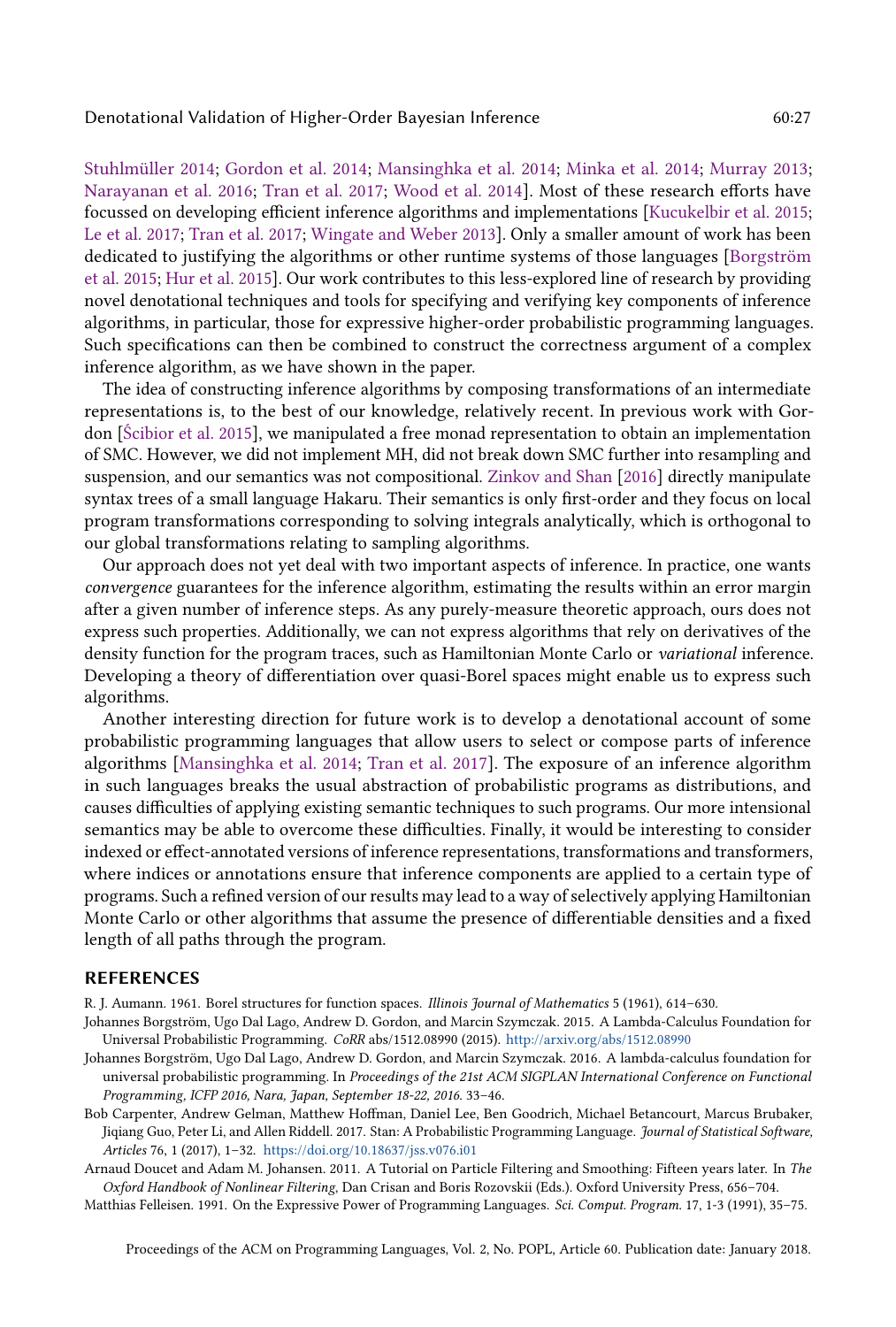Stuhlmüller 2014; Gordon et al. 2014; Mansinghka et al. 2014; Minka et al. 2014; Murray 2013; Narayanan et al. 2016; Tran et al. 2017; Wood et al. 2014]. Most of these research efforts have focussed on developing efficient inference algorithms and implementations [Kucukelbir et al. 2015; Le et al. 2017; Tran et al. 2017; Wingate and Weber 2013]. Only a smaller amount of work has been dedicated to justifying the algorithms or other runtime systems of those languages [Borgström et al. 2015; Hur et al. 2015]. Our work contributes to this less-explored line of research by providing novel denotational techniques and tools for specifying and verifying key components of inference algorithms, in particular, those for expressive higher-order probabilistic programming languages. Such specifications can then be combined to construct the correctness argument of a complex inference algorithm, as we have shown in the paper.

The idea of constructing inference algorithms by composing transformations of an intermediate representations is, to the best of our knowledge, relatively recent. In previous work with Gordon [Ścibior et al. 2015], we manipulated a free monad representation to obtain an implementation of SMC. However, we did not implement MH, did not break down SMC further into resampling and suspension, and our semantics was not compositional. Zinkov and Shan [2016] directly manipulate syntax trees of a small language Hakaru. Their semantics is only first-order and they focus on local program transformations corresponding to solving integrals analytically, which is orthogonal to our global transformations relating to sampling algorithms.

Our approach does not yet deal with two important aspects of inference. In practice, one wants *convergence* guarantees for the inference algorithm, estimating the results within an error margin after a given number of inference steps. As any purely-measure theoretic approach, ours does not express such properties. Additionally, we can not express algorithms that rely on derivatives of the density function for the program traces, such as Hamiltonian Monte Carlo or *variational* inference. Developing a theory of differentiation over quasi-Borel spaces might enable us to express such algorithms.

Another interesting direction for future work is to develop a denotational account of some probabilistic programming languages that allow users to select or compose parts of inference algorithms [Mansinghka et al. 2014; Tran et al. 2017]. The exposure of an inference algorithm in such languages breaks the usual abstraction of probabilistic programs as distributions, and causes difficulties of applying existing semantic techniques to such programs. Our more intensional semantics may be able to overcome these difficulties. Finally, it would be interesting to consider indexed or effect-annotated versions of inference representations, transformations and transformers, where indices or annotations ensure that inference components are applied to a certain type of programs. Such a refined version of our results may lead to a way of selectively applying Hamiltonian Monte Carlo or other algorithms that assume the presence of differentiable densities and a fixed length of all paths through the program.

## REFERENCES

R. J. Aumann. 1961. Borel structures for function spaces. *Illinois Journal of Mathematics* 5 (1961), 614–630.

Johannes Borgström, Ugo Dal Lago, Andrew D. Gordon, and Marcin Szymczak. 2015. A Lambda-Calculus Foundation for Universal Probabilistic Programming. *CoRR* abs/1512.08990 (2015). http://arxiv.org/abs/1512.08990

Johannes Borgström, Ugo Dal Lago, Andrew D. Gordon, and Marcin Szymczak. 2016. A lambda-calculus foundation for universal probabilistic programming. In *Proceedings of the 21st ACM SIGPLAN International Conference on Functional Programming, ICFP 2016, Nara, Japan, September 18-22, 2016*. 33–46.

Bob Carpenter, Andrew Gelman, Matthew Hoffman, Daniel Lee, Ben Goodrich, Michael Betancourt, Marcus Brubaker, Jiqiang Guo, Peter Li, and Allen Riddell. 2017. Stan: A Probabilistic Programming Language. *Journal of Statistical Software, Articles* 76, 1 (2017), 1–32. https://doi.org/10.18637/jss.v076.i01

Arnaud Doucet and Adam M. Johansen. 2011. A Tutorial on Particle Filtering and Smoothing: Fifteen years later. In *The Oxford Handbook of Nonlinear Filtering*, Dan Crisan and Boris Rozovskii (Eds.). Oxford University Press, 656–704.

Matthias Felleisen. 1991. On the Expressive Power of Programming Languages. *Sci. Comput. Program.* 17, 1-3 (1991), 35–75.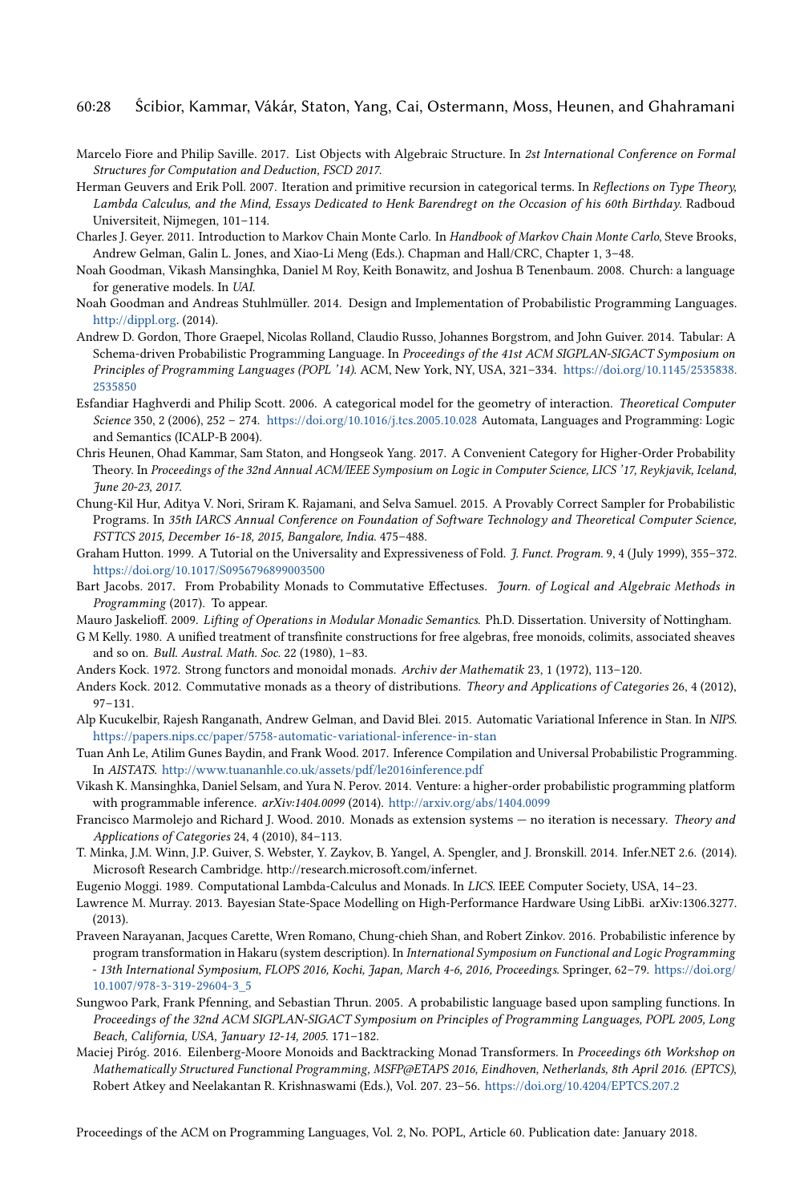Marcelo Fiore and Philip Saville. 2017. List Objects with Algebraic Structure. In *2st International Conference on Formal Structures for Computation and Deduction, FSCD 2017.*

Herman Geuvers and Erik Poll. 2007. Iteration and primitive recursion in categorical terms. In *Reflections on Type Theory, Lambda Calculus, and the Mind, Essays Dedicated to Henk Barendregt on the Occasion of his 60th Birthday.* Radboud Universiteit, Nijmegen, 101–114.

Charles J. Geyer. 2011. Introduction to Markov Chain Monte Carlo. In *Handbook of Markov Chain Monte Carlo*, Steve Brooks, Andrew Gelman, Galin L. Jones, and Xiao-Li Meng (Eds.). Chapman and Hall/CRC, Chapter 1, 3–48.

Noah Goodman, Vikash Mansinghka, Daniel M Roy, Keith Bonawitz, and Joshua B Tenenbaum. 2008. Church: a language for generative models. In *UAI*.

Noah Goodman and Andreas Stuhlmüller. 2014. Design and Implementation of Probabilistic Programming Languages. http://dippl.org. (2014).

Andrew D. Gordon, Thore Graepel, Nicolas Rolland, Claudio Russo, Johannes Borgstrom, and John Guiver. 2014. Tabular: A Schema-driven Probabilistic Programming Language. In *Proceedings of the 41st ACM SIGPLAN-SIGACT Symposium on Principles of Programming Languages (POPL '14)*. ACM, New York, NY, USA, 321–334. https://doi.org/10.1145/2535838.2535850

Esfandiar Haghverdi and Philip Scott. 2006. A categorical model for the geometry of interaction. *Theoretical Computer Science* 350, 2 (2006), 252 – 274. https://doi.org/10.1016/j.tcs.2005.10.028 Automata, Languages and Programming: Logic and Semantics (ICALP-B 2004).

Chris Heunen, Ohad Kammar, Sam Staton, and Hongseok Yang. 2017. A Convenient Category for Higher-Order Probability Theory. In *Proceedings of the 32nd Annual ACM/IEEE Symposium on Logic in Computer Science, LICS '17, Reykjavik, Iceland, June 20-23, 2017.*

Chung-Kil Hur, Aditya V. Nori, Sriram K. Rajamani, and Selva Samuel. 2015. A Provably Correct Sampler for Probabilistic Programs. In *35th IARCS Annual Conference on Foundation of Software Technology and Theoretical Computer Science, FSTTCS 2015, December 16-18, 2015, Bangalore, India.* 475–488.

Graham Hutton. 1999. A Tutorial on the Universality and Expressiveness of Fold. *J. Funct. Program.* 9, 4 (July 1999), 355–372. https://doi.org/10.1017/S0956796899003500

Bart Jacobs. 2017. From Probability Monads to Commutative Effectuses. *Journ. of Logical and Algebraic Methods in Programming* (2017). To appear.

Mauro Jaskelioff. 2009. *Lifting of Operations in Modular Monadic Semantics.* Ph.D. Dissertation. University of Nottingham.

G M Kelly. 1980. A unified treatment of transfinite constructions for free algebras, free monoids, colimits, associated sheaves and so on. *Bull. Austral. Math. Soc.* 22 (1980), 1–83.

Anders Kock. 1972. Strong functors and monoidal monads. *Archiv der Mathematik* 23, 1 (1972), 113–120.

Anders Kock. 2012. Commutative monads as a theory of distributions. *Theory and Applications of Categories* 26, 4 (2012), 97–131.

Alp Kucukelbir, Rajesh Ranganath, Andrew Gelman, and David Blei. 2015. Automatic Variational Inference in Stan. In *NIPS*. https://papers.nips.cc/paper/5758-automatic-variational-inference-in-stan

Tuan Anh Le, Atilim Gunes Baydin, and Frank Wood. 2017. Inference Compilation and Universal Probabilistic Programming. In *AISTATS*. http://www.tuananhle.co.uk/assets/pdf/le2016inference.pdf

Vikash K. Mansinghka, Daniel Selsam, and Yura N. Perov. 2014. Venture: a higher-order probabilistic programming platform with programmable inference. *arXiv:1404.0099* (2014). http://arxiv.org/abs/1404.0099

Francisco Marmolejo and Richard J. Wood. 2010. Monads as extension systems — no iteration is necessary. *Theory and Applications of Categories* 24, 4 (2010), 84–113.

T. Minka, J.M. Winn, J.P. Guiver, S. Webster, Y. Zaykov, B. Yangel, A. Spengler, and J. Bronskill. 2014. Infer.NET 2.6. (2014). Microsoft Research Cambridge. http://research.microsoft.com/infernet.

Eugenio Moggi. 1989. Computational Lambda-Calculus and Monads. In *LICS*. IEEE Computer Society, USA, 14–23.

Lawrence M. Murray. 2013. Bayesian State-Space Modelling on High-Performance Hardware Using LibBi. arXiv:1306.3277. (2013).

Praveen Narayanan, Jacques Carette, Wren Romano, Chung-chieh Shan, and Robert Zinkov. 2016. Probabilistic inference by program transformation in Hakaru (system description). In *International Symposium on Functional and Logic Programming - 13th International Symposium, FLOPS 2016, Kochi, Japan, March 4-6, 2016, Proceedings.* Springer, 62–79. https://doi.org/10.1007/978-3-319-29604-3_5

Sungwoo Park, Frank Pfenning, and Sebastian Thrun. 2005. A probabilistic language based upon sampling functions. In *Proceedings of the 32nd ACM SIGPLAN-SIGACT Symposium on Principles of Programming Languages, POPL 2005, Long Beach, California, USA, January 12-14, 2005.* 171–182.

Maciej Piróg. 2016. Eilenberg-Moore Monoids and Backtracking Monad Transformers. In *Proceedings 6th Workshop on Mathematically Structured Functional Programming, MSFP@ETAPS 2016, Eindhoven, Netherlands, 8th April 2016. (EPTCS)*, Robert Atkey and Neelakantan R. Krishnaswami (Eds.), Vol. 207. 23–56. https://doi.org/10.4204/EPTCS.207.2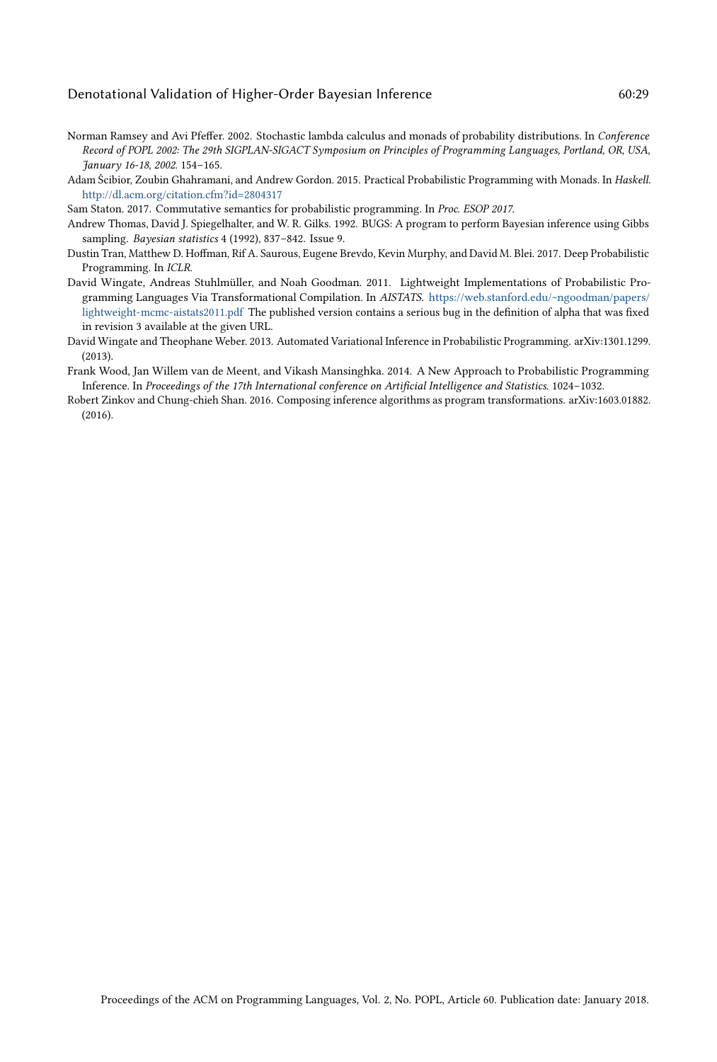Norman Ramsey and Avi Pfeffer. 2002. Stochastic lambda calculus and monads of probability distributions. In *Conference Record of POPL 2002: The 29th SIGPLAN-SIGACT Symposium on Principles of Programming Languages, Portland, OR, USA, January 16-18, 2002.* 154–165.

Adam Ścibior, Zoubin Ghahramani, and Andrew Gordon. 2015. Practical Probabilistic Programming with Monads. In *Haskell*. http://dl.acm.org/citation.cfm?id=2804317

Sam Staton. 2017. Commutative semantics for probabilistic programming. In *Proc. ESOP 2017*.

Andrew Thomas, David J. Spiegelhalter, and W. R. Gilks. 1992. BUGS: A program to perform Bayesian inference using Gibbs sampling. *Bayesian statistics* 4 (1992), 837–842. Issue 9.

Dustin Tran, Matthew D. Hoffman, Rif A. Saurous, Eugene Brevdo, Kevin Murphy, and David M. Blei. 2017. Deep Probabilistic Programming. In *ICLR*.

David Wingate, Andreas Stuhlmüller, and Noah Goodman. 2011. Lightweight Implementations of Probabilistic Programming Languages Via Transformational Compilation. In *AISTATS*. https://web.stanford.edu/~ngoodman/papers/lightweight-mcmc-aistats2011.pdf The published version contains a serious bug in the definition of alpha that was fixed in revision 3 available at the given URL.

David Wingate and Theophane Weber. 2013. Automated Variational Inference in Probabilistic Programming. arXiv:1301.1299. (2013).

Frank Wood, Jan Willem van de Meent, and Vikash Mansinghka. 2014. A New Approach to Probabilistic Programming Inference. In *Proceedings of the 17th International conference on Artificial Intelligence and Statistics.* 1024–1032.

Robert Zinkov and Chung-chieh Shan. 2016. Composing inference algorithms as program transformations. arXiv:1603.01882. (2016).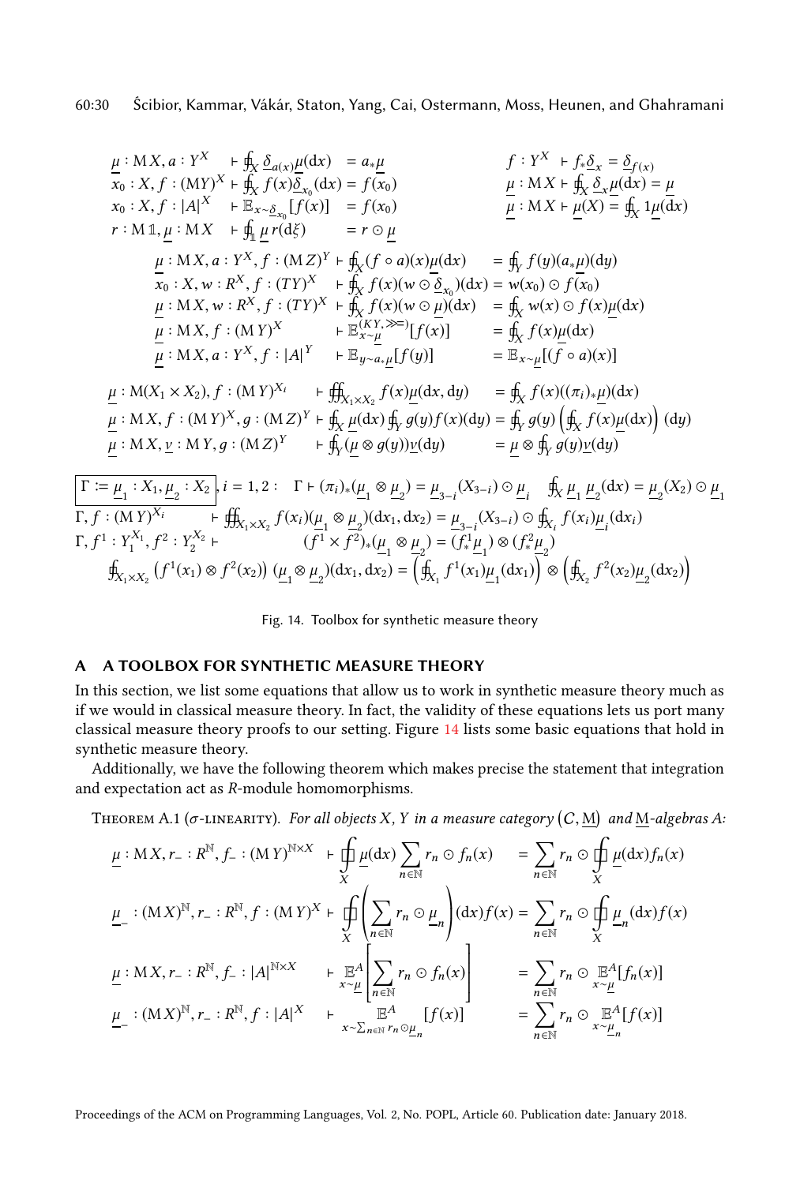$$
\begin{array}{llll}
\underline{\mu} : \mathrm{M}X, a : Y^X & \vdash \oint_X \underline{\delta}_{a(x)}\underline{\mu}(\mathrm{d}x) & = a_*\underline{\mu} & \qquad f : Y^X \vdash f_*\underline{\delta}_x = \underline{\delta}_{f(x)} \\
x_0 : X, f : (\mathrm{M}Y)^X & \vdash \oint_X f(x)\underline{\delta}_{x_0}(\mathrm{d}x) & = f(x_0) & \qquad \underline{\mu} : \mathrm{M}X \vdash \oint_X \underline{\delta}_x \underline{\mu}(\mathrm{d}x) = \underline{\mu} \\
x_0 : X, f : |A|^X & \vdash \mathbb{E}_{x \sim \underline{\delta}_{x_0}}[f(x)] & = f(x_0) & \qquad \underline{\mu} : \mathrm{M}X \vdash \underline{\mu}(X) = \oint_X 1\underline{\mu}(\mathrm{d}x) \\
r : \mathrm{M}\mathbb{1}, \underline{\mu} : \mathrm{M}X & \vdash \oint_{\mathbb{1}} \underline{\mu}\, r(\mathrm{d}\xi) & = r \odot \underline{\mu} &
\end{array}
$$

$$
\begin{array}{lll}
\underline{\mu} : \mathrm{M}X, a : Y^X, f : (\mathrm{M}Z)^Y & \vdash \oint_X (f \circ a)(x)\underline{\mu}(\mathrm{d}x) & = \oint_Y f(y)(a_*\underline{\mu})(\mathrm{d}y) \\
x_0 : X, w : R^X, f : (TY)^X & \vdash \oint_X f(x)(w \odot \underline{\delta}_{x_0})(\mathrm{d}x) & = w(x_0) \odot f(x_0) \\
\underline{\mu} : \mathrm{M}X, w : R^X, f : (TY)^X & \vdash \oint_X f(x)(w \odot \underline{\mu})(\mathrm{d}x) & = \oint_X w(x) \odot f(x)\underline{\mu}(\mathrm{d}x) \\
\underline{\mu} : \mathrm{M}X, f : (\mathrm{M}Y)^X & \vdash \mathbb{E}^{(KY, \gg=)}_{x \sim \underline{\mu}}[f(x)] & = \oint_X f(x)\underline{\mu}(\mathrm{d}x) \\
\underline{\mu} : \mathrm{M}X, a : Y^X, f : |A|^Y & \vdash \mathbb{E}_{y \sim a_*\underline{\mu}}[f(y)] & = \mathbb{E}_{x \sim \underline{\mu}}[(f \circ a)(x)]
\end{array}
$$

$$
\begin{array}{lll}
\underline{\mu} : \mathrm{M}(X_1 \times X_2), f : (\mathrm{M}Y)^{X_i} & \vdash \oint_{X_1 \times X_2} f(x)\underline{\mu}(\mathrm{d}x, \mathrm{d}y) & = \oint_X f(x)((\pi_i)_*\underline{\mu})(\mathrm{d}x) \\
\underline{\mu} : \mathrm{M}X, f : (\mathrm{M}Y)^X, g : (\mathrm{M}Z)^Y & \vdash \oint_X \underline{\mu}(\mathrm{d}x) \oint_Y g(y) f(x)(\mathrm{d}y) & = \oint_Y g(y) \left(\oint_X f(x)\underline{\mu}(\mathrm{d}x)\right)(\mathrm{d}y) \\
\underline{\mu} : \mathrm{M}X, \underline{\nu} : \mathrm{M}Y, g : (\mathrm{M}Z)^Y & \vdash \oint_Y (\underline{\mu} \otimes g(y))\underline{\nu}(\mathrm{d}y) & = \underline{\mu} \otimes \oint_Y g(y)\underline{\nu}(\mathrm{d}y)
\end{array}
$$

$$
\boxed{\Gamma := \underline{\mu}_1 : X_1, \underline{\mu}_2 : X_2}, i = 1, 2 : \quad \Gamma \vdash (\pi_i)_*(\underline{\mu}_1 \otimes \underline{\mu}_2) = \underline{\mu}_{3-i}(X_{3-i}) \odot \underline{\mu}_i \quad \oint_X \underline{\mu}_1\, \underline{\mu}_2(\mathrm{d}x) = \underline{\mu}_2(X_2) \odot \underline{\mu}_1
$$

$$
\Gamma, f : (\mathrm{M}Y)^{X_i} \vdash \oint_{X_1 \times X_2} f(x_i)(\underline{\mu}_1 \otimes \underline{\mu}_2)(\mathrm{d}x_1, \mathrm{d}x_2) = \underline{\mu}_{3-i}(X_{3-i}) \odot \oint_{X_i} f(x_i)\underline{\mu}_i(\mathrm{d}x_i)
$$

$$
\Gamma, f^1 : Y_1^{X_1}, f^2 : Y_2^{X_2} \vdash (f^1 \times f^2)_*(\underline{\mu}_1 \otimes \underline{\mu}_2) = (f^1_*\underline{\mu}_1) \otimes (f^2_*\underline{\mu}_2)
$$

$$
\oint_{X_1 \times X_2} \left(f^1(x_1) \otimes f^2(x_2)\right)(\underline{\mu}_1 \otimes \underline{\mu}_2)(\mathrm{d}x_1, \mathrm{d}x_2) = \left(\oint_{X_1} f^1(x_1)\underline{\mu}_1(\mathrm{d}x_1)\right) \otimes \left(\oint_{X_2} f^2(x_2)\underline{\mu}_2(\mathrm{d}x_2)\right)
$$

Fig. 14. Toolbox for synthetic measure theory

## A A TOOLBOX FOR SYNTHETIC MEASURE THEORY

In this section, we list some equations that allow us to work in synthetic measure theory much as if we would in classical measure theory. In fact, the validity of these equations lets us port many classical measure theory proofs to our setting. Figure 14 lists some basic equations that hold in synthetic measure theory.

Additionally, we have the following theorem which makes precise the statement that integration and expectation act as $R$-module homomorphisms.

Theorem A.1 ($\sigma$-linearity). *For all objects $X$, $Y$ in a measure category $(\mathcal{C}, \underline{\mathrm{M}})$ and $\underline{\mathrm{M}}$-algebras $A$:*

$$
\begin{array}{lll}
\underline{\mu} : \mathrm{M}X, r_- : R^{\mathbb{N}}, f_- : (\mathrm{M}Y)^{\mathbb{N} \times X} & \vdash \oint_X \underline{\mu}(\mathrm{d}x) \sum_{n \in \mathbb{N}} r_n \odot f_n(x) & = \sum_{n \in \mathbb{N}} r_n \odot \oint_X \underline{\mu}(\mathrm{d}x) f_n(x) \\
\underline{\mu}_- : (\mathrm{M}X)^{\mathbb{N}}, r_- : R^{\mathbb{N}}, f : (\mathrm{M}Y)^X & \vdash \oint_X \left(\sum_{n \in \mathbb{N}} r_n \odot \underline{\mu}_n\right)(\mathrm{d}x) f(x) & = \sum_{n \in \mathbb{N}} r_n \odot \oint_X \underline{\mu}_n(\mathrm{d}x) f(x) \\
\underline{\mu} : \mathrm{M}X, r_- : R^{\mathbb{N}}, f_- : |A|^{\mathbb{N} \times X} & \vdash \mathbb{E}^A_{x \sim \underline{\mu}}\left[\sum_{n \in \mathbb{N}} r_n \odot f_n(x)\right] & = \sum_{n \in \mathbb{N}} r_n \odot \mathbb{E}^A_{x \sim \underline{\mu}}[f_n(x)] \\
\underline{\mu}_- : (\mathrm{M}X)^{\mathbb{N}}, r_- : R^{\mathbb{N}}, f : |A|^X & \vdash \mathbb{E}^A_{x \sim \sum_{n \in \mathbb{N}} r_n \odot \underline{\mu}_n}[f(x)] & = \sum_{n \in \mathbb{N}} r_n \odot \mathbb{E}^A_{x \sim \underline{\mu}_n}[f(x)]
\end{array}
$$